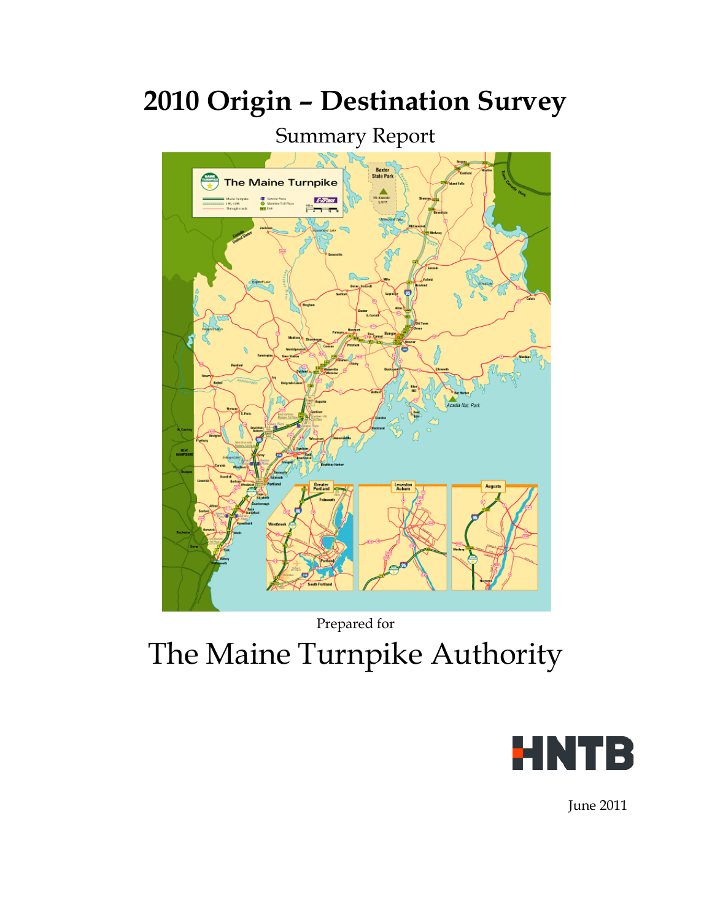# 2010 Origin – Destination Survey

Summary Report

Prepared for

# The Maine Turnpike Authority

HNTB

June 2011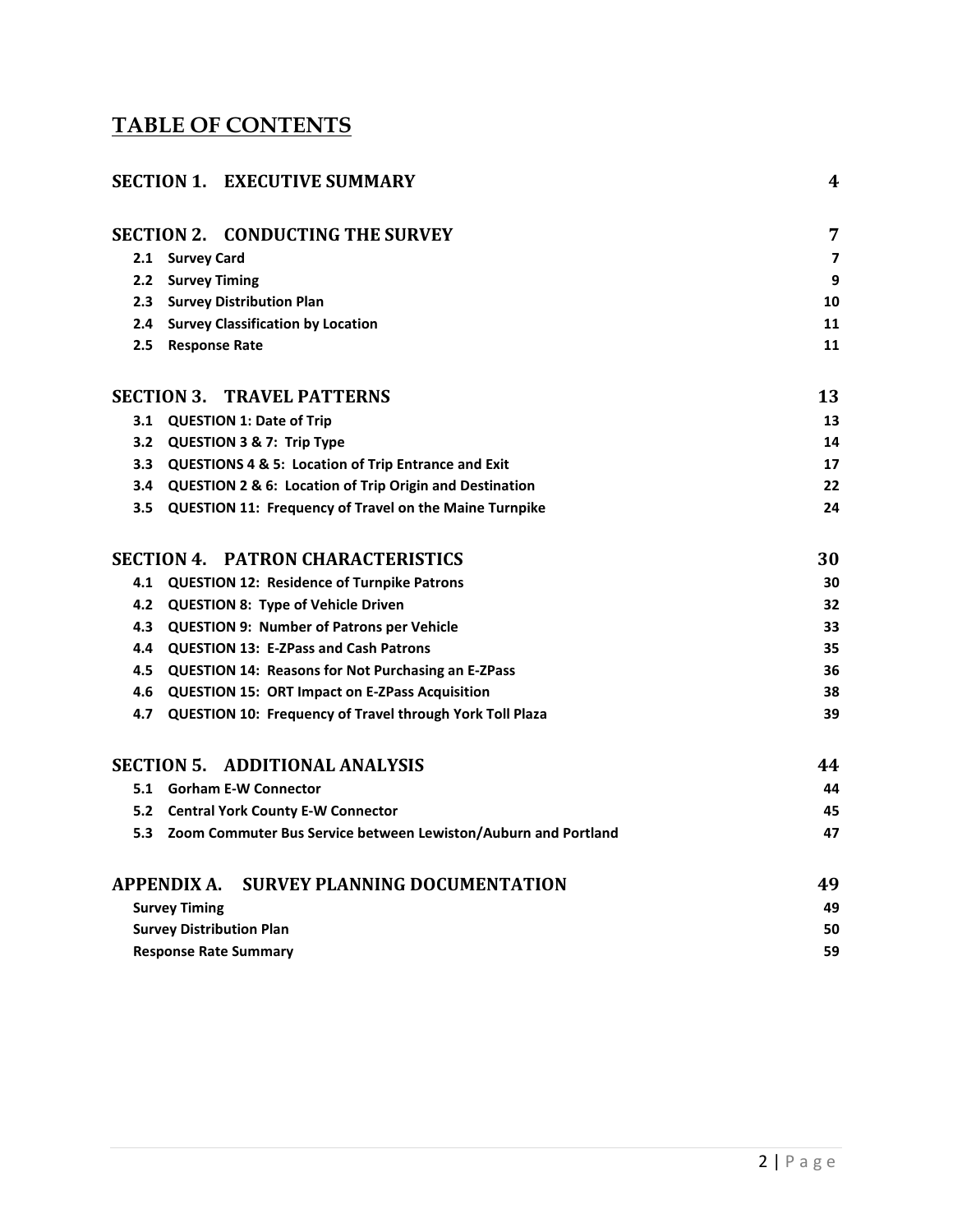# TABLE OF CONTENTS

| | |
|---|---|
| **SECTION 1. EXECUTIVE SUMMARY** | **4** |
| **SECTION 2. CONDUCTING THE SURVEY** | **7** |
| **2.1 Survey Card** | **7** |
| **2.2 Survey Timing** | **9** |
| **2.3 Survey Distribution Plan** | **10** |
| **2.4 Survey Classification by Location** | **11** |
| **2.5 Response Rate** | **11** |
| **SECTION 3. TRAVEL PATTERNS** | **13** |
| **3.1 QUESTION 1: Date of Trip** | **13** |
| **3.2 QUESTION 3 & 7: Trip Type** | **14** |
| **3.3 QUESTIONS 4 & 5: Location of Trip Entrance and Exit** | **17** |
| **3.4 QUESTION 2 & 6: Location of Trip Origin and Destination** | **22** |
| **3.5 QUESTION 11: Frequency of Travel on the Maine Turnpike** | **24** |
| **SECTION 4. PATRON CHARACTERISTICS** | **30** |
| **4.1 QUESTION 12: Residence of Turnpike Patrons** | **30** |
| **4.2 QUESTION 8: Type of Vehicle Driven** | **32** |
| **4.3 QUESTION 9: Number of Patrons per Vehicle** | **33** |
| **4.4 QUESTION 13: E-ZPass and Cash Patrons** | **35** |
| **4.5 QUESTION 14: Reasons for Not Purchasing an E-ZPass** | **36** |
| **4.6 QUESTION 15: ORT Impact on E-ZPass Acquisition** | **38** |
| **4.7 QUESTION 10: Frequency of Travel through York Toll Plaza** | **39** |
| **SECTION 5. ADDITIONAL ANALYSIS** | **44** |
| **5.1 Gorham E-W Connector** | **44** |
| **5.2 Central York County E-W Connector** | **45** |
| **5.3 Zoom Commuter Bus Service between Lewiston/Auburn and Portland** | **47** |
| **APPENDIX A. SURVEY PLANNING DOCUMENTATION** | **49** |
| **Survey Timing** | **49** |
| **Survey Distribution Plan** | **50** |
| **Response Rate Summary** | **59** |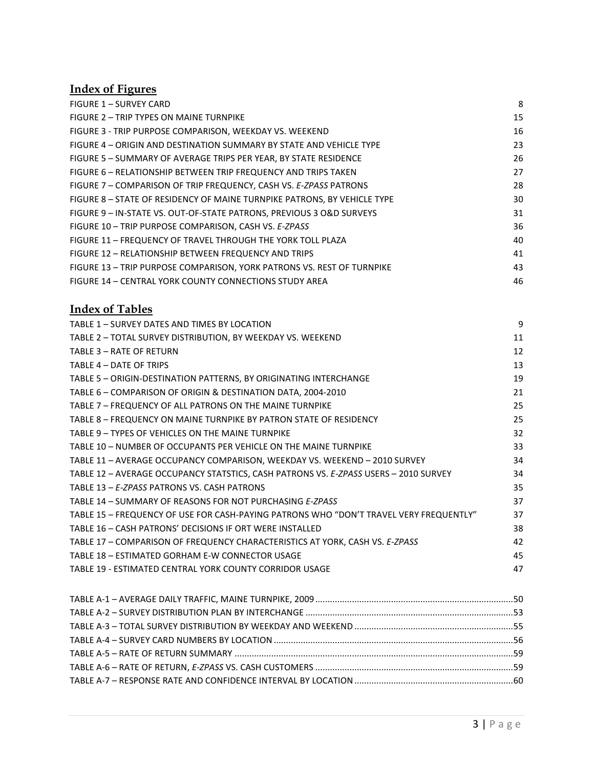## Index of Figures

| | |
|---|---|
| FIGURE 1 – SURVEY CARD | 8 |
| FIGURE 2 – TRIP TYPES ON MAINE TURNPIKE | 15 |
| FIGURE 3 - TRIP PURPOSE COMPARISON, WEEKDAY VS. WEEKEND | 16 |
| FIGURE 4 – ORIGIN AND DESTINATION SUMMARY BY STATE AND VEHICLE TYPE | 23 |
| FIGURE 5 – SUMMARY OF AVERAGE TRIPS PER YEAR, BY STATE RESIDENCE | 26 |
| FIGURE 6 – RELATIONSHIP BETWEEN TRIP FREQUENCY AND TRIPS TAKEN | 27 |
| FIGURE 7 – COMPARISON OF TRIP FREQUENCY, CASH VS. *E-ZPASS* PATRONS | 28 |
| FIGURE 8 – STATE OF RESIDENCY OF MAINE TURNPIKE PATRONS, BY VEHICLE TYPE | 30 |
| FIGURE 9 – IN-STATE VS. OUT-OF-STATE PATRONS, PREVIOUS 3 O&D SURVEYS | 31 |
| FIGURE 10 – TRIP PURPOSE COMPARISON, CASH VS. *E-ZPASS* | 36 |
| FIGURE 11 – FREQUENCY OF TRAVEL THROUGH THE YORK TOLL PLAZA | 40 |
| FIGURE 12 – RELATIONSHIP BETWEEN FREQUENCY AND TRIPS | 41 |
| FIGURE 13 – TRIP PURPOSE COMPARISON, YORK PATRONS VS. REST OF TURNPIKE | 43 |
| FIGURE 14 – CENTRAL YORK COUNTY CONNECTIONS STUDY AREA | 46 |

## Index of Tables

| | |
|---|---|
| TABLE 1 – SURVEY DATES AND TIMES BY LOCATION | 9 |
| TABLE 2 – TOTAL SURVEY DISTRIBUTION, BY WEEKDAY VS. WEEKEND | 11 |
| TABLE 3 – RATE OF RETURN | 12 |
| TABLE 4 – DATE OF TRIPS | 13 |
| TABLE 5 – ORIGIN-DESTINATION PATTERNS, BY ORIGINATING INTERCHANGE | 19 |
| TABLE 6 – COMPARISON OF ORIGIN & DESTINATION DATA, 2004-2010 | 21 |
| TABLE 7 – FREQUENCY OF ALL PATRONS ON THE MAINE TURNPIKE | 25 |
| TABLE 8 – FREQUENCY ON MAINE TURNPIKE BY PATRON STATE OF RESIDENCY | 25 |
| TABLE 9 – TYPES OF VEHICLES ON THE MAINE TURNPIKE | 32 |
| TABLE 10 – NUMBER OF OCCUPANTS PER VEHICLE ON THE MAINE TURNPIKE | 33 |
| TABLE 11 – AVERAGE OCCUPANCY COMPARISON, WEEKDAY VS. WEEKEND – 2010 SURVEY | 34 |
| TABLE 12 – AVERAGE OCCUPANCY STATSTICS, CASH PATRONS VS. *E-ZPASS* USERS – 2010 SURVEY | 34 |
| TABLE 13 – *E-ZPASS* PATRONS VS. CASH PATRONS | 35 |
| TABLE 14 – SUMMARY OF REASONS FOR NOT PURCHASING *E-ZPASS* | 37 |
| TABLE 15 – FREQUENCY OF USE FOR CASH-PAYING PATRONS WHO "DON'T TRAVEL VERY FREQUENTLY" | 37 |
| TABLE 16 – CASH PATRONS' DECISIONS IF ORT WERE INSTALLED | 38 |
| TABLE 17 – COMPARISON OF FREQUENCY CHARACTERISTICS AT YORK, CASH VS. *E-ZPASS* | 42 |
| TABLE 18 – ESTIMATED GORHAM E-W CONNECTOR USAGE | 45 |
| TABLE 19 - ESTIMATED CENTRAL YORK COUNTY CORRIDOR USAGE | 47 |

| | |
|---|---|
| TABLE A-1 – AVERAGE DAILY TRAFFIC, MAINE TURNPIKE, 2009 | 50 |
| TABLE A-2 – SURVEY DISTRIBUTION PLAN BY INTERCHANGE | 53 |
| TABLE A-3 – TOTAL SURVEY DISTRIBUTION BY WEEKDAY AND WEEKEND | 55 |
| TABLE A-4 – SURVEY CARD NUMBERS BY LOCATION | 56 |
| TABLE A-5 – RATE OF RETURN SUMMARY | 59 |
| TABLE A-6 – RATE OF RETURN, *E-ZPASS* VS. CASH CUSTOMERS | 59 |
| TABLE A-7 – RESPONSE RATE AND CONFIDENCE INTERVAL BY LOCATION | 60 |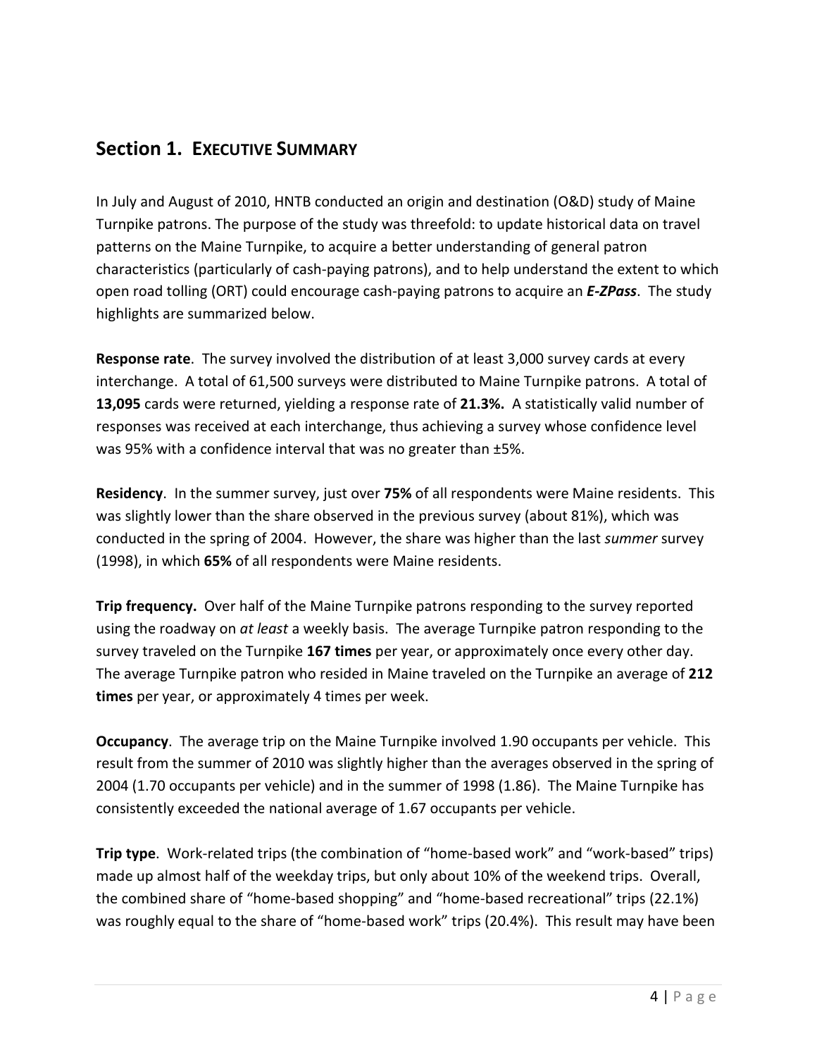## Section 1. EXECUTIVE SUMMARY

In July and August of 2010, HNTB conducted an origin and destination (O&D) study of Maine Turnpike patrons. The purpose of the study was threefold: to update historical data on travel patterns on the Maine Turnpike, to acquire a better understanding of general patron characteristics (particularly of cash-paying patrons), and to help understand the extent to which open road tolling (ORT) could encourage cash-paying patrons to acquire an ***E-ZPass***. The study highlights are summarized below.

**Response rate**. The survey involved the distribution of at least 3,000 survey cards at every interchange. A total of 61,500 surveys were distributed to Maine Turnpike patrons. A total of **13,095** cards were returned, yielding a response rate of **21.3%.** A statistically valid number of responses was received at each interchange, thus achieving a survey whose confidence level was 95% with a confidence interval that was no greater than ±5%.

**Residency**. In the summer survey, just over **75%** of all respondents were Maine residents. This was slightly lower than the share observed in the previous survey (about 81%), which was conducted in the spring of 2004. However, the share was higher than the last *summer* survey (1998), in which **65%** of all respondents were Maine residents.

**Trip frequency.** Over half of the Maine Turnpike patrons responding to the survey reported using the roadway on *at least* a weekly basis. The average Turnpike patron responding to the survey traveled on the Turnpike **167 times** per year, or approximately once every other day. The average Turnpike patron who resided in Maine traveled on the Turnpike an average of **212 times** per year, or approximately 4 times per week.

**Occupancy**. The average trip on the Maine Turnpike involved 1.90 occupants per vehicle. This result from the summer of 2010 was slightly higher than the averages observed in the spring of 2004 (1.70 occupants per vehicle) and in the summer of 1998 (1.86). The Maine Turnpike has consistently exceeded the national average of 1.67 occupants per vehicle.

**Trip type**. Work-related trips (the combination of "home-based work" and "work-based" trips) made up almost half of the weekday trips, but only about 10% of the weekend trips. Overall, the combined share of "home-based shopping" and "home-based recreational" trips (22.1%) was roughly equal to the share of "home-based work" trips (20.4%). This result may have been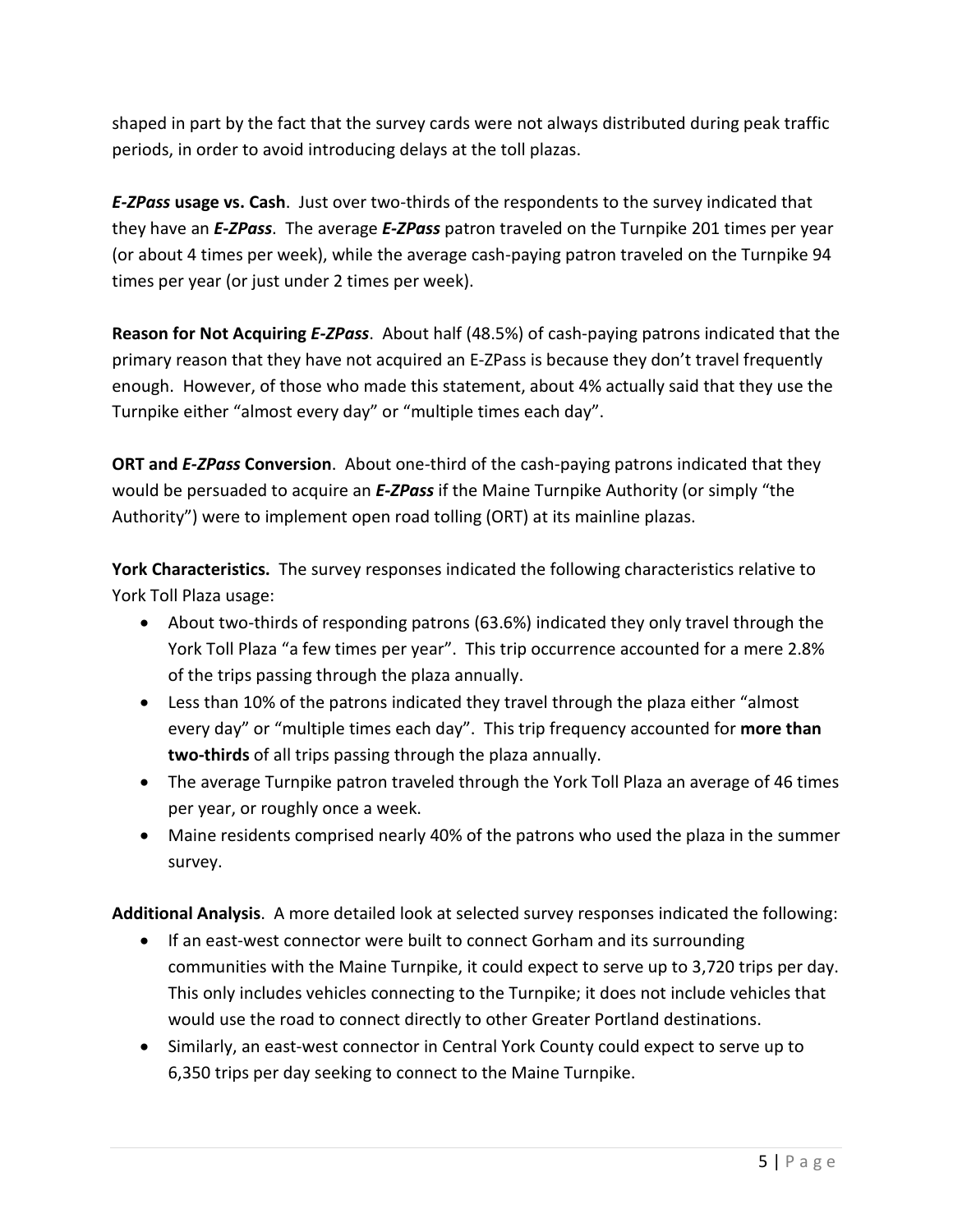shaped in part by the fact that the survey cards were not always distributed during peak traffic periods, in order to avoid introducing delays at the toll plazas.

***E-ZPass*** **usage vs. Cash**. Just over two-thirds of the respondents to the survey indicated that they have an ***E-ZPass***. The average ***E-ZPass*** patron traveled on the Turnpike 201 times per year (or about 4 times per week), while the average cash-paying patron traveled on the Turnpike 94 times per year (or just under 2 times per week).

**Reason for Not Acquiring *E-ZPass***. About half (48.5%) of cash-paying patrons indicated that the primary reason that they have not acquired an E-ZPass is because they don't travel frequently enough. However, of those who made this statement, about 4% actually said that they use the Turnpike either "almost every day" or "multiple times each day".

**ORT and *E-ZPass* Conversion**. About one-third of the cash-paying patrons indicated that they would be persuaded to acquire an ***E-ZPass*** if the Maine Turnpike Authority (or simply "the Authority") were to implement open road tolling (ORT) at its mainline plazas.

**York Characteristics.** The survey responses indicated the following characteristics relative to York Toll Plaza usage:

- About two-thirds of responding patrons (63.6%) indicated they only travel through the York Toll Plaza "a few times per year". This trip occurrence accounted for a mere 2.8% of the trips passing through the plaza annually.
- Less than 10% of the patrons indicated they travel through the plaza either "almost every day" or "multiple times each day". This trip frequency accounted for **more than two-thirds** of all trips passing through the plaza annually.
- The average Turnpike patron traveled through the York Toll Plaza an average of 46 times per year, or roughly once a week.
- Maine residents comprised nearly 40% of the patrons who used the plaza in the summer survey.

**Additional Analysis**. A more detailed look at selected survey responses indicated the following:

- If an east-west connector were built to connect Gorham and its surrounding communities with the Maine Turnpike, it could expect to serve up to 3,720 trips per day. This only includes vehicles connecting to the Turnpike; it does not include vehicles that would use the road to connect directly to other Greater Portland destinations.
- Similarly, an east-west connector in Central York County could expect to serve up to 6,350 trips per day seeking to connect to the Maine Turnpike.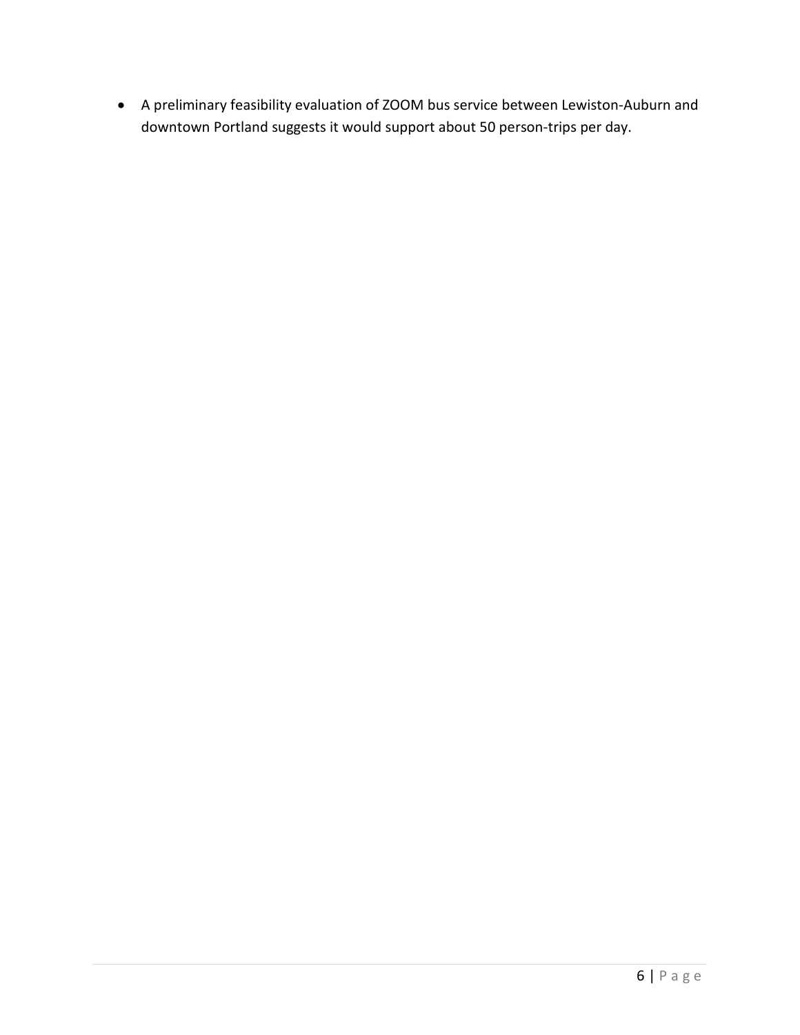- A preliminary feasibility evaluation of ZOOM bus service between Lewiston-Auburn and downtown Portland suggests it would support about 50 person-trips per day.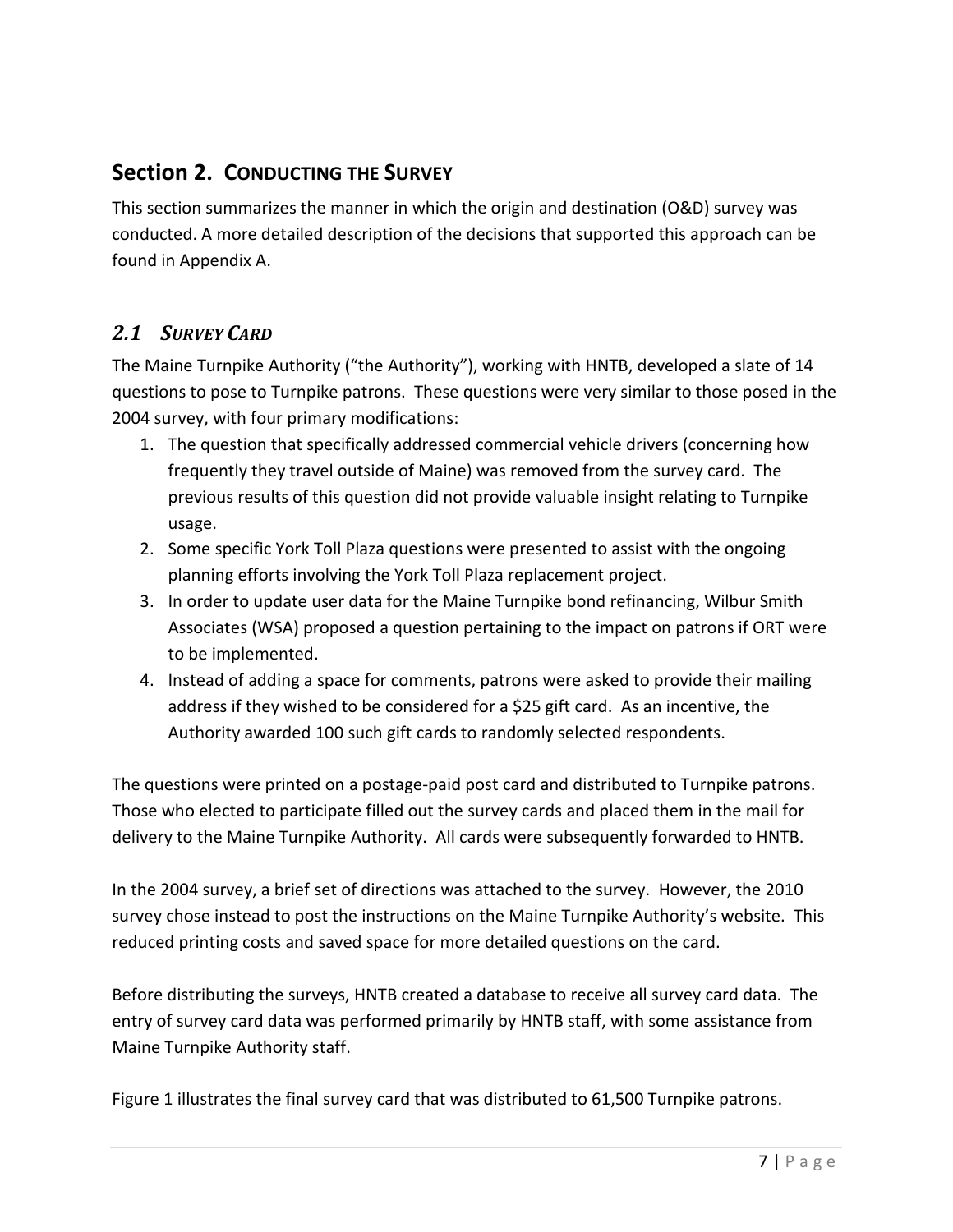## Section 2. CONDUCTING THE SURVEY

This section summarizes the manner in which the origin and destination (O&D) survey was conducted. A more detailed description of the decisions that supported this approach can be found in Appendix A.

### *2.1 SURVEY CARD*

The Maine Turnpike Authority ("the Authority"), working with HNTB, developed a slate of 14 questions to pose to Turnpike patrons. These questions were very similar to those posed in the 2004 survey, with four primary modifications:

1. The question that specifically addressed commercial vehicle drivers (concerning how frequently they travel outside of Maine) was removed from the survey card. The previous results of this question did not provide valuable insight relating to Turnpike usage.
2. Some specific York Toll Plaza questions were presented to assist with the ongoing planning efforts involving the York Toll Plaza replacement project.
3. In order to update user data for the Maine Turnpike bond refinancing, Wilbur Smith Associates (WSA) proposed a question pertaining to the impact on patrons if ORT were to be implemented.
4. Instead of adding a space for comments, patrons were asked to provide their mailing address if they wished to be considered for a $25 gift card. As an incentive, the Authority awarded 100 such gift cards to randomly selected respondents.

The questions were printed on a postage-paid post card and distributed to Turnpike patrons. Those who elected to participate filled out the survey cards and placed them in the mail for delivery to the Maine Turnpike Authority. All cards were subsequently forwarded to HNTB.

In the 2004 survey, a brief set of directions was attached to the survey. However, the 2010 survey chose instead to post the instructions on the Maine Turnpike Authority's website. This reduced printing costs and saved space for more detailed questions on the card.

Before distributing the surveys, HNTB created a database to receive all survey card data. The entry of survey card data was performed primarily by HNTB staff, with some assistance from Maine Turnpike Authority staff.

Figure 1 illustrates the final survey card that was distributed to 61,500 Turnpike patrons.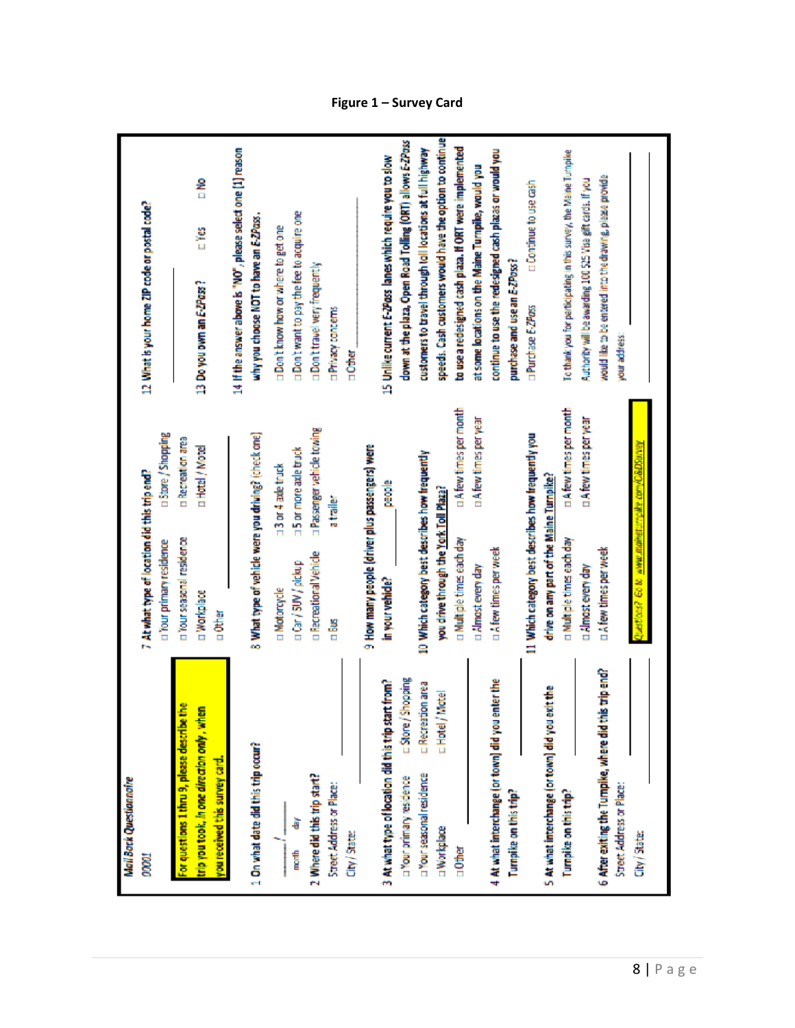**Figure 1 – Survey Card**

*Mail Back Questionnaire*

00001

**For questions 1 thru 9, please describe the trip you took, *in one direction only*, when you received this survey card.**

**1 On what date did this trip occur?**

____ / ____
month day

**2 Where did this trip start?**

Street Address or Place: ____________

City / State: ____________

**3 At what type of location did this trip start from?**

- □ Your primary residence
- □ Your seasonal residence
- □ Workplace
- □ Other ____________
- □ Store / Shopping
- □ Recreation area
- □ Hotel / Motel

**4 At what interchange (or town) did you enter the Turnpike on this trip?** ____________

**5 At what interchange (or town) did you exit the Turnpike on this trip?** ____________

**6 After exiting the Turnpike, where did this trip end?**

Street Address or Place: ____________

City / State: ____________

**7 At what type of location did this trip end?**

- □ Your primary residence
- □ Your seasonal residence
- □ Workplace
- □ Other ____________
- □ Store / Shopping
- □ Recreation area
- □ Hotel / Motel

**8 What type of vehicle were you driving? (check one)**

- □ Motorcycle
- □ Car / SUV / pickup
- □ Recreational Vehicle
- □ Bus
- □ 3 or 4 axle truck
- □ 5 or more axle truck
- □ Passenger vehicle towing a trailer

**9 How many people (driver plus passengers) were in your vehicle?** ________ people

**10 Which category best describes how frequently you drive through the York Toll Plaza?**

- □ Multiple times each day
- □ Almost every day
- □ A few times per week
- □ A few times per month
- □ A few times per year

**11 Which category best describes how frequently you drive on any part of the Maine Turnpike?**

- □ Multiple times each day
- □ Almost every day
- □ A few times per week
- □ A few times per month
- □ A few times per year

Questions? Go to www.maineturnpike.com/O&DSurvey

**12 What is your home ZIP code or postal code?** ____________

**13 Do you own an *E-ZPass*?** □ Yes □ No

**14 If the answer above is "NO", please select one (1) reason why you choose NOT to have an *E-ZPass*.**

- □ Don't know how or where to get one
- □ Don't want to pay the fee to acquire one
- □ Don't travel very frequently
- □ Privacy concerns
- □ Other ____________

**15 Unlike current *E-ZPass* lanes which require you to slow down at the plaza, Open Road Tolling (ORT) allows *E-ZPass* customers to travel through toll locations at full highway speeds. Cash customers would have the option to continue to use a redesigned cash plaza. If ORT were implemented at some locations on the Maine Turnpike, would you continue to use the redesigned cash plazas or would you purchase and use an *E-ZPass*?**

□ Purchase *E-ZPass* □ Continue to use cash

To thank you for participating in this survey, the Maine Turnpike Authority will be awarding 100 $25 Visa gift cards. If you would like to be entered into the drawing, please provide your address: ____________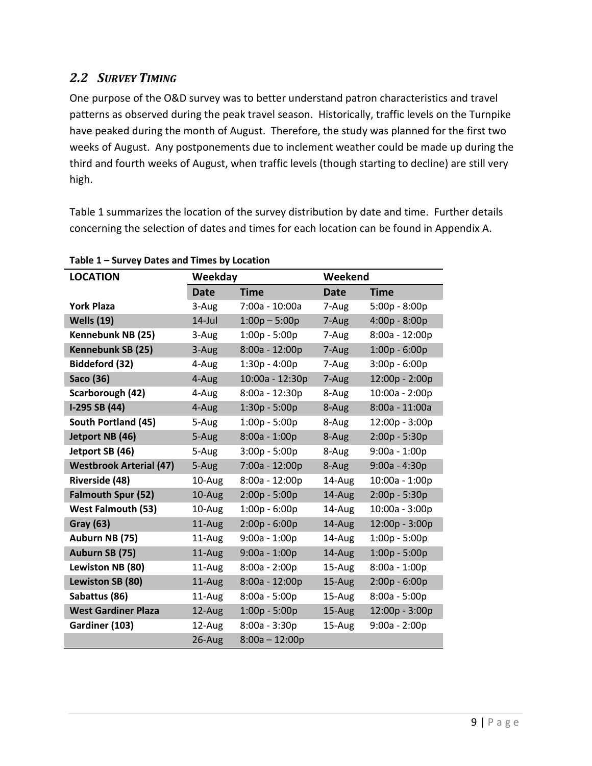## *2.2 Survey Timing*

One purpose of the O&D survey was to better understand patron characteristics and travel patterns as observed during the peak travel season. Historically, traffic levels on the Turnpike have peaked during the month of August. Therefore, the study was planned for the first two weeks of August. Any postponements due to inclement weather could be made up during the third and fourth weeks of August, when traffic levels (though starting to decline) are still very high.

Table 1 summarizes the location of the survey distribution by date and time. Further details concerning the selection of dates and times for each location can be found in Appendix A.

**Table 1 – Survey Dates and Times by Location**

| LOCATION | Weekday | | Weekend | |
|---|---|---|---|---|
| | **Date** | **Time** | **Date** | **Time** |
| **York Plaza** | 3-Aug | 7:00a - 10:00a | 7-Aug | 5:00p - 8:00p |
| **Wells (19)** | 14-Jul | 1:00p – 5:00p | 7-Aug | 4:00p - 8:00p |
| **Kennebunk NB (25)** | 3-Aug | 1:00p - 5:00p | 7-Aug | 8:00a - 12:00p |
| **Kennebunk SB (25)** | 3-Aug | 8:00a - 12:00p | 7-Aug | 1:00p - 6:00p |
| **Biddeford (32)** | 4-Aug | 1:30p - 4:00p | 7-Aug | 3:00p - 6:00p |
| **Saco (36)** | 4-Aug | 10:00a - 12:30p | 7-Aug | 12:00p - 2:00p |
| **Scarborough (42)** | 4-Aug | 8:00a - 12:30p | 8-Aug | 10:00a - 2:00p |
| **I-295 SB (44)** | 4-Aug | 1:30p - 5:00p | 8-Aug | 8:00a - 11:00a |
| **South Portland (45)** | 5-Aug | 1:00p - 5:00p | 8-Aug | 12:00p - 3:00p |
| **Jetport NB (46)** | 5-Aug | 8:00a - 1:00p | 8-Aug | 2:00p - 5:30p |
| **Jetport SB (46)** | 5-Aug | 3:00p - 5:00p | 8-Aug | 9:00a - 1:00p |
| **Westbrook Arterial (47)** | 5-Aug | 7:00a - 12:00p | 8-Aug | 9:00a - 4:30p |
| **Riverside (48)** | 10-Aug | 8:00a - 12:00p | 14-Aug | 10:00a - 1:00p |
| **Falmouth Spur (52)** | 10-Aug | 2:00p - 5:00p | 14-Aug | 2:00p - 5:30p |
| **West Falmouth (53)** | 10-Aug | 1:00p - 6:00p | 14-Aug | 10:00a - 3:00p |
| **Gray (63)** | 11-Aug | 2:00p - 6:00p | 14-Aug | 12:00p - 3:00p |
| **Auburn NB (75)** | 11-Aug | 9:00a - 1:00p | 14-Aug | 1:00p - 5:00p |
| **Auburn SB (75)** | 11-Aug | 9:00a - 1:00p | 14-Aug | 1:00p - 5:00p |
| **Lewiston NB (80)** | 11-Aug | 8:00a - 2:00p | 15-Aug | 8:00a - 1:00p |
| **Lewiston SB (80)** | 11-Aug | 8:00a - 12:00p | 15-Aug | 2:00p - 6:00p |
| **Sabattus (86)** | 11-Aug | 8:00a - 5:00p | 15-Aug | 8:00a - 5:00p |
| **West Gardiner Plaza** | 12-Aug | 1:00p - 5:00p | 15-Aug | 12:00p - 3:00p |
| **Gardiner (103)** | 12-Aug | 8:00a - 3:30p | 15-Aug | 9:00a - 2:00p |
| | 26-Aug | 8:00a – 12:00p | | |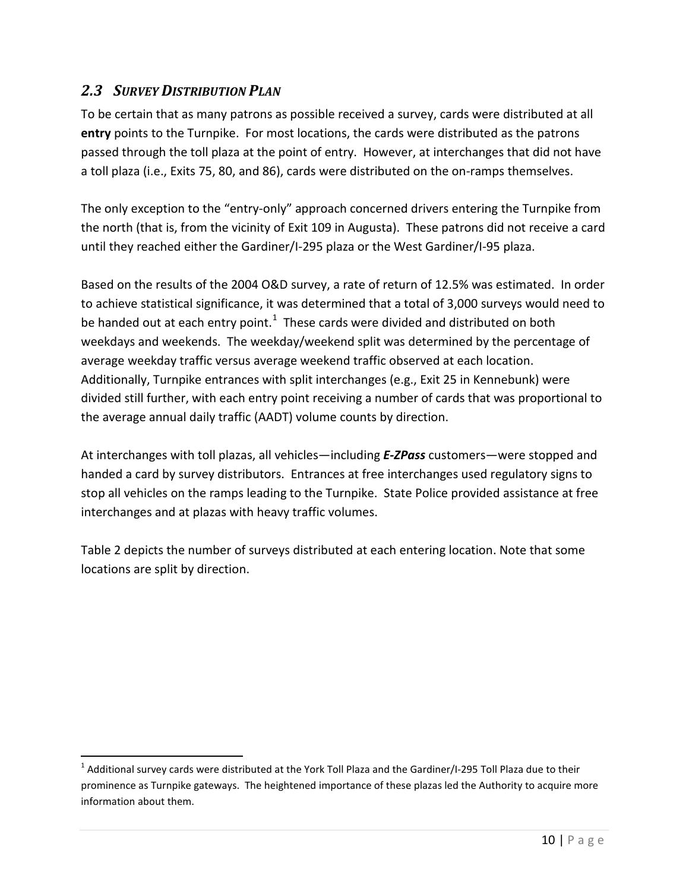## *2.3 SURVEY DISTRIBUTION PLAN*

To be certain that as many patrons as possible received a survey, cards were distributed at all **entry** points to the Turnpike. For most locations, the cards were distributed as the patrons passed through the toll plaza at the point of entry. However, at interchanges that did not have a toll plaza (i.e., Exits 75, 80, and 86), cards were distributed on the on-ramps themselves.

The only exception to the "entry-only" approach concerned drivers entering the Turnpike from the north (that is, from the vicinity of Exit 109 in Augusta). These patrons did not receive a card until they reached either the Gardiner/I-295 plaza or the West Gardiner/I-95 plaza.

Based on the results of the 2004 O&D survey, a rate of return of 12.5% was estimated. In order to achieve statistical significance, it was determined that a total of 3,000 surveys would need to be handed out at each entry point.[1] These cards were divided and distributed on both weekdays and weekends. The weekday/weekend split was determined by the percentage of average weekday traffic versus average weekend traffic observed at each location. Additionally, Turnpike entrances with split interchanges (e.g., Exit 25 in Kennebunk) were divided still further, with each entry point receiving a number of cards that was proportional to the average annual daily traffic (AADT) volume counts by direction.

At interchanges with toll plazas, all vehicles—including ***E-ZPass*** customers—were stopped and handed a card by survey distributors. Entrances at free interchanges used regulatory signs to stop all vehicles on the ramps leading to the Turnpike. State Police provided assistance at free interchanges and at plazas with heavy traffic volumes.

Table 2 depicts the number of surveys distributed at each entering location. Note that some locations are split by direction.

[1] Additional survey cards were distributed at the York Toll Plaza and the Gardiner/I-295 Toll Plaza due to their prominence as Turnpike gateways. The heightened importance of these plazas led the Authority to acquire more information about them.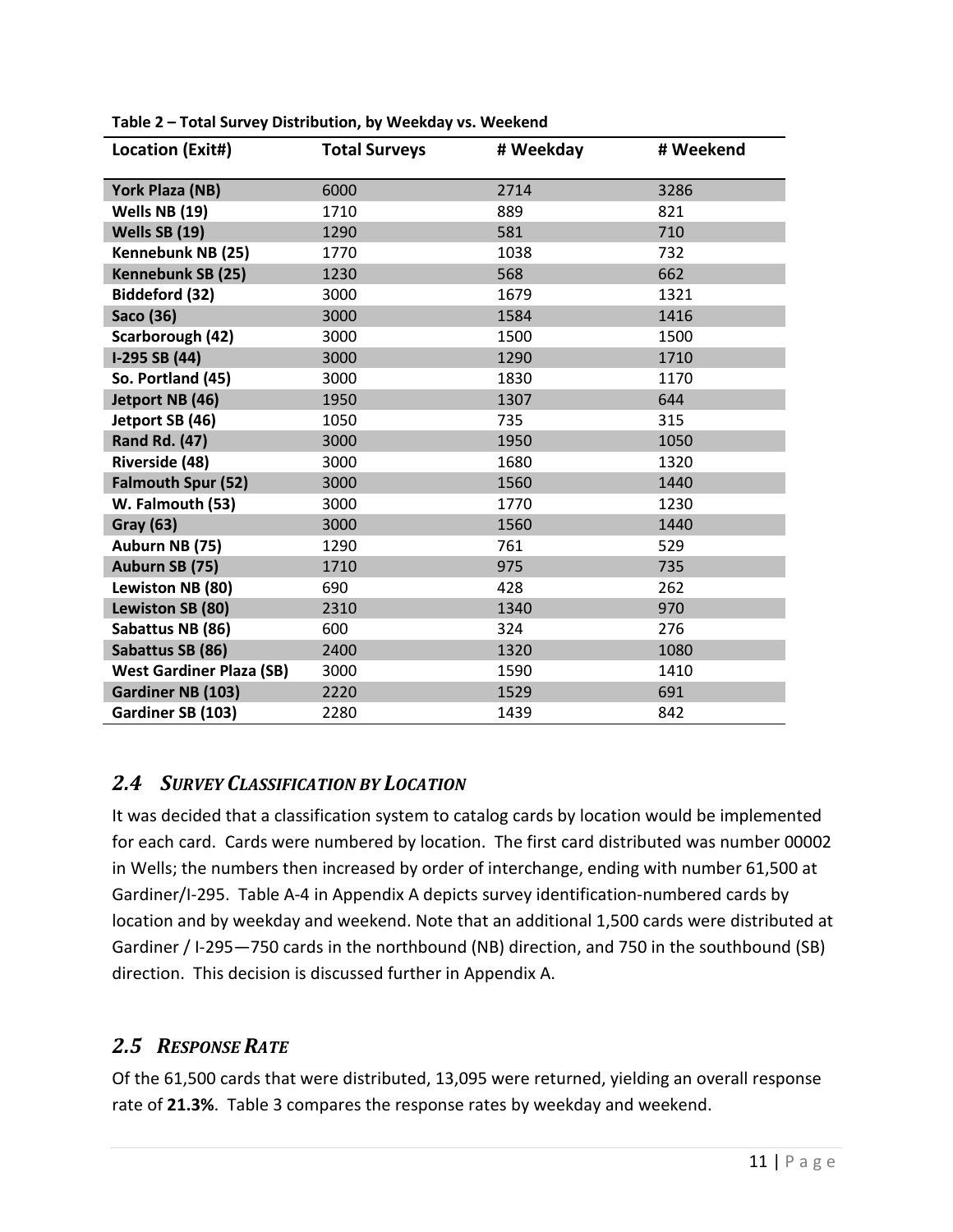**Table 2 – Total Survey Distribution, by Weekday vs. Weekend**

| Location (Exit#) | Total Surveys | # Weekday | # Weekend |
|---|---|---|---|
| **York Plaza (NB)** | 6000 | 2714 | 3286 |
| **Wells NB (19)** | 1710 | 889 | 821 |
| **Wells SB (19)** | 1290 | 581 | 710 |
| **Kennebunk NB (25)** | 1770 | 1038 | 732 |
| **Kennebunk SB (25)** | 1230 | 568 | 662 |
| **Biddeford (32)** | 3000 | 1679 | 1321 |
| **Saco (36)** | 3000 | 1584 | 1416 |
| **Scarborough (42)** | 3000 | 1500 | 1500 |
| **I-295 SB (44)** | 3000 | 1290 | 1710 |
| **So. Portland (45)** | 3000 | 1830 | 1170 |
| **Jetport NB (46)** | 1950 | 1307 | 644 |
| **Jetport SB (46)** | 1050 | 735 | 315 |
| **Rand Rd. (47)** | 3000 | 1950 | 1050 |
| **Riverside (48)** | 3000 | 1680 | 1320 |
| **Falmouth Spur (52)** | 3000 | 1560 | 1440 |
| **W. Falmouth (53)** | 3000 | 1770 | 1230 |
| **Gray (63)** | 3000 | 1560 | 1440 |
| **Auburn NB (75)** | 1290 | 761 | 529 |
| **Auburn SB (75)** | 1710 | 975 | 735 |
| **Lewiston NB (80)** | 690 | 428 | 262 |
| **Lewiston SB (80)** | 2310 | 1340 | 970 |
| **Sabattus NB (86)** | 600 | 324 | 276 |
| **Sabattus SB (86)** | 2400 | 1320 | 1080 |
| **West Gardiner Plaza (SB)** | 3000 | 1590 | 1410 |
| **Gardiner NB (103)** | 2220 | 1529 | 691 |
| **Gardiner SB (103)** | 2280 | 1439 | 842 |

## *2.4 Survey Classification by Location*

It was decided that a classification system to catalog cards by location would be implemented for each card. Cards were numbered by location. The first card distributed was number 00002 in Wells; the numbers then increased by order of interchange, ending with number 61,500 at Gardiner/I-295. Table A-4 in Appendix A depicts survey identification-numbered cards by location and by weekday and weekend. Note that an additional 1,500 cards were distributed at Gardiner / I-295—750 cards in the northbound (NB) direction, and 750 in the southbound (SB) direction. This decision is discussed further in Appendix A.

## *2.5 Response Rate*

Of the 61,500 cards that were distributed, 13,095 were returned, yielding an overall response rate of **21.3%**. Table 3 compares the response rates by weekday and weekend.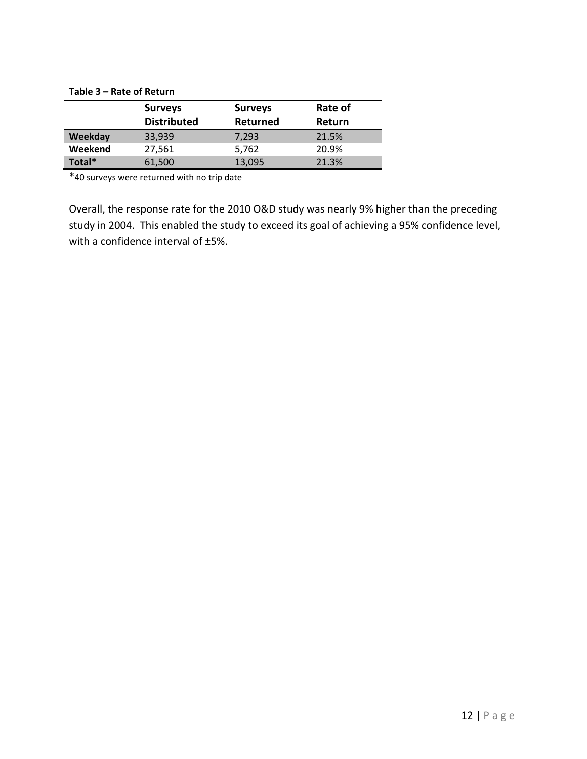**Table 3 – Rate of Return**

| | Surveys Distributed | Surveys Returned | Rate of Return |
|---|---|---|---|
| **Weekday** | 33,939 | 7,293 | 21.5% |
| **Weekend** | 27,561 | 5,762 | 20.9% |
| **Total*** | 61,500 | 13,095 | 21.3% |

*40 surveys were returned with no trip date

Overall, the response rate for the 2010 O&D study was nearly 9% higher than the preceding study in 2004. This enabled the study to exceed its goal of achieving a 95% confidence level, with a confidence interval of ±5%.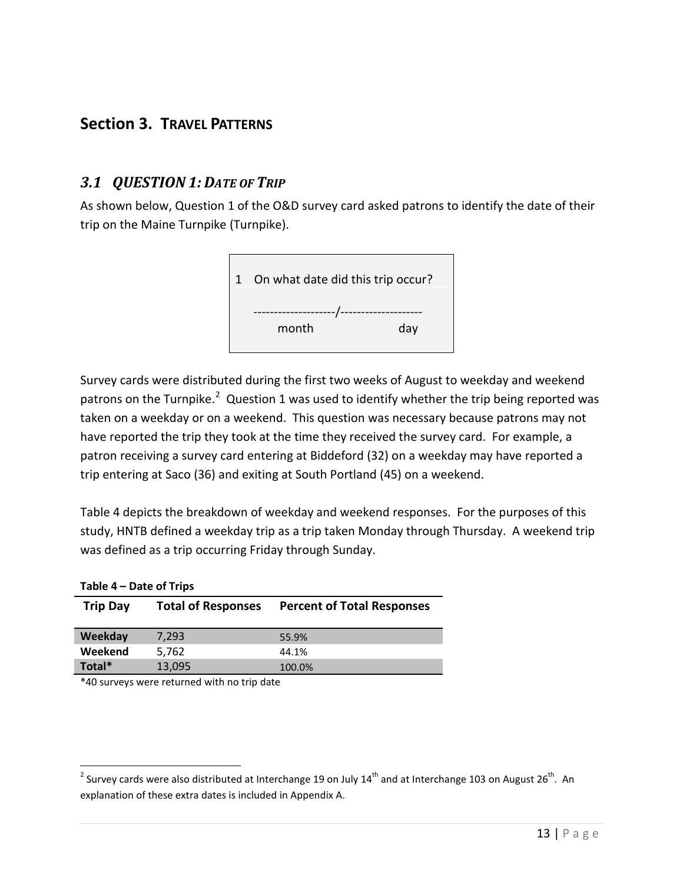## Section 3. Travel Patterns

### *3.1 QUESTION 1: DATE OF TRIP*

As shown below, Question 1 of the O&D survey card asked patrons to identify the date of their trip on the Maine Turnpike (Turnpike).

> 1 On what date did this trip occur?
>
> --------------------/--------------------
>
> month day

Survey cards were distributed during the first two weeks of August to weekday and weekend patrons on the Turnpike.[2] Question 1 was used to identify whether the trip being reported was taken on a weekday or on a weekend. This question was necessary because patrons may not have reported the trip they took at the time they received the survey card. For example, a patron receiving a survey card entering at Biddeford (32) on a weekday may have reported a trip entering at Saco (36) and exiting at South Portland (45) on a weekend.

Table 4 depicts the breakdown of weekday and weekend responses. For the purposes of this study, HNTB defined a weekday trip as a trip taken Monday through Thursday. A weekend trip was defined as a trip occurring Friday through Sunday.

**Table 4 – Date of Trips**

| Trip Day | Total of Responses | Percent of Total Responses |
|---|---|---|
| **Weekday** | 7,293 | 55.9% |
| **Weekend** | 5,762 | 44.1% |
| **Total*** | 13,095 | 100.0% |

*40 surveys were returned with no trip date

[2] Survey cards were also distributed at Interchange 19 on July 14th and at Interchange 103 on August 26th. An explanation of these extra dates is included in Appendix A.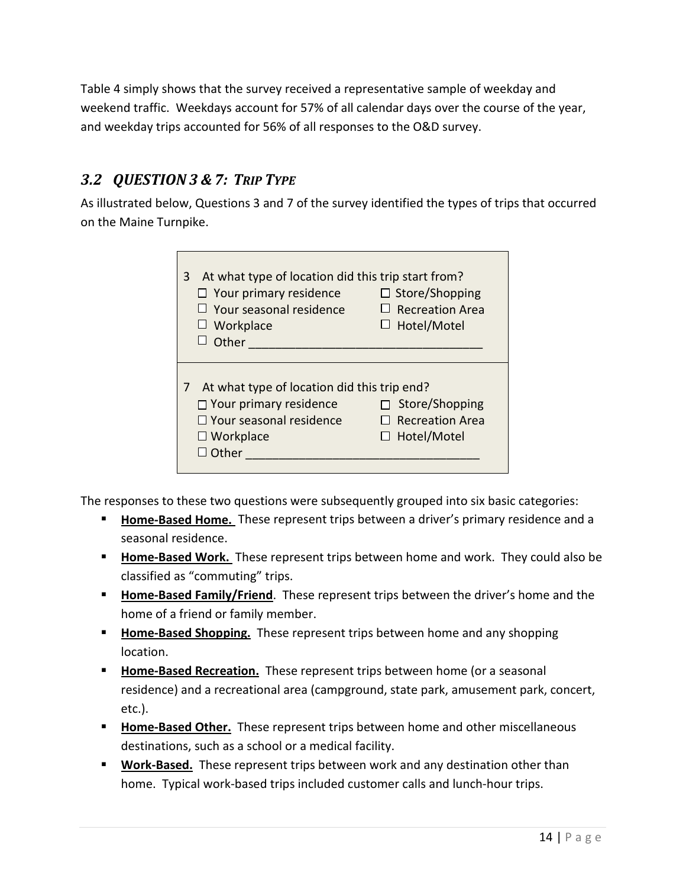Table 4 simply shows that the survey received a representative sample of weekday and weekend traffic. Weekdays account for 57% of all calendar days over the course of the year, and weekday trips accounted for 56% of all responses to the O&D survey.

## *3.2 QUESTION 3 & 7: TRIP TYPE*

As illustrated below, Questions 3 and 7 of the survey identified the types of trips that occurred on the Maine Turnpike.

| |
|---|
| 3 At what type of location did this trip start from?<br>☐ Your primary residence ☐ Store/Shopping<br>☐ Your seasonal residence ☐ Recreation Area<br>☐ Workplace ☐ Hotel/Motel<br>☐ Other ________________________________ |
| 7 At what type of location did this trip end?<br>☐ Your primary residence ☐ Store/Shopping<br>☐ Your seasonal residence ☐ Recreation Area<br>☐ Workplace ☐ Hotel/Motel<br>☐ Other ________________________________ |

The responses to these two questions were subsequently grouped into six basic categories:

- **Home-Based Home.** These represent trips between a driver's primary residence and a seasonal residence.
- **Home-Based Work.** These represent trips between home and work. They could also be classified as "commuting" trips.
- **Home-Based Family/Friend**. These represent trips between the driver's home and the home of a friend or family member.
- **Home-Based Shopping.** These represent trips between home and any shopping location.
- **Home-Based Recreation.** These represent trips between home (or a seasonal residence) and a recreational area (campground, state park, amusement park, concert, etc.).
- **Home-Based Other.** These represent trips between home and other miscellaneous destinations, such as a school or a medical facility.
- **Work-Based.** These represent trips between work and any destination other than home. Typical work-based trips included customer calls and lunch-hour trips.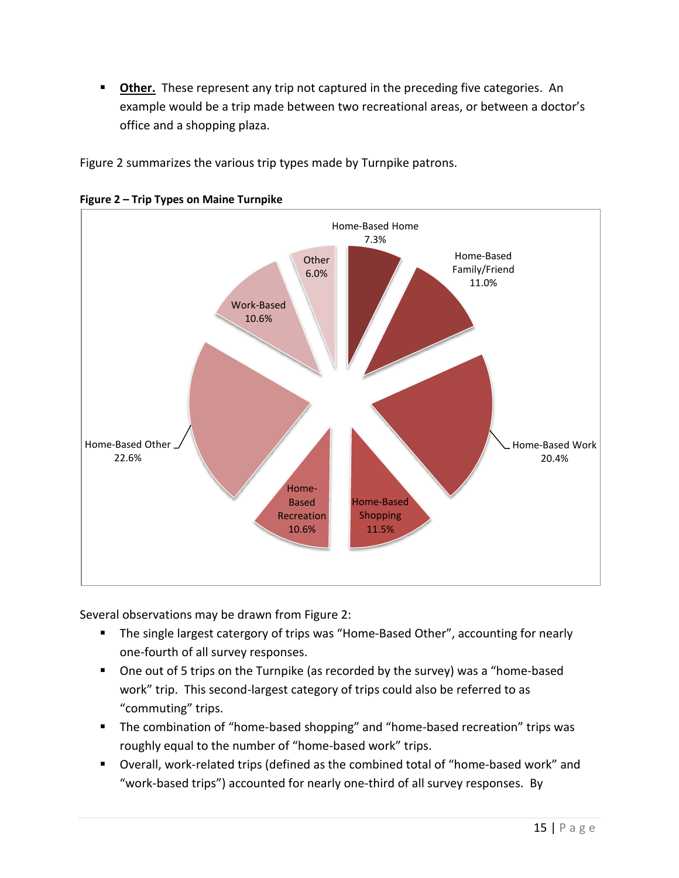- **Other.** These represent any trip not captured in the preceding five categories. An example would be a trip made between two recreational areas, or between a doctor's office and a shopping plaza.

Figure 2 summarizes the various trip types made by Turnpike patrons.

**Figure 2 – Trip Types on Maine Turnpike**

| Trip Type | Share |
|---|---|
| Home-Based Home | 7.3% |
| Home-Based Family/Friend | 11.0% |
| Home-Based Work | 20.4% |
| Home-Based Shopping | 11.5% |
| Home-Based Recreation | 10.6% |
| Home-Based Other | 22.6% |
| Work-Based | 10.6% |
| Other | 6.0% |

Several observations may be drawn from Figure 2:

- The single largest catergory of trips was "Home-Based Other", accounting for nearly one-fourth of all survey responses.
- One out of 5 trips on the Turnpike (as recorded by the survey) was a "home-based work" trip. This second-largest category of trips could also be referred to as "commuting" trips.
- The combination of "home-based shopping" and "home-based recreation" trips was roughly equal to the number of "home-based work" trips.
- Overall, work-related trips (defined as the combined total of "home-based work" and "work-based trips") accounted for nearly one-third of all survey responses. By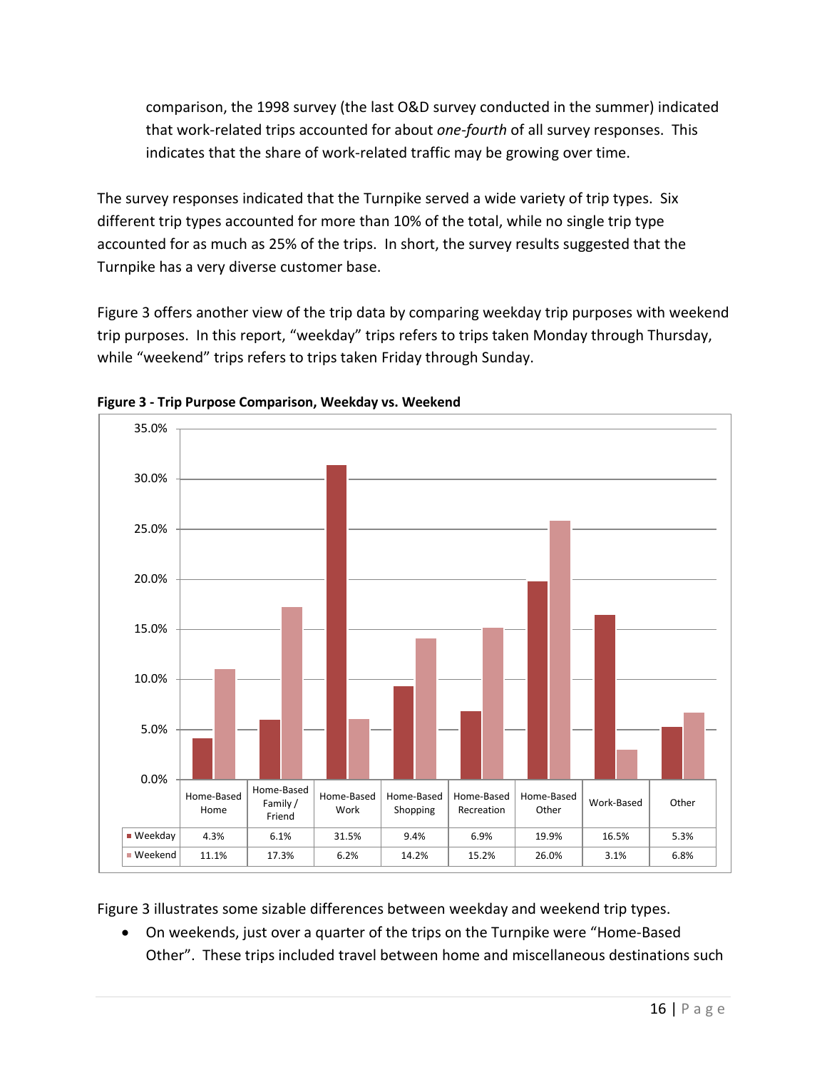comparison, the 1998 survey (the last O&D survey conducted in the summer) indicated that work-related trips accounted for about *one-fourth* of all survey responses. This indicates that the share of work-related traffic may be growing over time.

The survey responses indicated that the Turnpike served a wide variety of trip types. Six different trip types accounted for more than 10% of the total, while no single trip type accounted for as much as 25% of the trips. In short, the survey results suggested that the Turnpike has a very diverse customer base.

Figure 3 offers another view of the trip data by comparing weekday trip purposes with weekend trip purposes. In this report, "weekday" trips refers to trips taken Monday through Thursday, while "weekend" trips refers to trips taken Friday through Sunday.

**Figure 3 - Trip Purpose Comparison, Weekday vs. Weekend**

| | Home-Based Home | Home-Based Family / Friend | Home-Based Work | Home-Based Shopping | Home-Based Recreation | Home-Based Other | Work-Based | Other |
|---|---|---|---|---|---|---|---|---|
| Weekday | 4.3% | 6.1% | 31.5% | 9.4% | 6.9% | 19.9% | 16.5% | 5.3% |
| Weekend | 11.1% | 17.3% | 6.2% | 14.2% | 15.2% | 26.0% | 3.1% | 6.8% |

Figure 3 illustrates some sizable differences between weekday and weekend trip types.

- On weekends, just over a quarter of the trips on the Turnpike were "Home-Based Other". These trips included travel between home and miscellaneous destinations such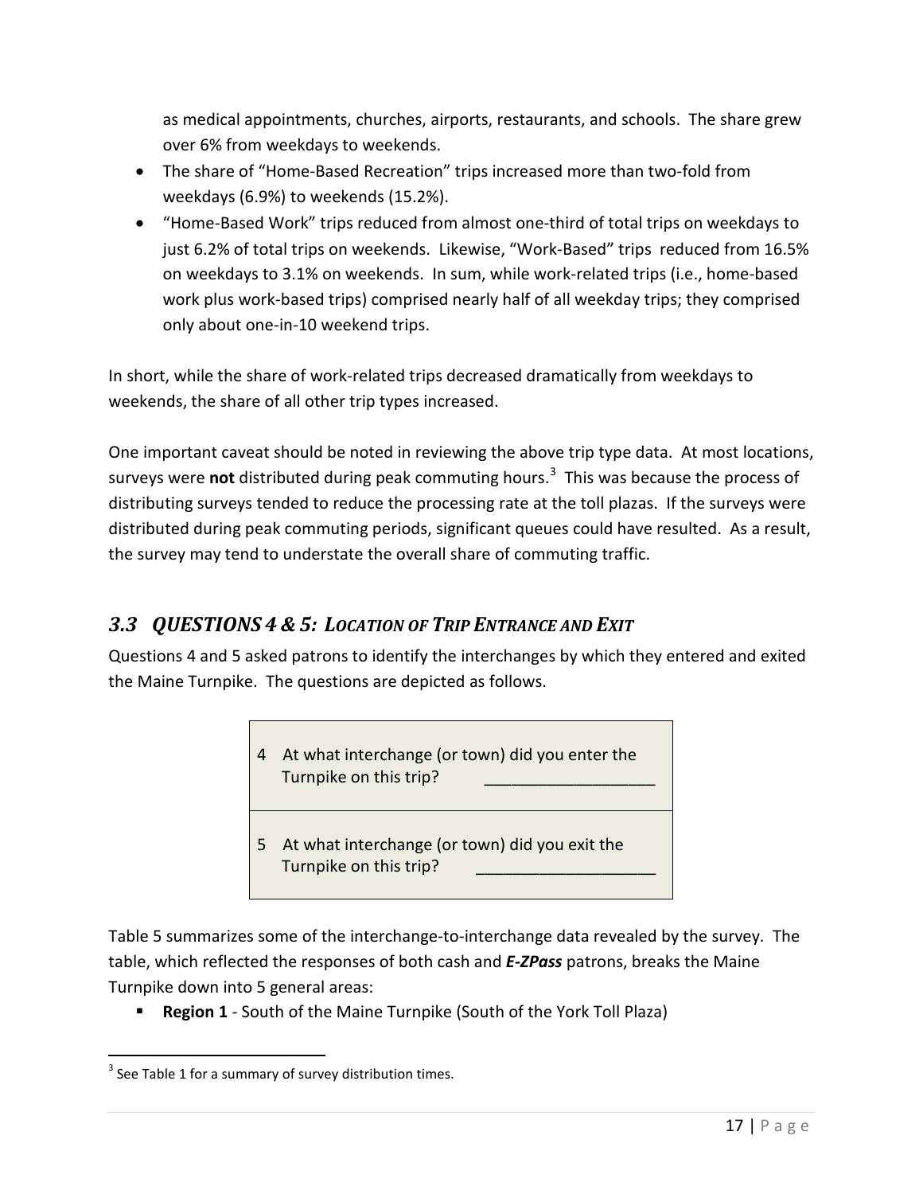as medical appointments, churches, airports, restaurants, and schools. The share grew over 6% from weekdays to weekends.

- The share of "Home-Based Recreation" trips increased more than two-fold from weekdays (6.9%) to weekends (15.2%).
- "Home-Based Work" trips reduced from almost one-third of total trips on weekdays to just 6.2% of total trips on weekends. Likewise, "Work-Based" trips reduced from 16.5% on weekdays to 3.1% on weekends. In sum, while work-related trips (i.e., home-based work plus work-based trips) comprised nearly half of all weekday trips; they comprised only about one-in-10 weekend trips.

In short, while the share of work-related trips decreased dramatically from weekdays to weekends, the share of all other trip types increased.

One important caveat should be noted in reviewing the above trip type data. At most locations, surveys were **not** distributed during peak commuting hours.[3] This was because the process of distributing surveys tended to reduce the processing rate at the toll plazas. If the surveys were distributed during peak commuting periods, significant queues could have resulted. As a result, the survey may tend to understate the overall share of commuting traffic.

## *3.3 QUESTIONS 4 & 5: LOCATION OF TRIP ENTRANCE AND EXIT*

Questions 4 and 5 asked patrons to identify the interchanges by which they entered and exited the Maine Turnpike. The questions are depicted as follows.

| |
|---|
| 4 At what interchange (or town) did you enter the Turnpike on this trip? ___________________ |
| 5 At what interchange (or town) did you exit the Turnpike on this trip? ___________________ |

Table 5 summarizes some of the interchange-to-interchange data revealed by the survey. The table, which reflected the responses of both cash and ***E-ZPass*** patrons, breaks the Maine Turnpike down into 5 general areas:

- **Region 1** - South of the Maine Turnpike (South of the York Toll Plaza)

[3] See Table 1 for a summary of survey distribution times.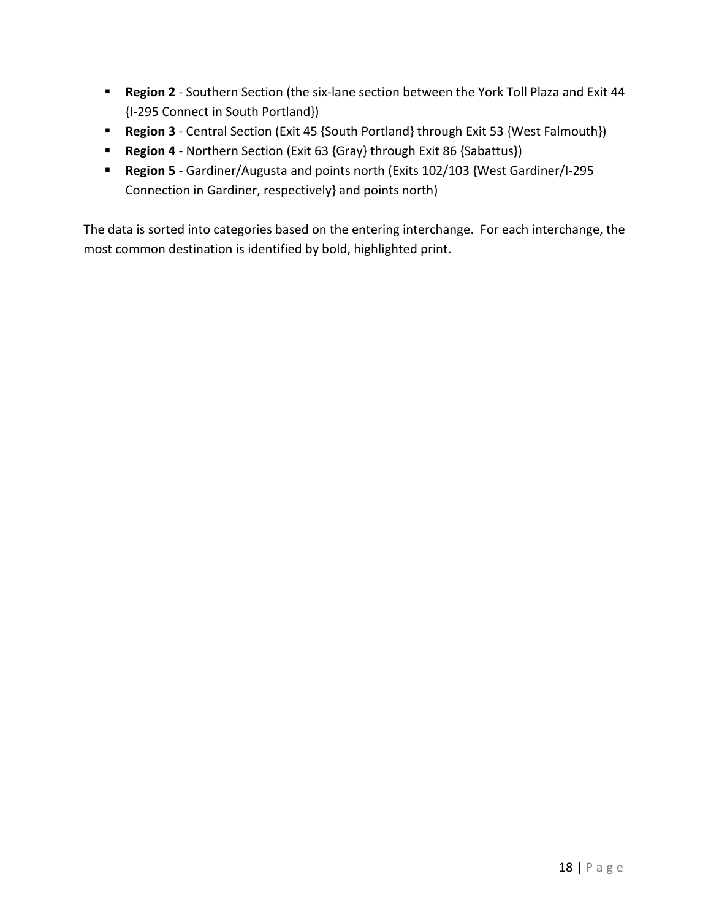- **Region 2** - Southern Section (the six-lane section between the York Toll Plaza and Exit 44 {I-295 Connect in South Portland})
- **Region 3** - Central Section (Exit 45 {South Portland} through Exit 53 {West Falmouth})
- **Region 4** - Northern Section (Exit 63 {Gray} through Exit 86 {Sabattus})
- **Region 5** - Gardiner/Augusta and points north (Exits 102/103 {West Gardiner/I-295 Connection in Gardiner, respectively} and points north)

The data is sorted into categories based on the entering interchange. For each interchange, the most common destination is identified by bold, highlighted print.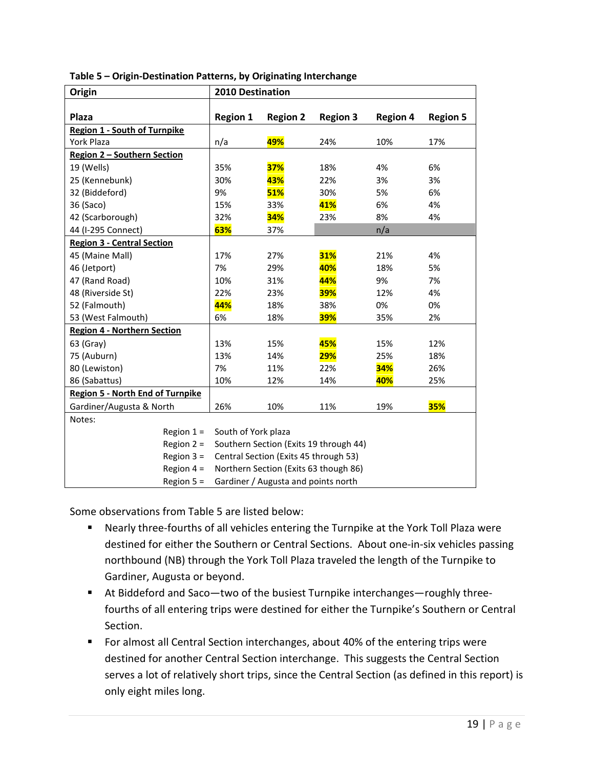**Table 5 – Origin-Destination Patterns, by Originating Interchange**

| Origin | 2010 Destination | | | | |
|---|---|---|---|---|---|
| **Plaza** | **Region 1** | **Region 2** | **Region 3** | **Region 4** | **Region 5** |
| **Region 1 - South of Turnpike** | | | | | |
| York Plaza | n/a | **49%** | 24% | 10% | 17% |
| **Region 2 – Southern Section** | | | | | |
| 19 (Wells) | 35% | **37%** | 18% | 4% | 6% |
| 25 (Kennebunk) | 30% | **43%** | 22% | 3% | 3% |
| 32 (Biddeford) | 9% | **51%** | 30% | 5% | 6% |
| 36 (Saco) | 15% | 33% | **41%** | 6% | 4% |
| 42 (Scarborough) | 32% | **34%** | 23% | 8% | 4% |
| 44 (I-295 Connect) | **63%** | 37% | | n/a | |
| **Region 3 - Central Section** | | | | | |
| 45 (Maine Mall) | 17% | 27% | **31%** | 21% | 4% |
| 46 (Jetport) | 7% | 29% | **40%** | 18% | 5% |
| 47 (Rand Road) | 10% | 31% | **44%** | 9% | 7% |
| 48 (Riverside St) | 22% | 23% | **39%** | 12% | 4% |
| 52 (Falmouth) | **44%** | 18% | 38% | 0% | 0% |
| 53 (West Falmouth) | 6% | 18% | **39%** | 35% | 2% |
| **Region 4 - Northern Section** | | | | | |
| 63 (Gray) | 13% | 15% | **45%** | 15% | 12% |
| 75 (Auburn) | 13% | 14% | **29%** | 25% | 18% |
| 80 (Lewiston) | 7% | 11% | 22% | **34%** | 26% |
| 86 (Sabattus) | 10% | 12% | 14% | **40%** | 25% |
| **Region 5 - North End of Turnpike** | | | | | |
| Gardiner/Augusta & North | 26% | 10% | 11% | 19% | **35%** |

Notes:
- Region 1 = South of York plaza
- Region 2 = Southern Section (Exits 19 through 44)
- Region 3 = Central Section (Exits 45 through 53)
- Region 4 = Northern Section (Exits 63 though 86)
- Region 5 = Gardiner / Augusta and points north

Some observations from Table 5 are listed below:

- Nearly three-fourths of all vehicles entering the Turnpike at the York Toll Plaza were destined for either the Southern or Central Sections. About one-in-six vehicles passing northbound (NB) through the York Toll Plaza traveled the length of the Turnpike to Gardiner, Augusta or beyond.
- At Biddeford and Saco—two of the busiest Turnpike interchanges—roughly three-fourths of all entering trips were destined for either the Turnpike's Southern or Central Section.
- For almost all Central Section interchanges, about 40% of the entering trips were destined for another Central Section interchange. This suggests the Central Section serves a lot of relatively short trips, since the Central Section (as defined in this report) is only eight miles long.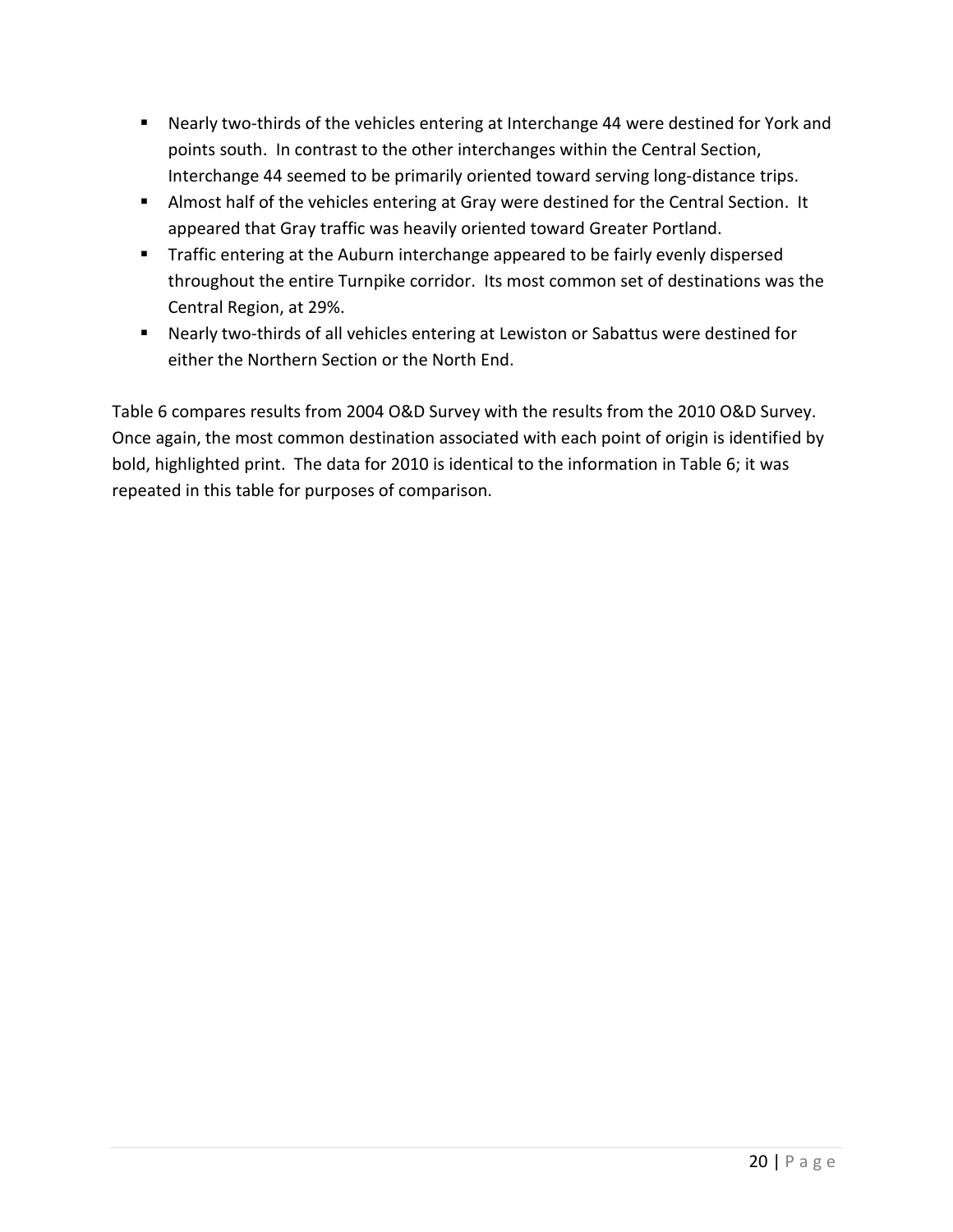- Nearly two-thirds of the vehicles entering at Interchange 44 were destined for York and points south. In contrast to the other interchanges within the Central Section, Interchange 44 seemed to be primarily oriented toward serving long-distance trips.
- Almost half of the vehicles entering at Gray were destined for the Central Section. It appeared that Gray traffic was heavily oriented toward Greater Portland.
- Traffic entering at the Auburn interchange appeared to be fairly evenly dispersed throughout the entire Turnpike corridor. Its most common set of destinations was the Central Region, at 29%.
- Nearly two-thirds of all vehicles entering at Lewiston or Sabattus were destined for either the Northern Section or the North End.

Table 6 compares results from 2004 O&D Survey with the results from the 2010 O&D Survey. Once again, the most common destination associated with each point of origin is identified by bold, highlighted print. The data for 2010 is identical to the information in Table 6; it was repeated in this table for purposes of comparison.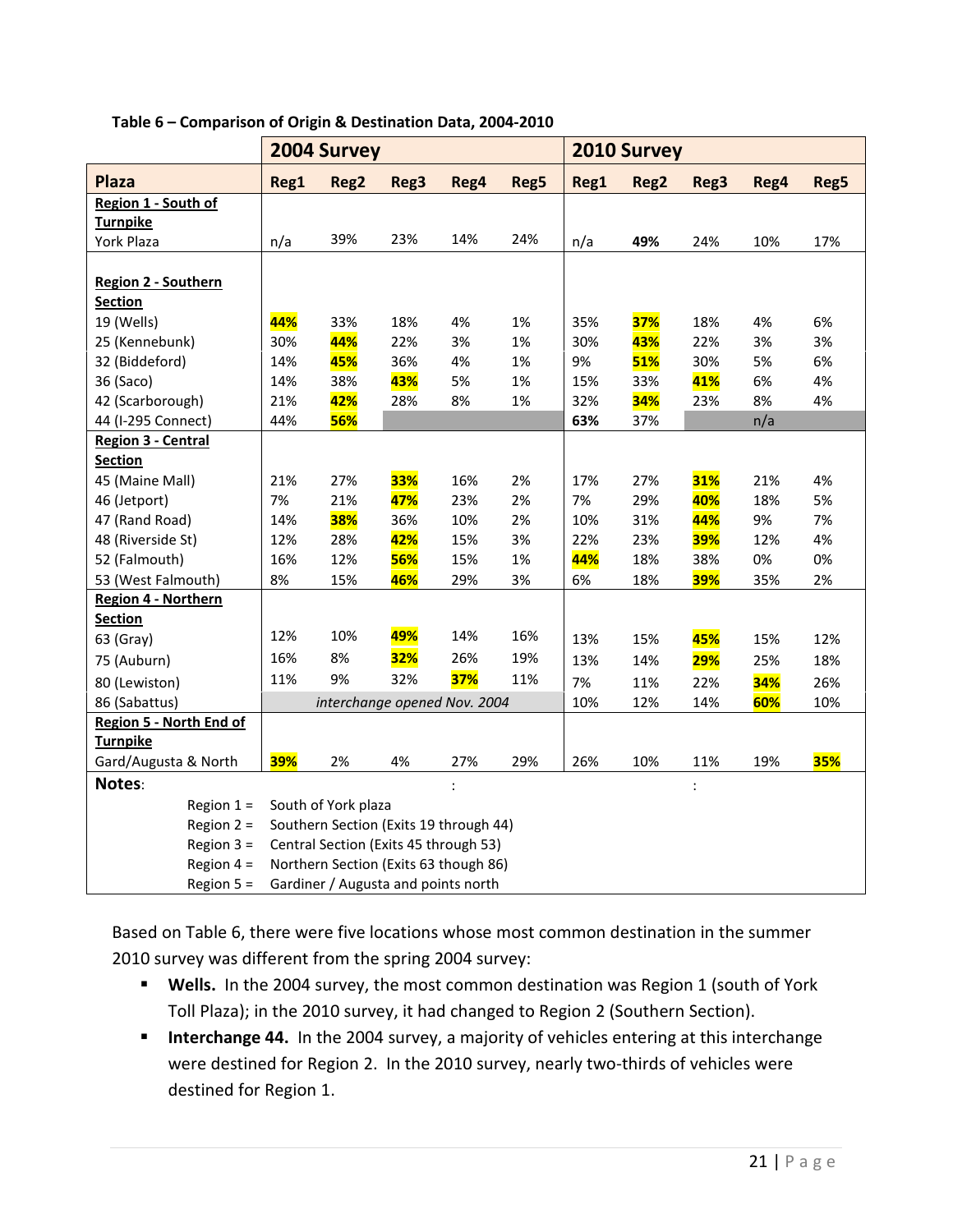**Table 6 – Comparison of Origin & Destination Data, 2004-2010**

| | 2004 Survey | | | | | 2010 Survey | | | | |
|---|---|---|---|---|---|---|---|---|---|---|
| **Plaza** | **Reg1** | **Reg2** | **Reg3** | **Reg4** | **Reg5** | **Reg1** | **Reg2** | **Reg3** | **Reg4** | **Reg5** |
| **Region 1 - South of Turnpike** | | | | | | | | | | |
| York Plaza | n/a | 39% | 23% | 14% | 24% | n/a | **49%** | 24% | 10% | 17% |
| **Region 2 - Southern Section** | | | | | | | | | | |
| 19 (Wells) | **44%** | 33% | 18% | 4% | 1% | 35% | **37%** | 18% | 4% | 6% |
| 25 (Kennebunk) | 30% | **44%** | 22% | 3% | 1% | 30% | **43%** | 22% | 3% | 3% |
| 32 (Biddeford) | 14% | **45%** | 36% | 4% | 1% | 9% | **51%** | 30% | 5% | 6% |
| 36 (Saco) | 14% | 38% | **43%** | 5% | 1% | 15% | 33% | **41%** | 6% | 4% |
| 42 (Scarborough) | 21% | **42%** | 28% | 8% | 1% | 32% | **34%** | 23% | 8% | 4% |
| 44 (I-295 Connect) | 44% | **56%** | | | | **63%** | 37% | | n/a | |
| **Region 3 - Central Section** | | | | | | | | | | |
| 45 (Maine Mall) | 21% | 27% | **33%** | 16% | 2% | 17% | 27% | **31%** | 21% | 4% |
| 46 (Jetport) | 7% | 21% | **47%** | 23% | 2% | 7% | 29% | **40%** | 18% | 5% |
| 47 (Rand Road) | 14% | **38%** | 36% | 10% | 2% | 10% | 31% | **44%** | 9% | 7% |
| 48 (Riverside St) | 12% | 28% | **42%** | 15% | 3% | 22% | 23% | **39%** | 12% | 4% |
| 52 (Falmouth) | 16% | 12% | **56%** | 15% | 1% | **44%** | 18% | 38% | 0% | 0% |
| 53 (West Falmouth) | 8% | 15% | **46%** | 29% | 3% | 6% | 18% | **39%** | 35% | 2% |
| **Region 4 - Northern Section** | | | | | | | | | | |
| 63 (Gray) | 12% | 10% | **49%** | 14% | 16% | 13% | 15% | **45%** | 15% | 12% |
| 75 (Auburn) | 16% | 8% | **32%** | 26% | 19% | 13% | 14% | **29%** | 25% | 18% |
| 80 (Lewiston) | 11% | 9% | 32% | **37%** | 11% | 7% | 11% | 22% | **34%** | 26% |
| 86 (Sabattus) | *interchange opened Nov. 2004* | | | | | 10% | 12% | 14% | **60%** | 10% |
| **Region 5 - North End of Turnpike** | | | | | | | | | | |
| Gard/Augusta & North | **39%** | 2% | 4% | 27% | 29% | 26% | 10% | 11% | 19% | **35%** |

**Notes**:

Region 1 = South of York plaza
Region 2 = Southern Section (Exits 19 through 44)
Region 3 = Central Section (Exits 45 through 53)
Region 4 = Northern Section (Exits 63 though 86)
Region 5 = Gardiner / Augusta and points north

Based on Table 6, there were five locations whose most common destination in the summer 2010 survey was different from the spring 2004 survey:

- **Wells.** In the 2004 survey, the most common destination was Region 1 (south of York Toll Plaza); in the 2010 survey, it had changed to Region 2 (Southern Section).
- **Interchange 44.** In the 2004 survey, a majority of vehicles entering at this interchange were destined for Region 2. In the 2010 survey, nearly two-thirds of vehicles were destined for Region 1.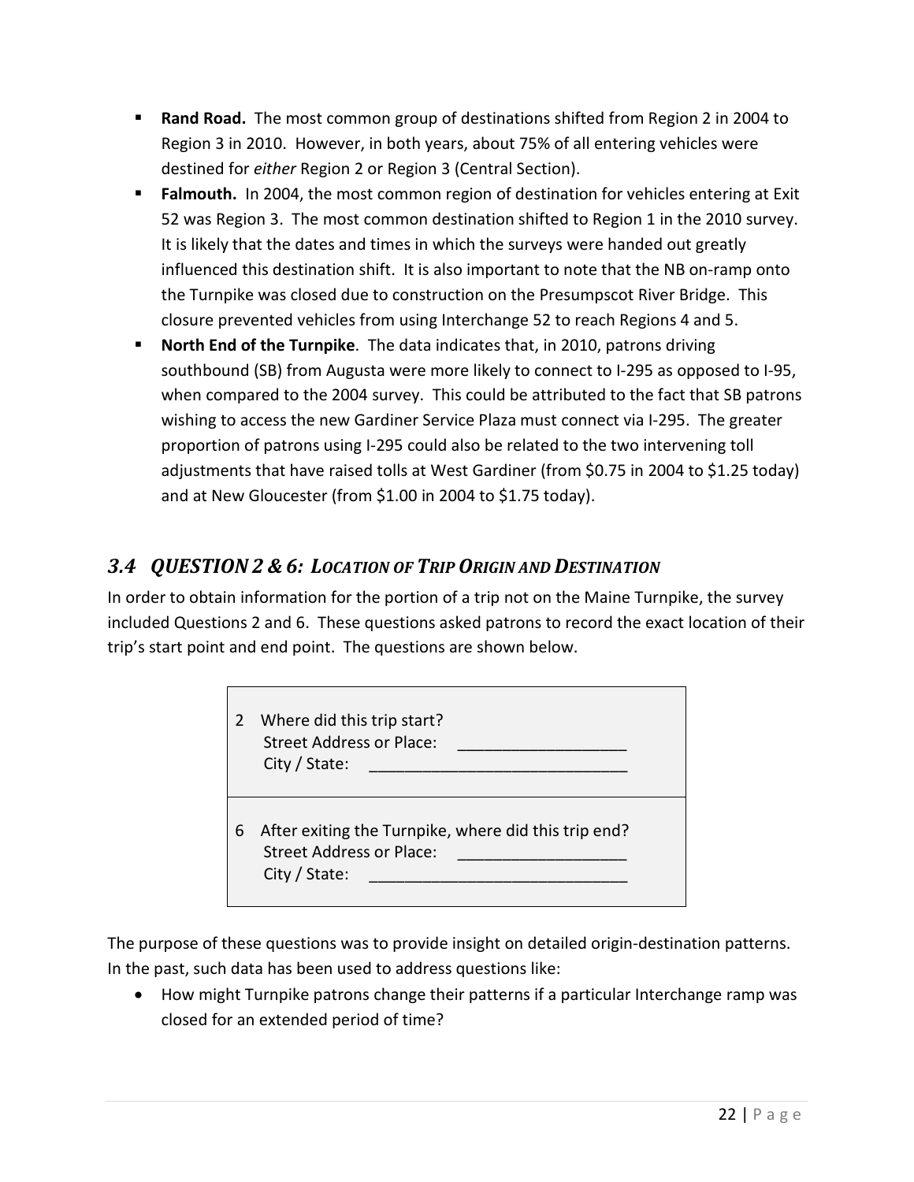- **Rand Road.** The most common group of destinations shifted from Region 2 in 2004 to Region 3 in 2010. However, in both years, about 75% of all entering vehicles were destined for *either* Region 2 or Region 3 (Central Section).
- **Falmouth.** In 2004, the most common region of destination for vehicles entering at Exit 52 was Region 3. The most common destination shifted to Region 1 in the 2010 survey. It is likely that the dates and times in which the surveys were handed out greatly influenced this destination shift. It is also important to note that the NB on-ramp onto the Turnpike was closed due to construction on the Presumpscot River Bridge. This closure prevented vehicles from using Interchange 52 to reach Regions 4 and 5.
- **North End of the Turnpike**. The data indicates that, in 2010, patrons driving southbound (SB) from Augusta were more likely to connect to I-295 as opposed to I-95, when compared to the 2004 survey. This could be attributed to the fact that SB patrons wishing to access the new Gardiner Service Plaza must connect via I-295. The greater proportion of patrons using I-295 could also be related to the two intervening toll adjustments that have raised tolls at West Gardiner (from $0.75 in 2004 to $1.25 today) and at New Gloucester (from $1.00 in 2004 to $1.75 today).

## *3.4 QUESTION 2 & 6: LOCATION OF TRIP ORIGIN AND DESTINATION*

In order to obtain information for the portion of a trip not on the Maine Turnpike, the survey included Questions 2 and 6. These questions asked patrons to record the exact location of their trip's start point and end point. The questions are shown below.

| | |
|---|---|
| 2 | Where did this trip start?<br>Street Address or Place: ___________________<br>City / State: _____________________________ |
| 6 | After exiting the Turnpike, where did this trip end?<br>Street Address or Place: ___________________<br>City / State: _____________________________ |

The purpose of these questions was to provide insight on detailed origin-destination patterns. In the past, such data has been used to address questions like:

- How might Turnpike patrons change their patterns if a particular Interchange ramp was closed for an extended period of time?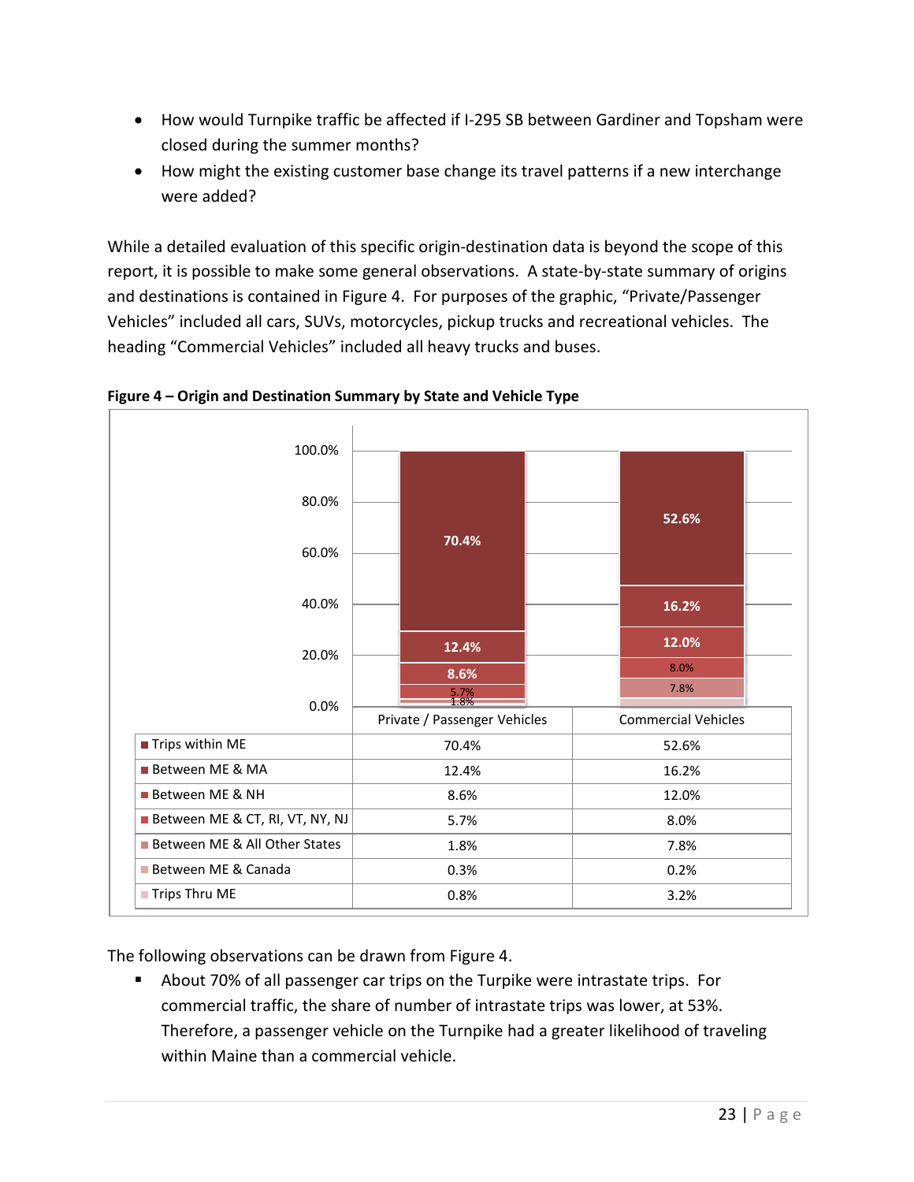- How would Turnpike traffic be affected if I-295 SB between Gardiner and Topsham were closed during the summer months?
- How might the existing customer base change its travel patterns if a new interchange were added?

While a detailed evaluation of this specific origin-destination data is beyond the scope of this report, it is possible to make some general observations. A state-by-state summary of origins and destinations is contained in Figure 4. For purposes of the graphic, "Private/Passenger Vehicles" included all cars, SUVs, motorcycles, pickup trucks and recreational vehicles. The heading "Commercial Vehicles" included all heavy trucks and buses.

**Figure 4 – Origin and Destination Summary by State and Vehicle Type**

| | Private / Passenger Vehicles | Commercial Vehicles |
|---|---|---|
| Trips within ME | 70.4% | 52.6% |
| Between ME & MA | 12.4% | 16.2% |
| Between ME & NH | 8.6% | 12.0% |
| Between ME & CT, RI, VT, NY, NJ | 5.7% | 8.0% |
| Between ME & All Other States | 1.8% | 7.8% |
| Between ME & Canada | 0.3% | 0.2% |
| Trips Thru ME | 0.8% | 3.2% |

The following observations can be drawn from Figure 4.

- About 70% of all passenger car trips on the Turpike were intrastate trips. For commercial traffic, the share of number of intrastate trips was lower, at 53%. Therefore, a passenger vehicle on the Turnpike had a greater likelihood of traveling within Maine than a commercial vehicle.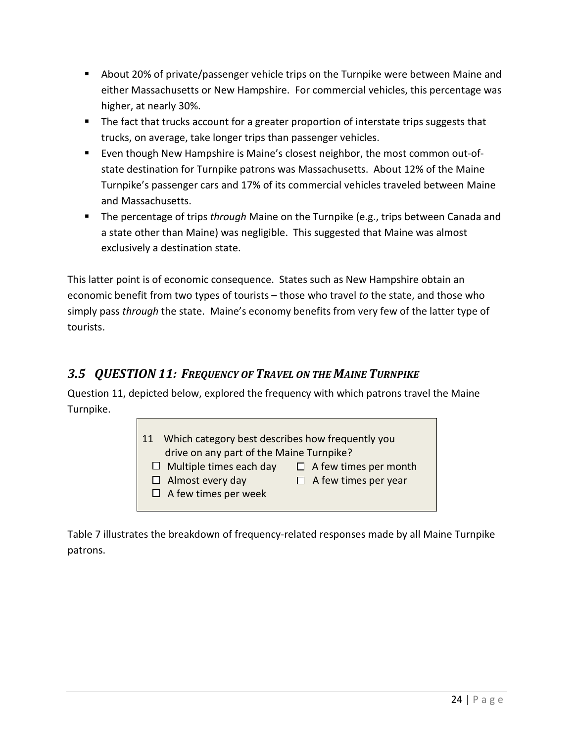- About 20% of private/passenger vehicle trips on the Turnpike were between Maine and either Massachusetts or New Hampshire. For commercial vehicles, this percentage was higher, at nearly 30%.
- The fact that trucks account for a greater proportion of interstate trips suggests that trucks, on average, take longer trips than passenger vehicles.
- Even though New Hampshire is Maine's closest neighbor, the most common out-of-state destination for Turnpike patrons was Massachusetts. About 12% of the Maine Turnpike's passenger cars and 17% of its commercial vehicles traveled between Maine and Massachusetts.
- The percentage of trips *through* Maine on the Turnpike (e.g., trips between Canada and a state other than Maine) was negligible. This suggested that Maine was almost exclusively a destination state.

This latter point is of economic consequence. States such as New Hampshire obtain an economic benefit from two types of tourists – those who travel *to* the state, and those who simply pass *through* the state. Maine's economy benefits from very few of the latter type of tourists.

## *3.5 QUESTION 11: FREQUENCY OF TRAVEL ON THE MAINE TURNPIKE*

Question 11, depicted below, explored the frequency with which patrons travel the Maine Turnpike.

> 11 Which category best describes how frequently you drive on any part of the Maine Turnpike?
>
> ☐ Multiple times each day
> ☐ Almost every day
> ☐ A few times per week
> ☐ A few times per month
> ☐ A few times per year

Table 7 illustrates the breakdown of frequency-related responses made by all Maine Turnpike patrons.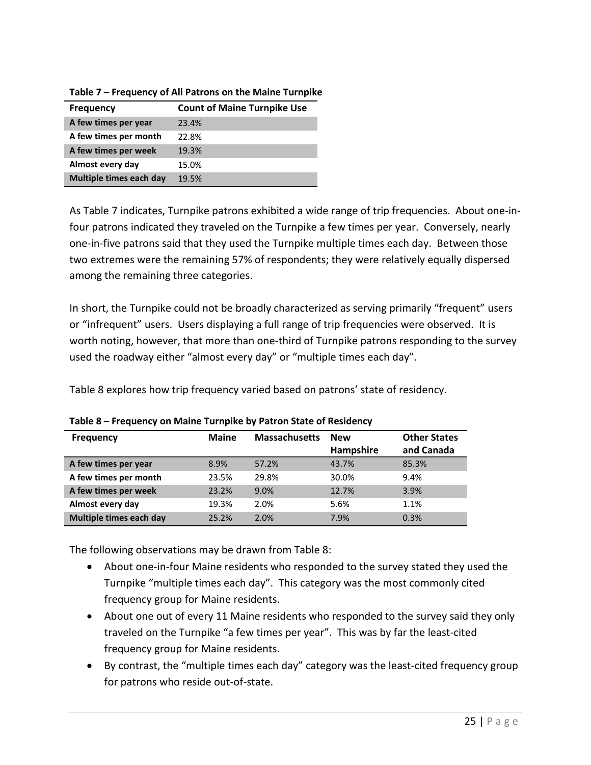**Table 7 – Frequency of All Patrons on the Maine Turnpike**

| Frequency | Count of Maine Turnpike Use |
|---|---|
| A few times per year | 23.4% |
| A few times per month | 22.8% |
| A few times per week | 19.3% |
| Almost every day | 15.0% |
| Multiple times each day | 19.5% |

As Table 7 indicates, Turnpike patrons exhibited a wide range of trip frequencies. About one-in-four patrons indicated they traveled on the Turnpike a few times per year. Conversely, nearly one-in-five patrons said that they used the Turnpike multiple times each day. Between those two extremes were the remaining 57% of respondents; they were relatively equally dispersed among the remaining three categories.

In short, the Turnpike could not be broadly characterized as serving primarily "frequent" users or "infrequent" users. Users displaying a full range of trip frequencies were observed. It is worth noting, however, that more than one-third of Turnpike patrons responding to the survey used the roadway either "almost every day" or "multiple times each day".

Table 8 explores how trip frequency varied based on patrons' state of residency.

**Table 8 – Frequency on Maine Turnpike by Patron State of Residency**

| Frequency | Maine | Massachusetts | New Hampshire | Other States and Canada |
|---|---|---|---|---|
| A few times per year | 8.9% | 57.2% | 43.7% | 85.3% |
| A few times per month | 23.5% | 29.8% | 30.0% | 9.4% |
| A few times per week | 23.2% | 9.0% | 12.7% | 3.9% |
| Almost every day | 19.3% | 2.0% | 5.6% | 1.1% |
| Multiple times each day | 25.2% | 2.0% | 7.9% | 0.3% |

The following observations may be drawn from Table 8:

- About one-in-four Maine residents who responded to the survey stated they used the Turnpike "multiple times each day". This category was the most commonly cited frequency group for Maine residents.
- About one out of every 11 Maine residents who responded to the survey said they only traveled on the Turnpike "a few times per year". This was by far the least-cited frequency group for Maine residents.
- By contrast, the "multiple times each day" category was the least-cited frequency group for patrons who reside out-of-state.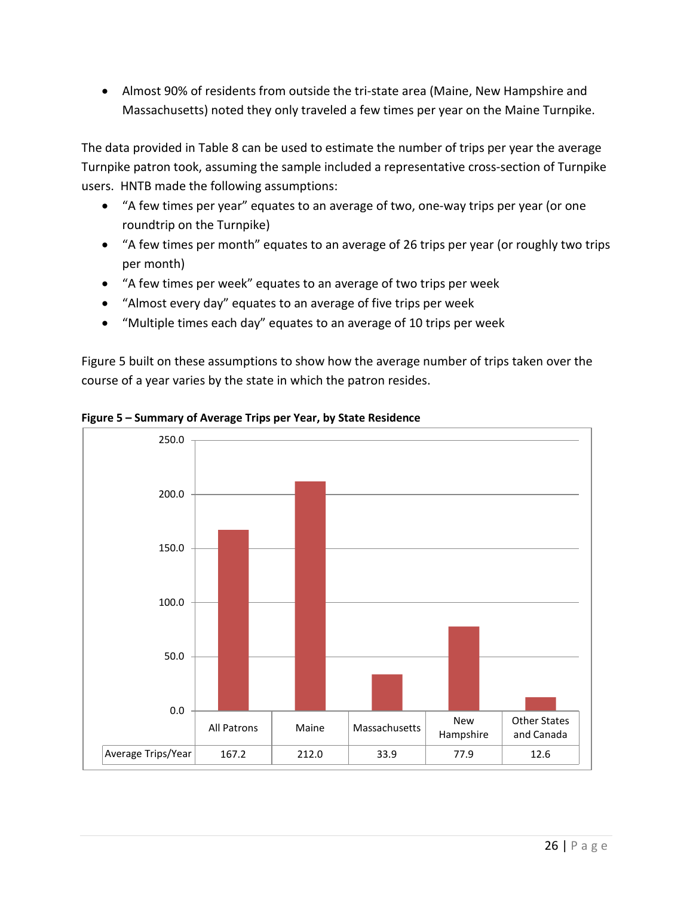- Almost 90% of residents from outside the tri-state area (Maine, New Hampshire and Massachusetts) noted they only traveled a few times per year on the Maine Turnpike.

The data provided in Table 8 can be used to estimate the number of trips per year the average Turnpike patron took, assuming the sample included a representative cross-section of Turnpike users. HNTB made the following assumptions:

- "A few times per year" equates to an average of two, one-way trips per year (or one roundtrip on the Turnpike)
- "A few times per month" equates to an average of 26 trips per year (or roughly two trips per month)
- "A few times per week" equates to an average of two trips per week
- "Almost every day" equates to an average of five trips per week
- "Multiple times each day" equates to an average of 10 trips per week

Figure 5 built on these assumptions to show how the average number of trips taken over the course of a year varies by the state in which the patron resides.

**Figure 5 – Summary of Average Trips per Year, by State Residence**

| | All Patrons | Maine | Massachusetts | New Hampshire | Other States and Canada |
|---|---|---|---|---|---|
| Average Trips/Year | 167.2 | 212.0 | 33.9 | 77.9 | 12.6 |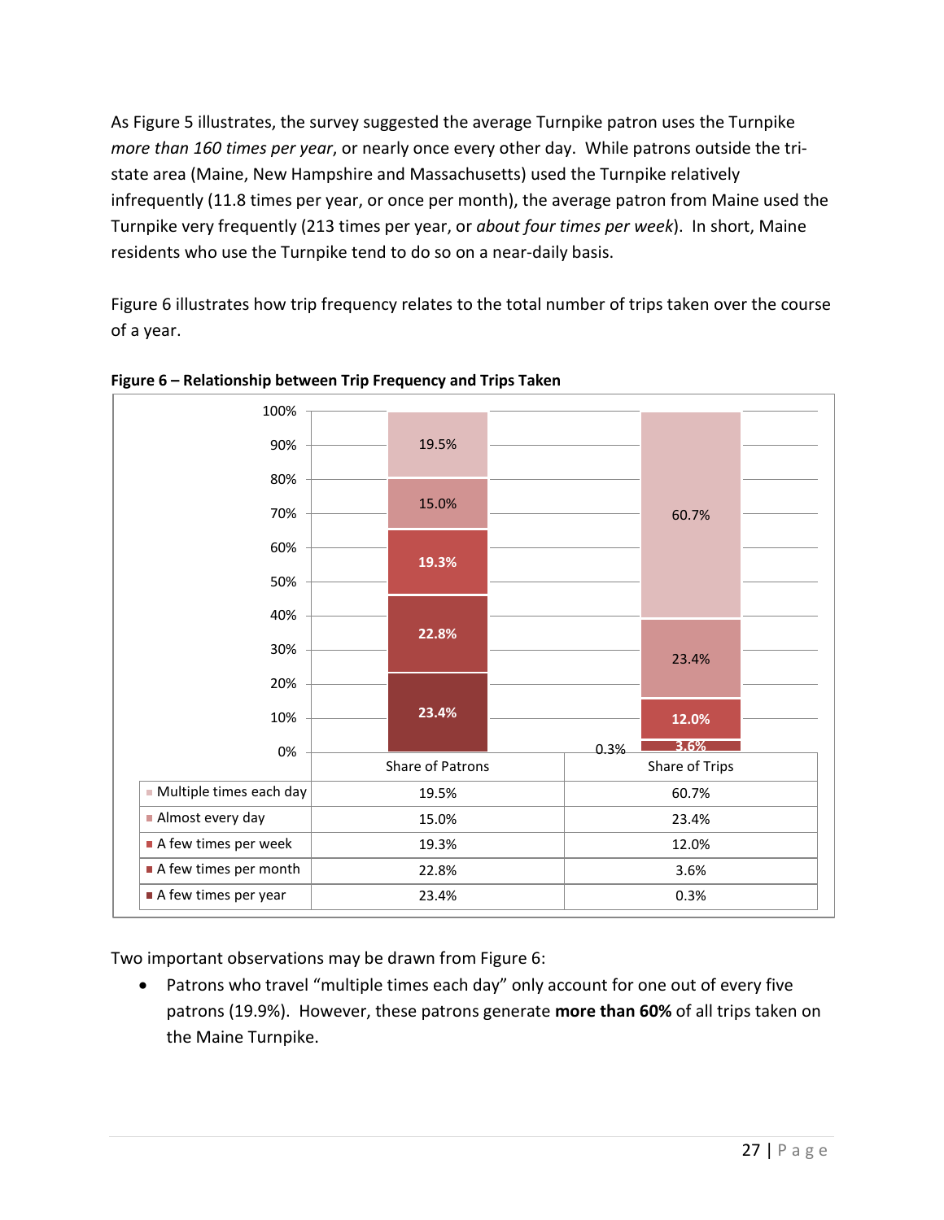As Figure 5 illustrates, the survey suggested the average Turnpike patron uses the Turnpike *more than 160 times per year*, or nearly once every other day. While patrons outside the tri-state area (Maine, New Hampshire and Massachusetts) used the Turnpike relatively infrequently (11.8 times per year, or once per month), the average patron from Maine used the Turnpike very frequently (213 times per year, or *about four times per week*). In short, Maine residents who use the Turnpike tend to do so on a near-daily basis.

Figure 6 illustrates how trip frequency relates to the total number of trips taken over the course of a year.

**Figure 6 – Relationship between Trip Frequency and Trips Taken**

| | Share of Patrons | Share of Trips |
|---|---|---|
| Multiple times each day | 19.5% | 60.7% |
| Almost every day | 15.0% | 23.4% |
| A few times per week | 19.3% | 12.0% |
| A few times per month | 22.8% | 3.6% |
| A few times per year | 23.4% | 0.3% |

Two important observations may be drawn from Figure 6:

- Patrons who travel "multiple times each day" only account for one out of every five patrons (19.9%). However, these patrons generate **more than 60%** of all trips taken on the Maine Turnpike.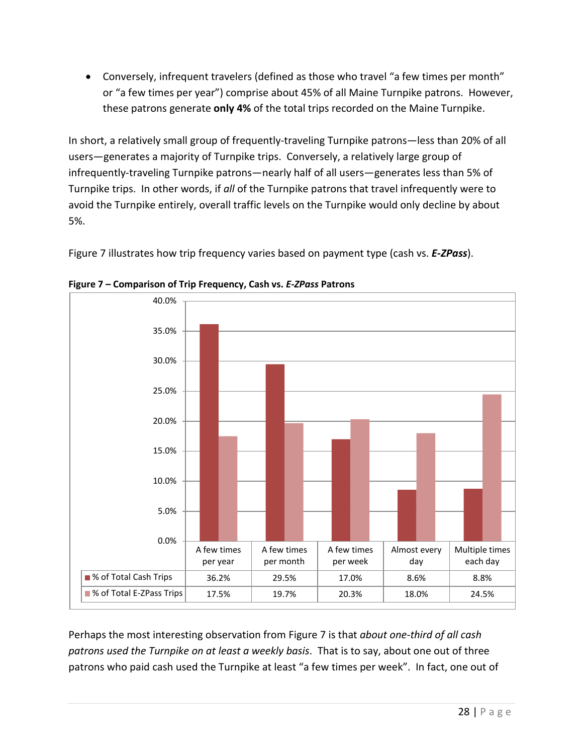- Conversely, infrequent travelers (defined as those who travel "a few times per month" or "a few times per year") comprise about 45% of all Maine Turnpike patrons. However, these patrons generate **only 4%** of the total trips recorded on the Maine Turnpike.

In short, a relatively small group of frequently-traveling Turnpike patrons—less than 20% of all users—generates a majority of Turnpike trips. Conversely, a relatively large group of infrequently-traveling Turnpike patrons—nearly half of all users—generates less than 5% of Turnpike trips. In other words, if *all* of the Turnpike patrons that travel infrequently were to avoid the Turnpike entirely, overall traffic levels on the Turnpike would only decline by about 5%.

Figure 7 illustrates how trip frequency varies based on payment type (cash vs. ***E-ZPass***).

**Figure 7 – Comparison of Trip Frequency, Cash vs. *E-ZPass* Patrons**

| | A few times per year | A few times per month | A few times per week | Almost every day | Multiple times each day |
|---|---|---|---|---|---|
| % of Total Cash Trips | 36.2% | 29.5% | 17.0% | 8.6% | 8.8% |
| % of Total E-ZPass Trips | 17.5% | 19.7% | 20.3% | 18.0% | 24.5% |

Perhaps the most interesting observation from Figure 7 is that *about one-third of all cash patrons used the Turnpike on at least a weekly basis*. That is to say, about one out of three patrons who paid cash used the Turnpike at least "a few times per week". In fact, one out of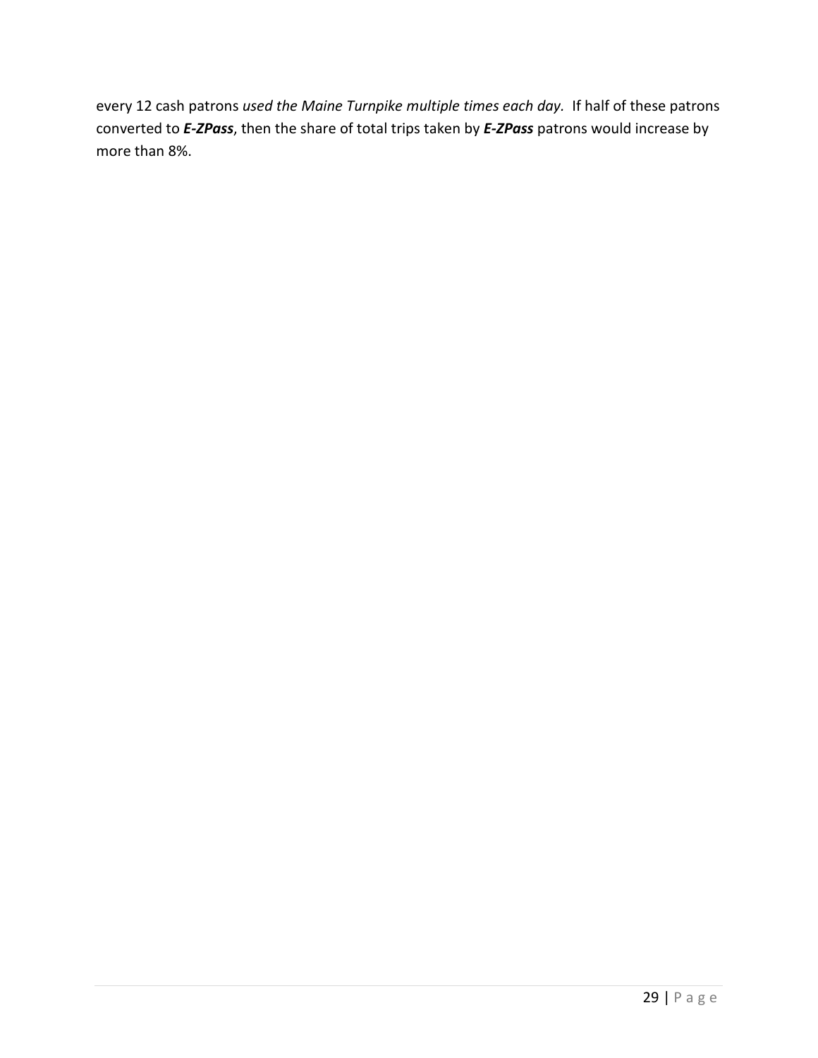every 12 cash patrons *used the Maine Turnpike multiple times each day.* If half of these patrons converted to ***E-ZPass***, then the share of total trips taken by ***E-ZPass*** patrons would increase by more than 8%.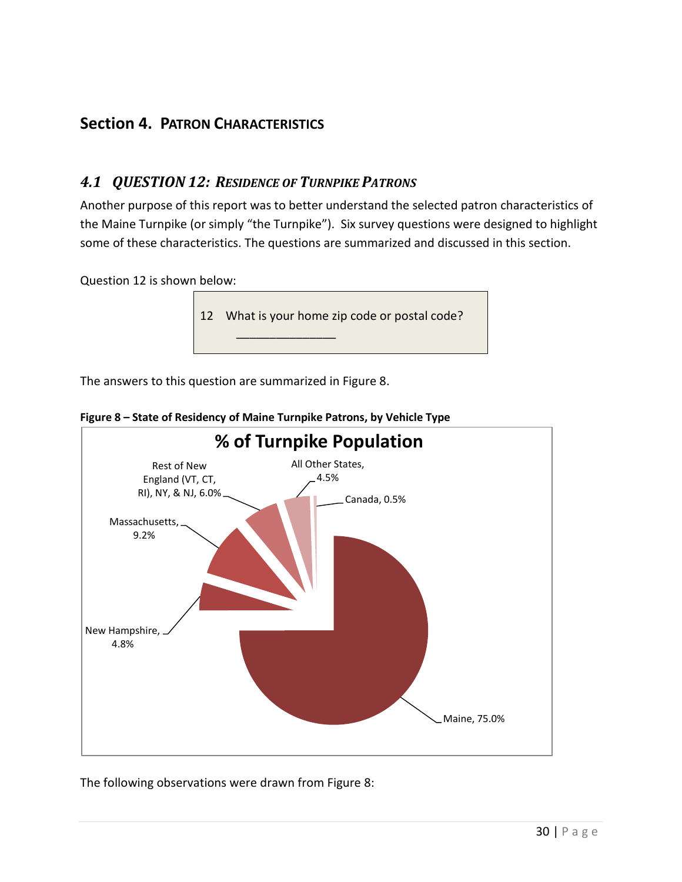## Section 4. PATRON CHARACTERISTICS

### *4.1 QUESTION 12: RESIDENCE OF TURNPIKE PATRONS*

Another purpose of this report was to better understand the selected patron characteristics of the Maine Turnpike (or simply "the Turnpike"). Six survey questions were designed to highlight some of these characteristics. The questions are summarized and discussed in this section.

Question 12 is shown below:

> 12 What is your home zip code or postal code?
> _______________

The answers to this question are summarized in Figure 8.

**Figure 8 – State of Residency of Maine Turnpike Patrons, by Vehicle Type**

% of Turnpike Population

| Residence | % |
|---|---|
| Maine | 75.0% |
| New Hampshire | 4.8% |
| Massachusetts | 9.2% |
| Rest of New England (VT, CT, RI), NY, & NJ | 6.0% |
| All Other States | 4.5% |
| Canada | 0.5% |

The following observations were drawn from Figure 8: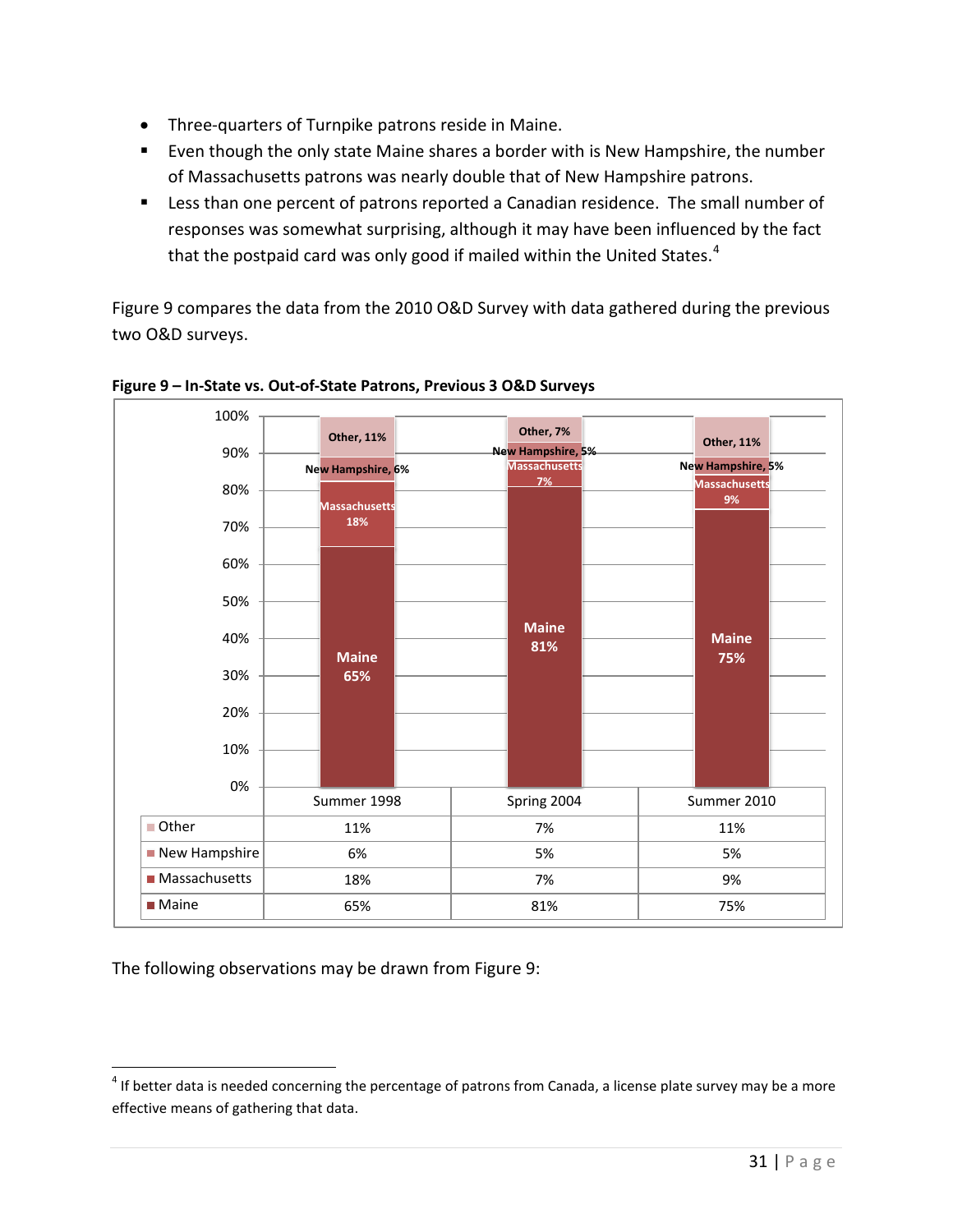- Three-quarters of Turnpike patrons reside in Maine.
- Even though the only state Maine shares a border with is New Hampshire, the number of Massachusetts patrons was nearly double that of New Hampshire patrons.
- Less than one percent of patrons reported a Canadian residence. The small number of responses was somewhat surprising, although it may have been influenced by the fact that the postpaid card was only good if mailed within the United States.[4]

Figure 9 compares the data from the 2010 O&D Survey with data gathered during the previous two O&D surveys.

**Figure 9 – In-State vs. Out-of-State Patrons, Previous 3 O&D Surveys**

| | Summer 1998 | Spring 2004 | Summer 2010 |
|---|---|---|---|
| Other | 11% | 7% | 11% |
| New Hampshire | 6% | 5% | 5% |
| Massachusetts | 18% | 7% | 9% |
| Maine | 65% | 81% | 75% |

The following observations may be drawn from Figure 9:

[4] If better data is needed concerning the percentage of patrons from Canada, a license plate survey may be a more effective means of gathering that data.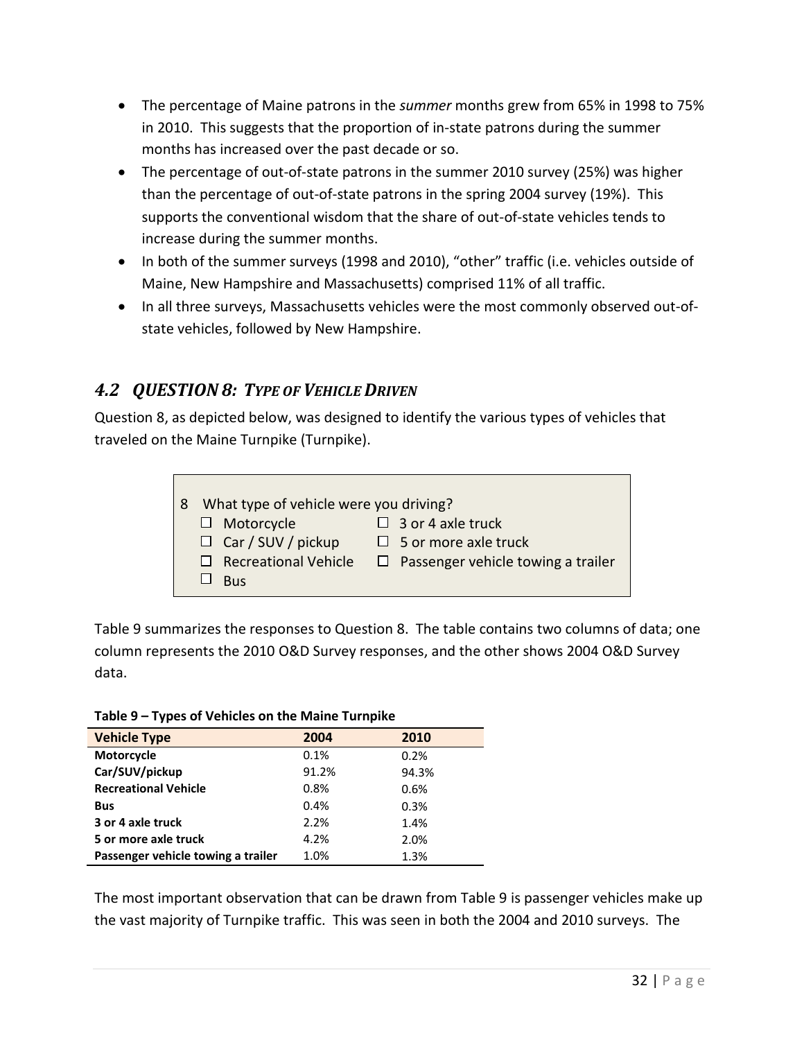- The percentage of Maine patrons in the *summer* months grew from 65% in 1998 to 75% in 2010. This suggests that the proportion of in-state patrons during the summer months has increased over the past decade or so.
- The percentage of out-of-state patrons in the summer 2010 survey (25%) was higher than the percentage of out-of-state patrons in the spring 2004 survey (19%). This supports the conventional wisdom that the share of out-of-state vehicles tends to increase during the summer months.
- In both of the summer surveys (1998 and 2010), "other" traffic (i.e. vehicles outside of Maine, New Hampshire and Massachusetts) comprised 11% of all traffic.
- In all three surveys, Massachusetts vehicles were the most commonly observed out-of-state vehicles, followed by New Hampshire.

## *4.2 QUESTION 8: TYPE OF VEHICLE DRIVEN*

Question 8, as depicted below, was designed to identify the various types of vehicles that traveled on the Maine Turnpike (Turnpike).

> 8 What type of vehicle were you driving?
>
> ☐ Motorcycle ☐ 3 or 4 axle truck
>
> ☐ Car / SUV / pickup ☐ 5 or more axle truck
>
> ☐ Recreational Vehicle ☐ Passenger vehicle towing a trailer
>
> ☐ Bus

Table 9 summarizes the responses to Question 8. The table contains two columns of data; one column represents the 2010 O&D Survey responses, and the other shows 2004 O&D Survey data.

**Table 9 – Types of Vehicles on the Maine Turnpike**

| Vehicle Type | 2004 | 2010 |
|---|---|---|
| **Motorcycle** | 0.1% | 0.2% |
| **Car/SUV/pickup** | 91.2% | 94.3% |
| **Recreational Vehicle** | 0.8% | 0.6% |
| **Bus** | 0.4% | 0.3% |
| **3 or 4 axle truck** | 2.2% | 1.4% |
| **5 or more axle truck** | 4.2% | 2.0% |
| **Passenger vehicle towing a trailer** | 1.0% | 1.3% |

The most important observation that can be drawn from Table 9 is passenger vehicles make up the vast majority of Turnpike traffic. This was seen in both the 2004 and 2010 surveys. The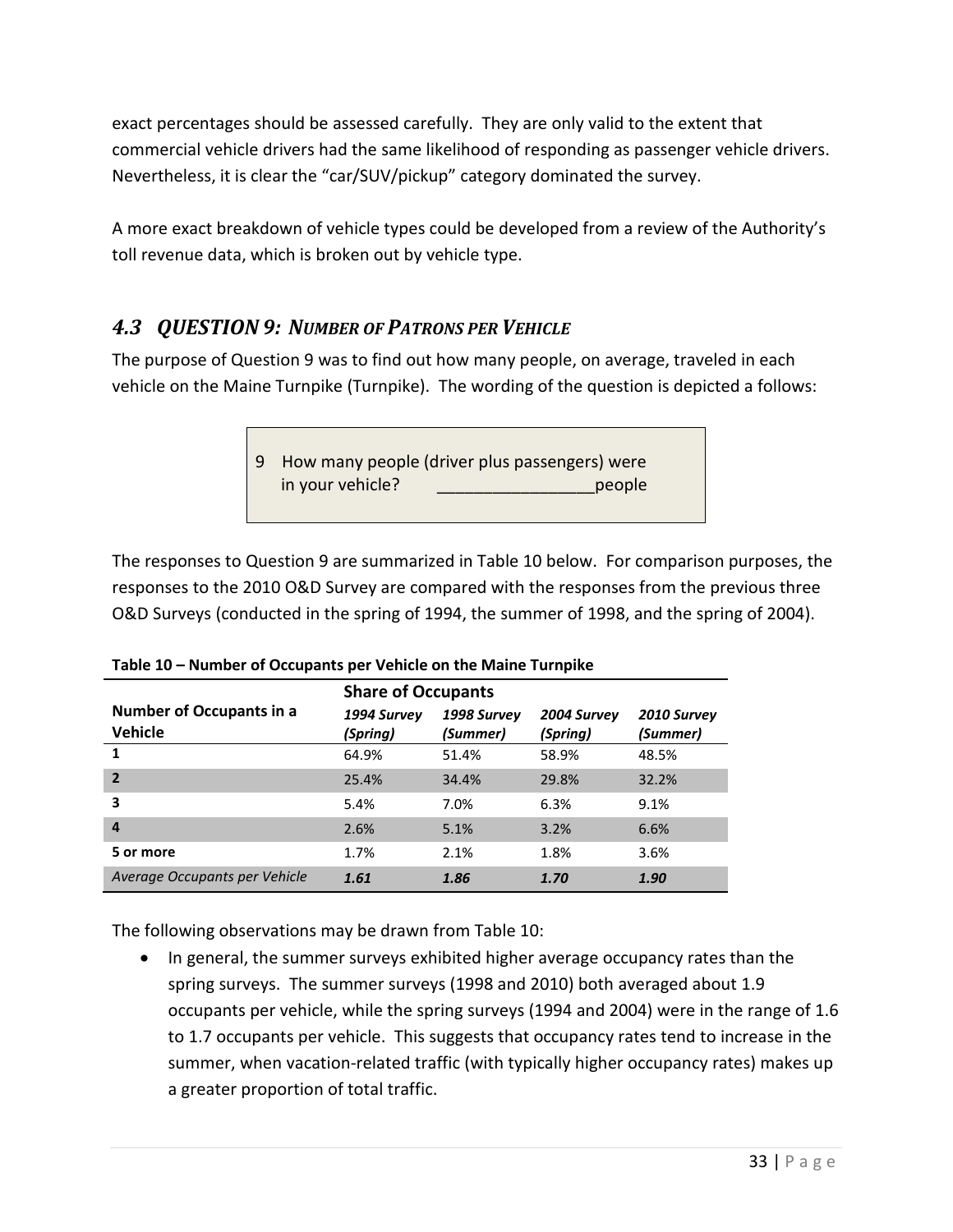exact percentages should be assessed carefully. They are only valid to the extent that commercial vehicle drivers had the same likelihood of responding as passenger vehicle drivers. Nevertheless, it is clear the "car/SUV/pickup" category dominated the survey.

A more exact breakdown of vehicle types could be developed from a review of the Authority's toll revenue data, which is broken out by vehicle type.

### *4.3 QUESTION 9: NUMBER OF PATRONS PER VEHICLE*

The purpose of Question 9 was to find out how many people, on average, traveled in each vehicle on the Maine Turnpike (Turnpike). The wording of the question is depicted a follows:

> 9 How many people (driver plus passengers) were in your vehicle? _________________people

The responses to Question 9 are summarized in Table 10 below. For comparison purposes, the responses to the 2010 O&D Survey are compared with the responses from the previous three O&D Surveys (conducted in the spring of 1994, the summer of 1998, and the spring of 2004).

**Table 10 – Number of Occupants per Vehicle on the Maine Turnpike**

| | **Share of Occupants** | | | |
|---|---|---|---|---|
| **Number of Occupants in a Vehicle** | ***1994 Survey (Spring)*** | ***1998 Survey (Summer)*** | ***2004 Survey (Spring)*** | ***2010 Survey (Summer)*** |
| **1** | 64.9% | 51.4% | 58.9% | 48.5% |
| **2** | 25.4% | 34.4% | 29.8% | 32.2% |
| **3** | 5.4% | 7.0% | 6.3% | 9.1% |
| **4** | 2.6% | 5.1% | 3.2% | 6.6% |
| **5 or more** | 1.7% | 2.1% | 1.8% | 3.6% |
| *Average Occupants per Vehicle* | ***1.61*** | ***1.86*** | ***1.70*** | ***1.90*** |

The following observations may be drawn from Table 10:

- In general, the summer surveys exhibited higher average occupancy rates than the spring surveys. The summer surveys (1998 and 2010) both averaged about 1.9 occupants per vehicle, while the spring surveys (1994 and 2004) were in the range of 1.6 to 1.7 occupants per vehicle. This suggests that occupancy rates tend to increase in the summer, when vacation-related traffic (with typically higher occupancy rates) makes up a greater proportion of total traffic.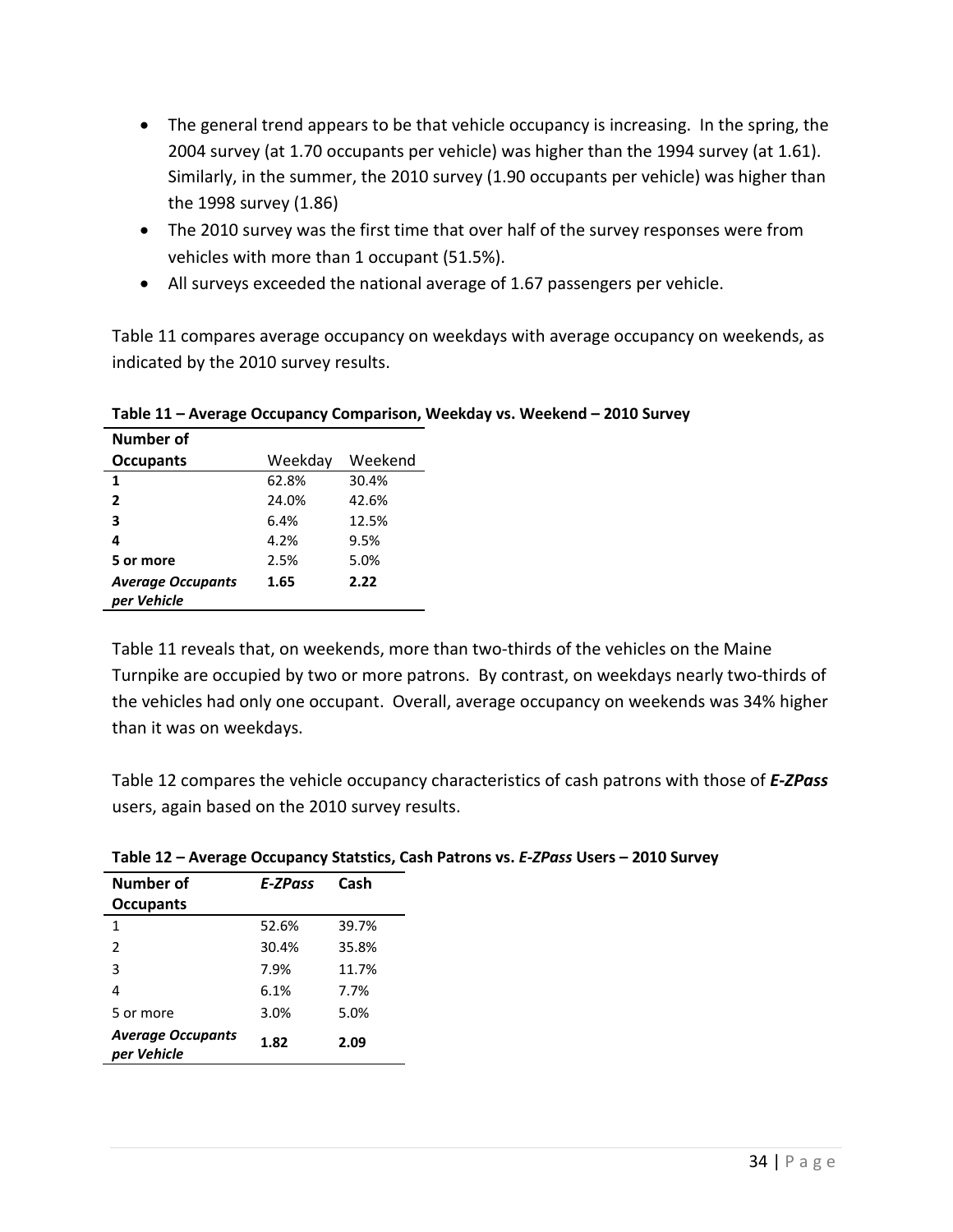- The general trend appears to be that vehicle occupancy is increasing. In the spring, the 2004 survey (at 1.70 occupants per vehicle) was higher than the 1994 survey (at 1.61). Similarly, in the summer, the 2010 survey (1.90 occupants per vehicle) was higher than the 1998 survey (1.86)
- The 2010 survey was the first time that over half of the survey responses were from vehicles with more than 1 occupant (51.5%).
- All surveys exceeded the national average of 1.67 passengers per vehicle.

Table 11 compares average occupancy on weekdays with average occupancy on weekends, as indicated by the 2010 survey results.

**Table 11 – Average Occupancy Comparison, Weekday vs. Weekend – 2010 Survey**

| Number of Occupants | Weekday | Weekend |
|---|---|---|
| **1** | 62.8% | 30.4% |
| **2** | 24.0% | 42.6% |
| **3** | 6.4% | 12.5% |
| **4** | 4.2% | 9.5% |
| **5 or more** | 2.5% | 5.0% |
| ***Average Occupants per Vehicle*** | **1.65** | **2.22** |

Table 11 reveals that, on weekends, more than two-thirds of the vehicles on the Maine Turnpike are occupied by two or more patrons. By contrast, on weekdays nearly two-thirds of the vehicles had only one occupant. Overall, average occupancy on weekends was 34% higher than it was on weekdays.

Table 12 compares the vehicle occupancy characteristics of cash patrons with those of ***E-ZPass*** users, again based on the 2010 survey results.

**Table 12 – Average Occupancy Statstics, Cash Patrons vs. *E-ZPass* Users – 2010 Survey**

| Number of Occupants | *E-ZPass* | Cash |
|---|---|---|
| 1 | 52.6% | 39.7% |
| 2 | 30.4% | 35.8% |
| 3 | 7.9% | 11.7% |
| 4 | 6.1% | 7.7% |
| 5 or more | 3.0% | 5.0% |
| ***Average Occupants per Vehicle*** | **1.82** | **2.09** |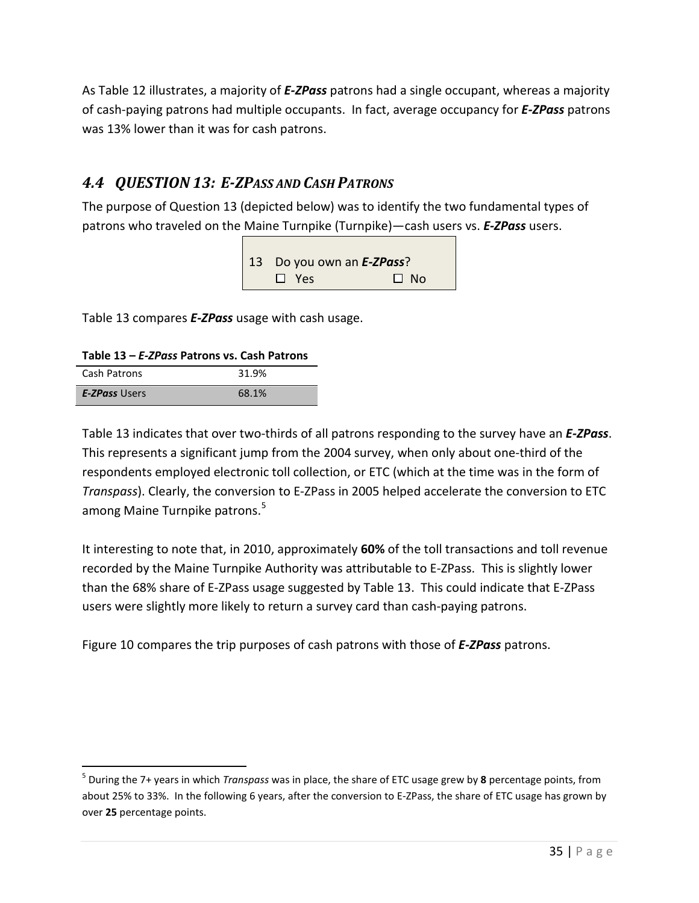As Table 12 illustrates, a majority of ***E-ZPass*** patrons had a single occupant, whereas a majority of cash-paying patrons had multiple occupants. In fact, average occupancy for ***E-ZPass*** patrons was 13% lower than it was for cash patrons.

## *4.4 QUESTION 13: E-ZPASS AND CASH PATRONS*

The purpose of Question 13 (depicted below) was to identify the two fundamental types of patrons who traveled on the Maine Turnpike (Turnpike)—cash users vs. ***E-ZPass*** users.

13 Do you own an ***E-ZPass***?
☐ Yes ☐ No

Table 13 compares ***E-ZPass*** usage with cash usage.

**Table 13 – *E-ZPass* Patrons vs. Cash Patrons**

| | |
|---|---|
| Cash Patrons | 31.9% |
| ***E-ZPass*** Users | 68.1% |

Table 13 indicates that over two-thirds of all patrons responding to the survey have an ***E-ZPass***. This represents a significant jump from the 2004 survey, when only about one-third of the respondents employed electronic toll collection, or ETC (which at the time was in the form of *Transpass*). Clearly, the conversion to E-ZPass in 2005 helped accelerate the conversion to ETC among Maine Turnpike patrons.[5]

It interesting to note that, in 2010, approximately **60%** of the toll transactions and toll revenue recorded by the Maine Turnpike Authority was attributable to E-ZPass. This is slightly lower than the 68% share of E-ZPass usage suggested by Table 13. This could indicate that E-ZPass users were slightly more likely to return a survey card than cash-paying patrons.

Figure 10 compares the trip purposes of cash patrons with those of ***E-ZPass*** patrons.

---

[5] During the 7+ years in which *Transpass* was in place, the share of ETC usage grew by **8** percentage points, from about 25% to 33%. In the following 6 years, after the conversion to E-ZPass, the share of ETC usage has grown by over **25** percentage points.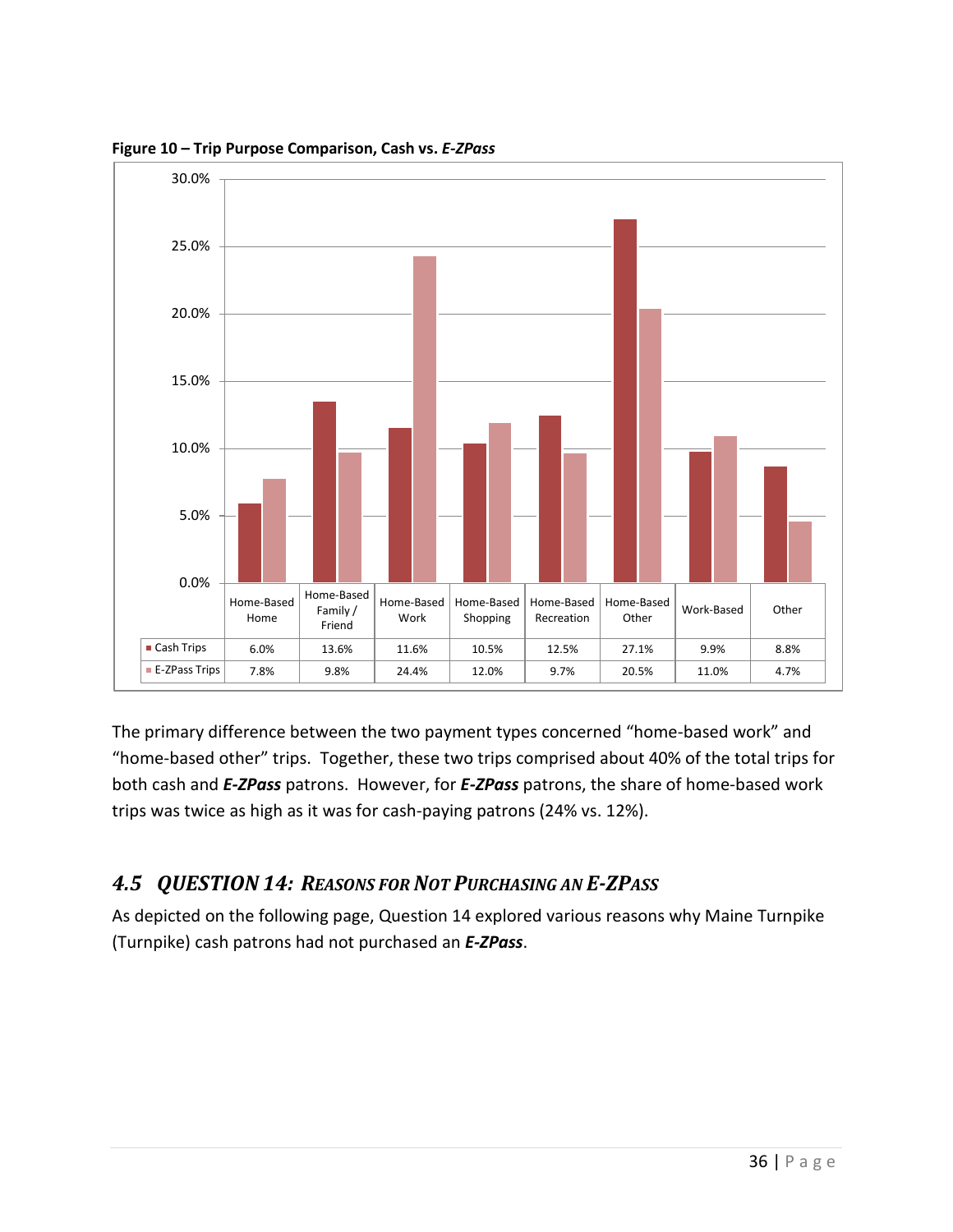**Figure 10 – Trip Purpose Comparison, Cash vs. *E-ZPass***

| | Home-Based Home | Home-Based Family / Friend | Home-Based Work | Home-Based Shopping | Home-Based Recreation | Home-Based Other | Work-Based | Other |
|---|---|---|---|---|---|---|---|---|
| Cash Trips | 6.0% | 13.6% | 11.6% | 10.5% | 12.5% | 27.1% | 9.9% | 8.8% |
| E-ZPass Trips | 7.8% | 9.8% | 24.4% | 12.0% | 9.7% | 20.5% | 11.0% | 4.7% |

The primary difference between the two payment types concerned "home-based work" and "home-based other" trips. Together, these two trips comprised about 40% of the total trips for both cash and ***E-ZPass*** patrons. However, for ***E-ZPass*** patrons, the share of home-based work trips was twice as high as it was for cash-paying patrons (24% vs. 12%).

## *4.5 QUESTION 14: REASONS FOR NOT PURCHASING AN E-ZPASS*

As depicted on the following page, Question 14 explored various reasons why Maine Turnpike (Turnpike) cash patrons had not purchased an ***E-ZPass***.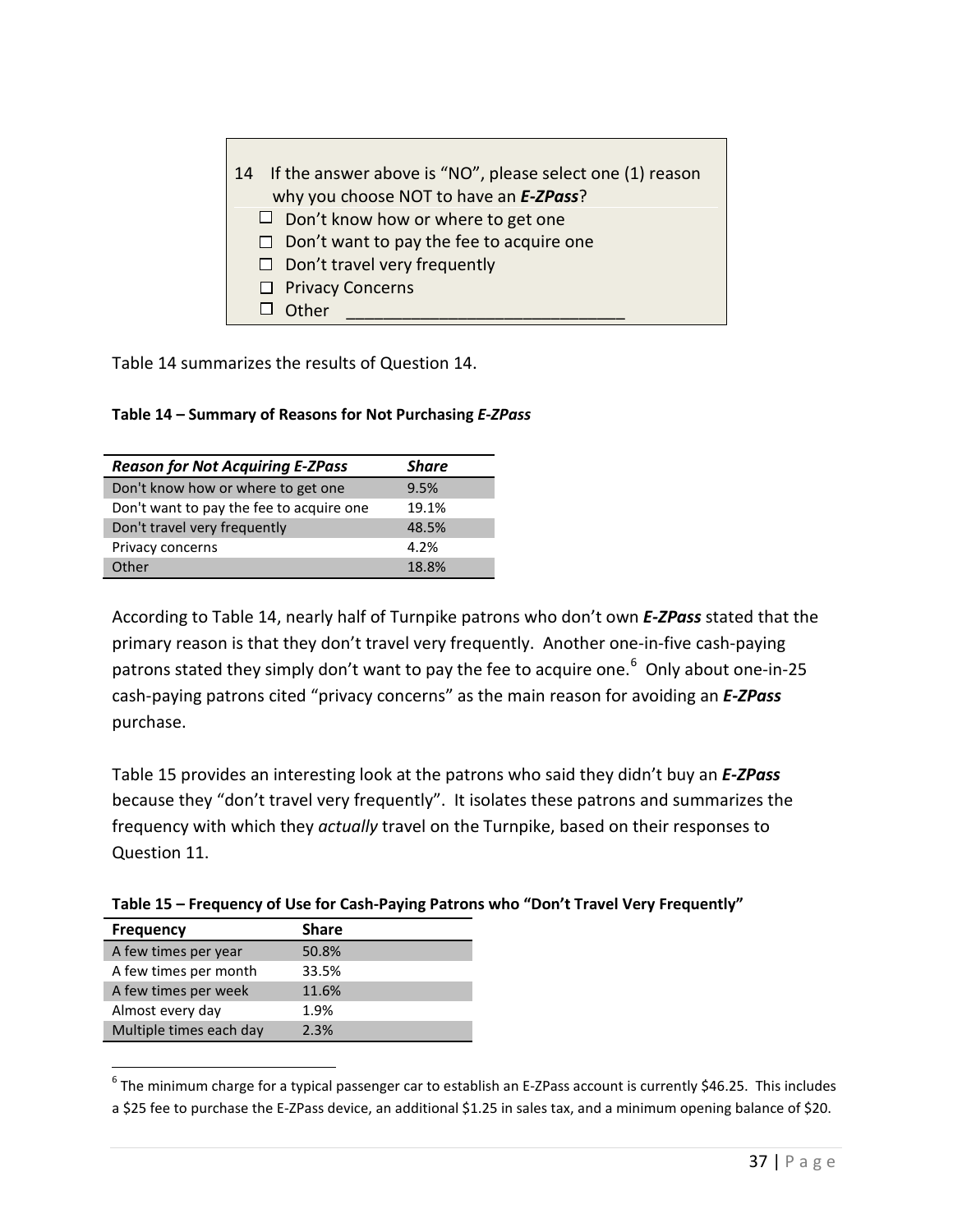> 14 If the answer above is "NO", please select one (1) reason why you choose NOT to have an ***E-ZPass***?
>
> - ☐ Don't know how or where to get one
> - ☐ Don't want to pay the fee to acquire one
> - ☐ Don't travel very frequently
> - ☐ Privacy Concerns
> - ☐ Other ______________________________

Table 14 summarizes the results of Question 14.

**Table 14 – Summary of Reasons for Not Purchasing *E-ZPass***

| ***Reason for Not Acquiring E-ZPass*** | ***Share*** |
|---|---|
| Don't know how or where to get one | 9.5% |
| Don't want to pay the fee to acquire one | 19.1% |
| Don't travel very frequently | 48.5% |
| Privacy concerns | 4.2% |
| Other | 18.8% |

According to Table 14, nearly half of Turnpike patrons who don't own ***E-ZPass*** stated that the primary reason is that they don't travel very frequently. Another one-in-five cash-paying patrons stated they simply don't want to pay the fee to acquire one.[6] Only about one-in-25 cash-paying patrons cited "privacy concerns" as the main reason for avoiding an ***E-ZPass*** purchase.

Table 15 provides an interesting look at the patrons who said they didn't buy an ***E-ZPass*** because they "don't travel very frequently". It isolates these patrons and summarizes the frequency with which they *actually* travel on the Turnpike, based on their responses to Question 11.

**Table 15 – Frequency of Use for Cash-Paying Patrons who "Don't Travel Very Frequently"**

| **Frequency** | **Share** |
|---|---|
| A few times per year | 50.8% |
| A few times per month | 33.5% |
| A few times per week | 11.6% |
| Almost every day | 1.9% |
| Multiple times each day | 2.3% |

[6] The minimum charge for a typical passenger car to establish an E-ZPass account is currently $46.25. This includes a $25 fee to purchase the E-ZPass device, an additional $1.25 in sales tax, and a minimum opening balance of $20.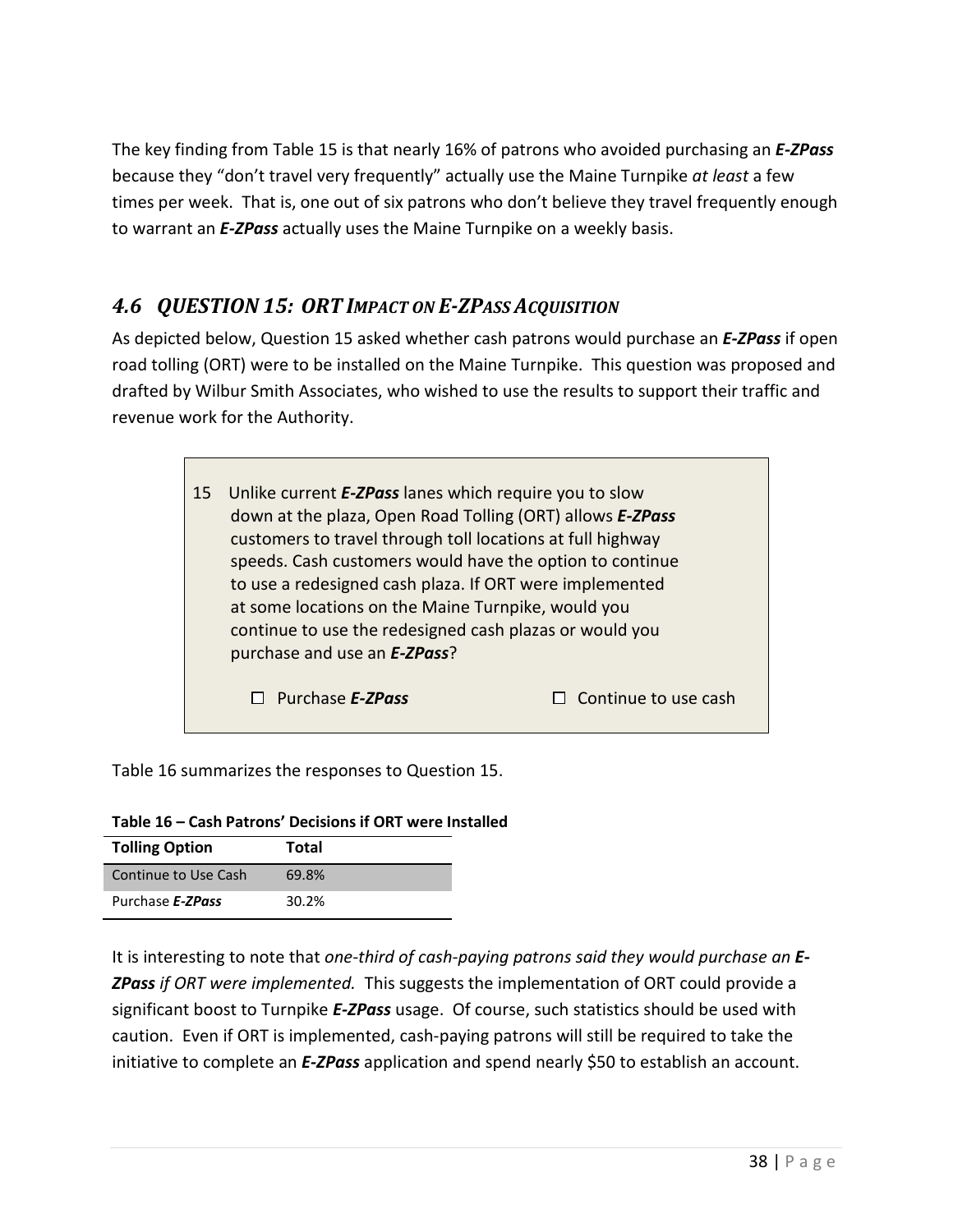The key finding from Table 15 is that nearly 16% of patrons who avoided purchasing an ***E-ZPass*** because they "don't travel very frequently" actually use the Maine Turnpike *at least* a few times per week. That is, one out of six patrons who don't believe they travel frequently enough to warrant an ***E-ZPass*** actually uses the Maine Turnpike on a weekly basis.

## *4.6 QUESTION 15: ORT IMPACT ON E-ZPASS ACQUISITION*

As depicted below, Question 15 asked whether cash patrons would purchase an ***E-ZPass*** if open road tolling (ORT) were to be installed on the Maine Turnpike. This question was proposed and drafted by Wilbur Smith Associates, who wished to use the results to support their traffic and revenue work for the Authority.

> 15 Unlike current ***E-ZPass*** lanes which require you to slow down at the plaza, Open Road Tolling (ORT) allows ***E-ZPass*** customers to travel through toll locations at full highway speeds. Cash customers would have the option to continue to use a redesigned cash plaza. If ORT were implemented at some locations on the Maine Turnpike, would you continue to use the redesigned cash plazas or would you purchase and use an ***E-ZPass***?
>
> ☐ Purchase ***E-ZPass*** ☐ Continue to use cash

Table 16 summarizes the responses to Question 15.

**Table 16 – Cash Patrons' Decisions if ORT were Installed**

| Tolling Option | Total |
|---|---|
| Continue to Use Cash | 69.8% |
| Purchase ***E-ZPass*** | 30.2% |

It is interesting to note that *one-third of cash-paying patrons said they would purchase an **E-ZPass** if ORT were implemented.* This suggests the implementation of ORT could provide a significant boost to Turnpike ***E-ZPass*** usage. Of course, such statistics should be used with caution. Even if ORT is implemented, cash-paying patrons will still be required to take the initiative to complete an ***E-ZPass*** application and spend nearly $50 to establish an account.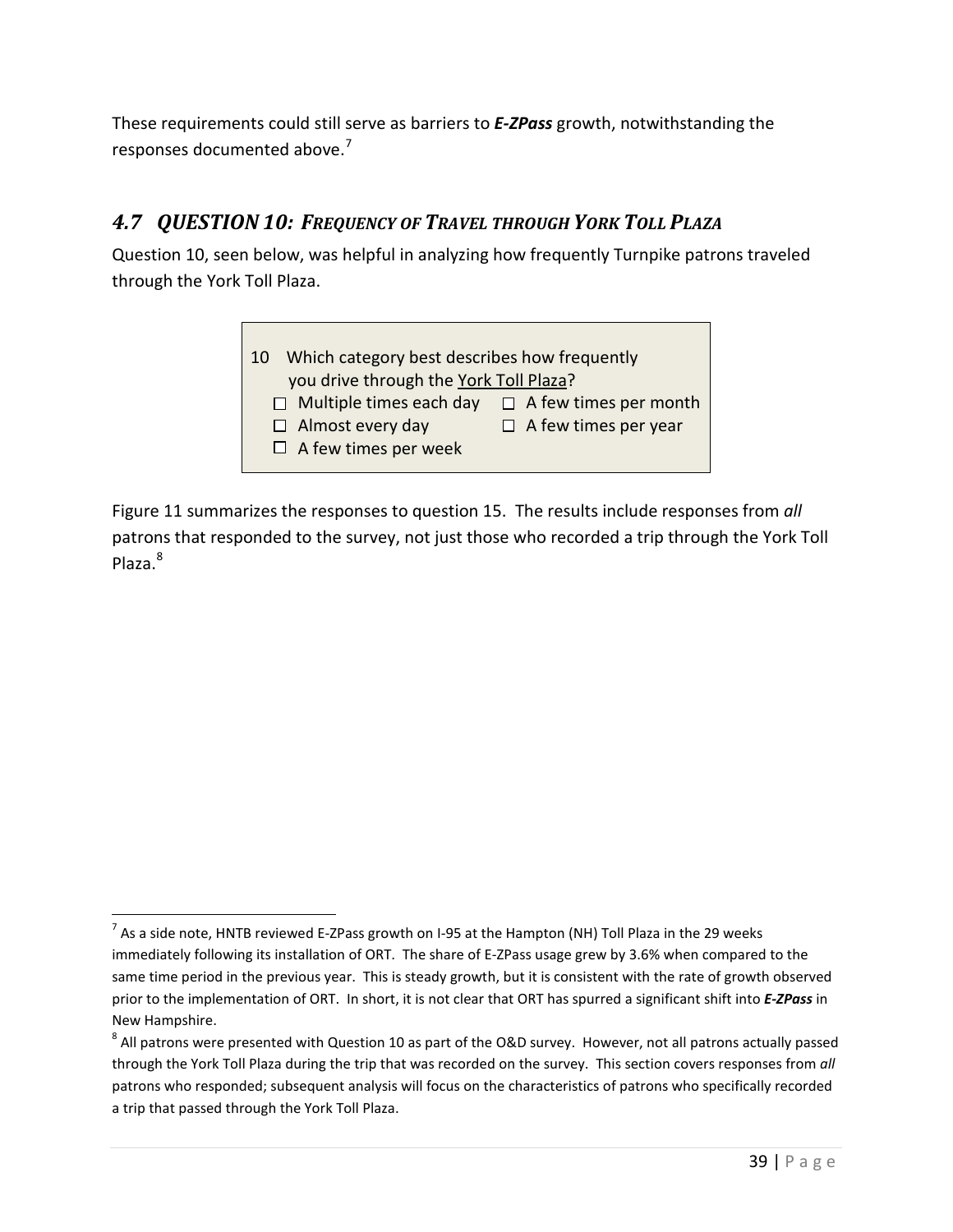These requirements could still serve as barriers to ***E-ZPass*** growth, notwithstanding the responses documented above.[7]

## *4.7 QUESTION 10: FREQUENCY OF TRAVEL THROUGH YORK TOLL PLAZA*

Question 10, seen below, was helpful in analyzing how frequently Turnpike patrons traveled through the York Toll Plaza.

> 10 Which category best describes how frequently you drive through the York Toll Plaza?
>
> - ☐ Multiple times each day
> - ☐ Almost every day
> - ☐ A few times per week
> - ☐ A few times per month
> - ☐ A few times per year

Figure 11 summarizes the responses to question 15. The results include responses from *all* patrons that responded to the survey, not just those who recorded a trip through the York Toll Plaza.[8]

---

[7] As a side note, HNTB reviewed E-ZPass growth on I-95 at the Hampton (NH) Toll Plaza in the 29 weeks immediately following its installation of ORT. The share of E-ZPass usage grew by 3.6% when compared to the same time period in the previous year. This is steady growth, but it is consistent with the rate of growth observed prior to the implementation of ORT. In short, it is not clear that ORT has spurred a significant shift into ***E-ZPass*** in New Hampshire.

[8] All patrons were presented with Question 10 as part of the O&D survey. However, not all patrons actually passed through the York Toll Plaza during the trip that was recorded on the survey. This section covers responses from *all* patrons who responded; subsequent analysis will focus on the characteristics of patrons who specifically recorded a trip that passed through the York Toll Plaza.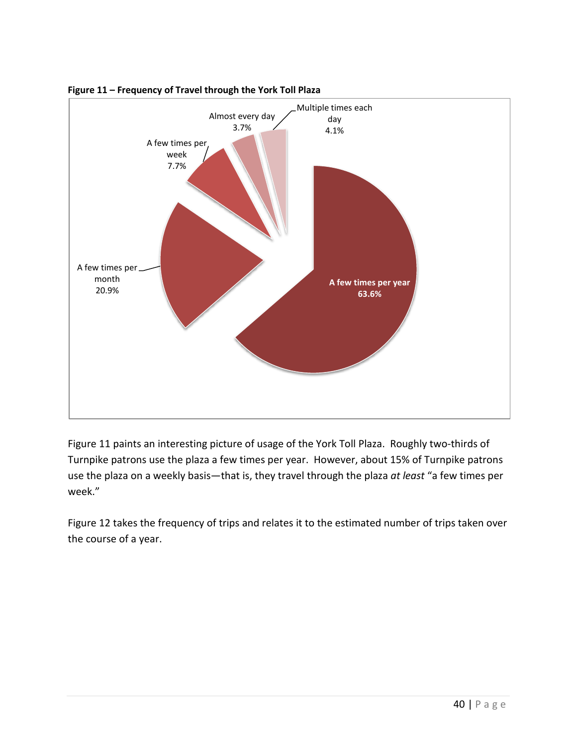**Figure 11 – Frequency of Travel through the York Toll Plaza**

| Frequency | Percent |
|---|---|
| A few times per year | 63.6% |
| A few times per month | 20.9% |
| A few times per week | 7.7% |
| Almost every day | 3.7% |
| Multiple times each day | 4.1% |

Figure 11 paints an interesting picture of usage of the York Toll Plaza. Roughly two-thirds of Turnpike patrons use the plaza a few times per year. However, about 15% of Turnpike patrons use the plaza on a weekly basis—that is, they travel through the plaza *at least* “a few times per week.”

Figure 12 takes the frequency of trips and relates it to the estimated number of trips taken over the course of a year.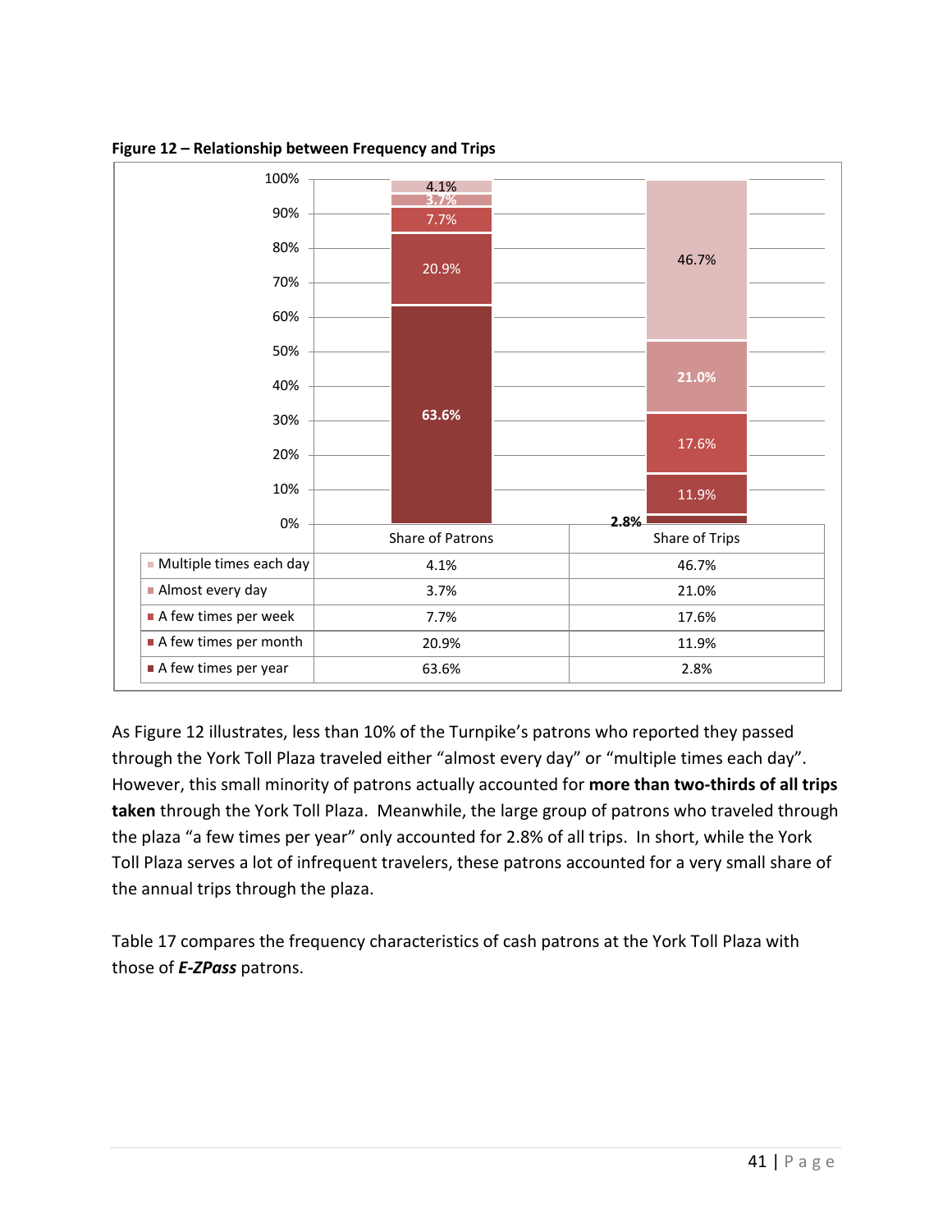**Figure 12 – Relationship between Frequency and Trips**

| | Share of Patrons | Share of Trips |
|---|---|---|
| Multiple times each day | 4.1% | 46.7% |
| Almost every day | 3.7% | 21.0% |
| A few times per week | 7.7% | 17.6% |
| A few times per month | 20.9% | 11.9% |
| A few times per year | 63.6% | 2.8% |

As Figure 12 illustrates, less than 10% of the Turnpike's patrons who reported they passed through the York Toll Plaza traveled either "almost every day" or "multiple times each day". However, this small minority of patrons actually accounted for **more than two-thirds of all trips taken** through the York Toll Plaza. Meanwhile, the large group of patrons who traveled through the plaza "a few times per year" only accounted for 2.8% of all trips. In short, while the York Toll Plaza serves a lot of infrequent travelers, these patrons accounted for a very small share of the annual trips through the plaza.

Table 17 compares the frequency characteristics of cash patrons at the York Toll Plaza with those of ***E-ZPass*** patrons.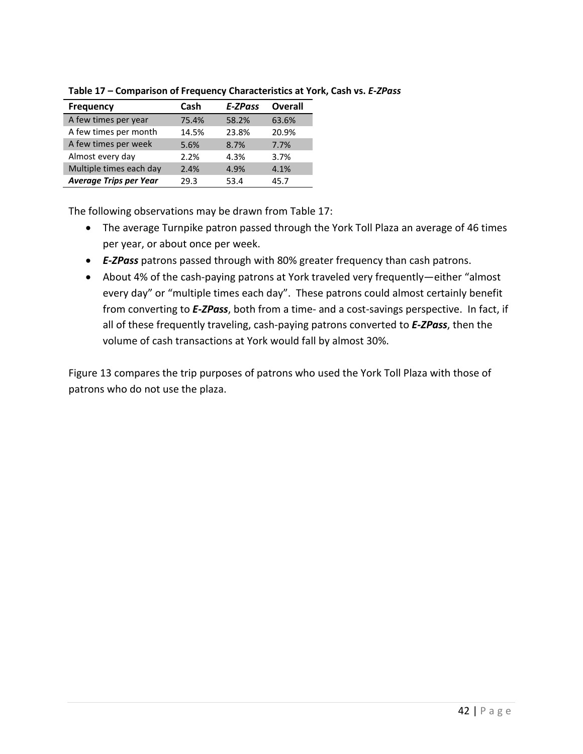**Table 17 – Comparison of Frequency Characteristics at York, Cash vs. *E-ZPass***

| Frequency | Cash | *E-ZPass* | Overall |
|---|---|---|---|
| A few times per year | 75.4% | 58.2% | 63.6% |
| A few times per month | 14.5% | 23.8% | 20.9% |
| A few times per week | 5.6% | 8.7% | 7.7% |
| Almost every day | 2.2% | 4.3% | 3.7% |
| Multiple times each day | 2.4% | 4.9% | 4.1% |
| ***Average Trips per Year*** | 29.3 | 53.4 | 45.7 |

The following observations may be drawn from Table 17:

- The average Turnpike patron passed through the York Toll Plaza an average of 46 times per year, or about once per week.
- ***E-ZPass*** patrons passed through with 80% greater frequency than cash patrons.
- About 4% of the cash-paying patrons at York traveled very frequently—either "almost every day" or "multiple times each day". These patrons could almost certainly benefit from converting to ***E-ZPass***, both from a time- and a cost-savings perspective. In fact, if all of these frequently traveling, cash-paying patrons converted to ***E-ZPass***, then the volume of cash transactions at York would fall by almost 30%.

Figure 13 compares the trip purposes of patrons who used the York Toll Plaza with those of patrons who do not use the plaza.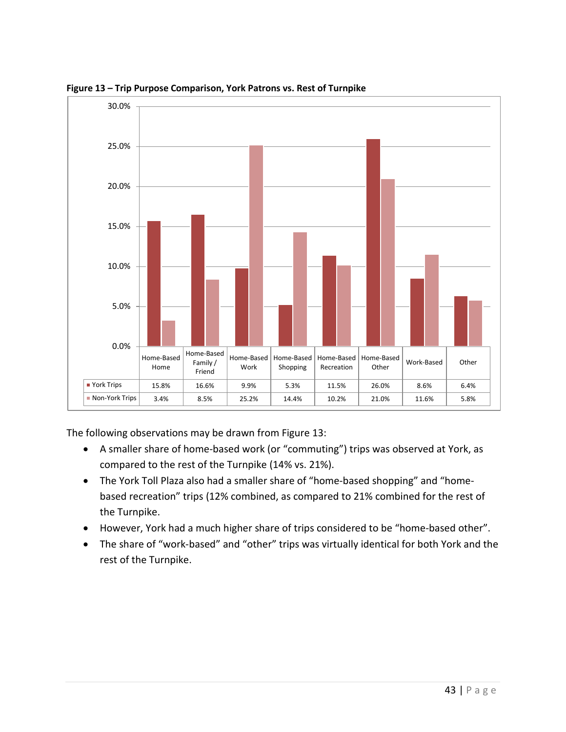**Figure 13 – Trip Purpose Comparison, York Patrons vs. Rest of Turnpike**

| | Home-Based Home | Home-Based Family / Friend | Home-Based Work | Home-Based Shopping | Home-Based Recreation | Home-Based Other | Work-Based | Other |
|---|---|---|---|---|---|---|---|---|
| York Trips | 15.8% | 16.6% | 9.9% | 5.3% | 11.5% | 26.0% | 8.6% | 6.4% |
| Non-York Trips | 3.4% | 8.5% | 25.2% | 14.4% | 10.2% | 21.0% | 11.6% | 5.8% |

The following observations may be drawn from Figure 13:

- A smaller share of home-based work (or "commuting") trips was observed at York, as compared to the rest of the Turnpike (14% vs. 21%).
- The York Toll Plaza also had a smaller share of "home-based shopping" and "home-based recreation" trips (12% combined, as compared to 21% combined for the rest of the Turnpike.
- However, York had a much higher share of trips considered to be "home-based other".
- The share of "work-based" and "other" trips was virtually identical for both York and the rest of the Turnpike.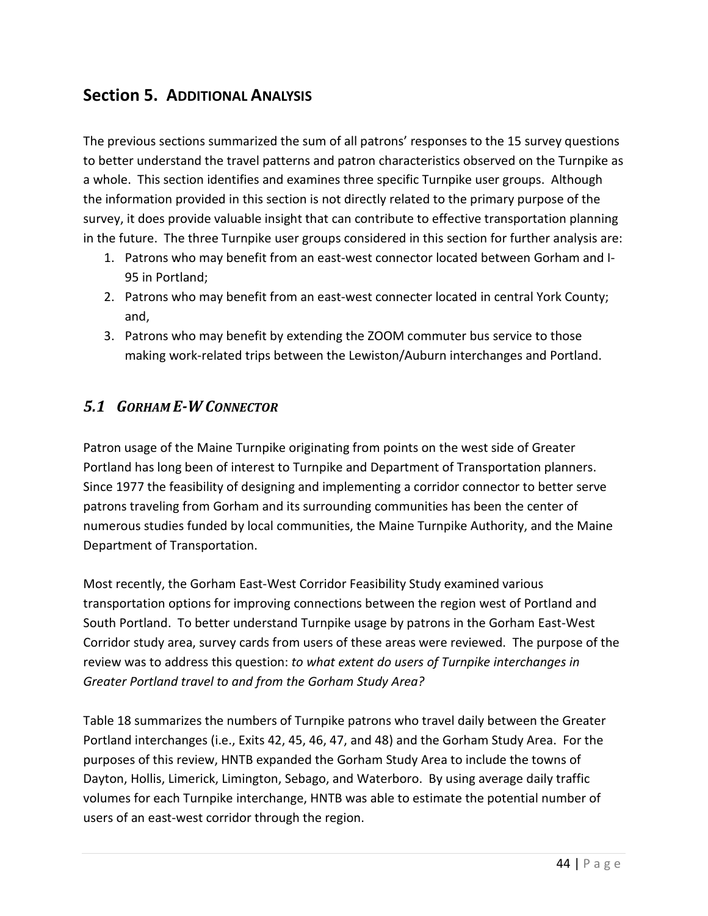## Section 5. Additional Analysis

The previous sections summarized the sum of all patrons' responses to the 15 survey questions to better understand the travel patterns and patron characteristics observed on the Turnpike as a whole. This section identifies and examines three specific Turnpike user groups. Although the information provided in this section is not directly related to the primary purpose of the survey, it does provide valuable insight that can contribute to effective transportation planning in the future. The three Turnpike user groups considered in this section for further analysis are:

1. Patrons who may benefit from an east-west connector located between Gorham and I-95 in Portland;
2. Patrons who may benefit from an east-west connecter located in central York County; and,
3. Patrons who may benefit by extending the ZOOM commuter bus service to those making work-related trips between the Lewiston/Auburn interchanges and Portland.

### *5.1 Gorham E-W Connector*

Patron usage of the Maine Turnpike originating from points on the west side of Greater Portland has long been of interest to Turnpike and Department of Transportation planners. Since 1977 the feasibility of designing and implementing a corridor connector to better serve patrons traveling from Gorham and its surrounding communities has been the center of numerous studies funded by local communities, the Maine Turnpike Authority, and the Maine Department of Transportation.

Most recently, the Gorham East-West Corridor Feasibility Study examined various transportation options for improving connections between the region west of Portland and South Portland. To better understand Turnpike usage by patrons in the Gorham East-West Corridor study area, survey cards from users of these areas were reviewed. The purpose of the review was to address this question: *to what extent do users of Turnpike interchanges in Greater Portland travel to and from the Gorham Study Area?*

Table 18 summarizes the numbers of Turnpike patrons who travel daily between the Greater Portland interchanges (i.e., Exits 42, 45, 46, 47, and 48) and the Gorham Study Area. For the purposes of this review, HNTB expanded the Gorham Study Area to include the towns of Dayton, Hollis, Limerick, Limington, Sebago, and Waterboro. By using average daily traffic volumes for each Turnpike interchange, HNTB was able to estimate the potential number of users of an east-west corridor through the region.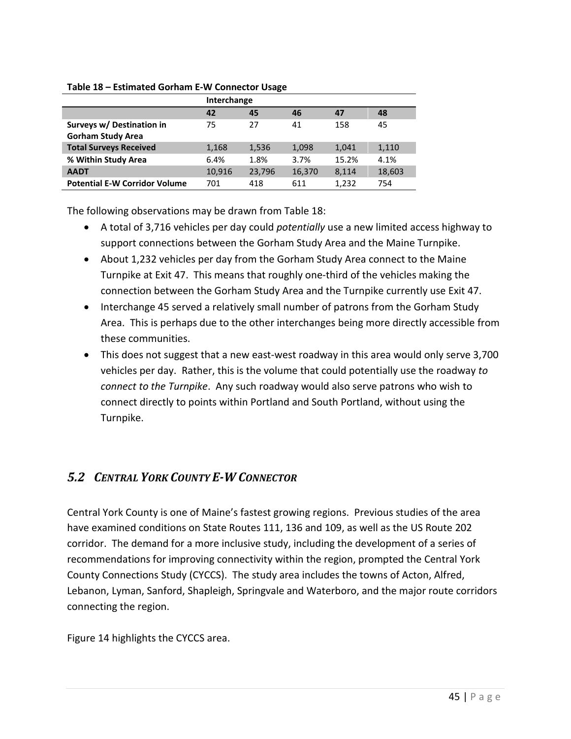**Table 18 – Estimated Gorham E-W Connector Usage**

| | Interchange | | | | |
|---|---|---|---|---|---|
| | **42** | **45** | **46** | **47** | **48** |
| **Surveys w/ Destination in Gorham Study Area** | 75 | 27 | 41 | 158 | 45 |
| **Total Surveys Received** | 1,168 | 1,536 | 1,098 | 1,041 | 1,110 |
| **% Within Study Area** | 6.4% | 1.8% | 3.7% | 15.2% | 4.1% |
| **AADT** | 10,916 | 23,796 | 16,370 | 8,114 | 18,603 |
| **Potential E-W Corridor Volume** | 701 | 418 | 611 | 1,232 | 754 |

The following observations may be drawn from Table 18:

- A total of 3,716 vehicles per day could *potentially* use a new limited access highway to support connections between the Gorham Study Area and the Maine Turnpike.
- About 1,232 vehicles per day from the Gorham Study Area connect to the Maine Turnpike at Exit 47. This means that roughly one-third of the vehicles making the connection between the Gorham Study Area and the Turnpike currently use Exit 47.
- Interchange 45 served a relatively small number of patrons from the Gorham Study Area. This is perhaps due to the other interchanges being more directly accessible from these communities.
- This does not suggest that a new east-west roadway in this area would only serve 3,700 vehicles per day. Rather, this is the volume that could potentially use the roadway *to connect to the Turnpike*. Any such roadway would also serve patrons who wish to connect directly to points within Portland and South Portland, without using the Turnpike.

## *5.2 CENTRAL YORK COUNTY E-W CONNECTOR*

Central York County is one of Maine's fastest growing regions. Previous studies of the area have examined conditions on State Routes 111, 136 and 109, as well as the US Route 202 corridor. The demand for a more inclusive study, including the development of a series of recommendations for improving connectivity within the region, prompted the Central York County Connections Study (CYCCS). The study area includes the towns of Acton, Alfred, Lebanon, Lyman, Sanford, Shapleigh, Springvale and Waterboro, and the major route corridors connecting the region.

Figure 14 highlights the CYCCS area.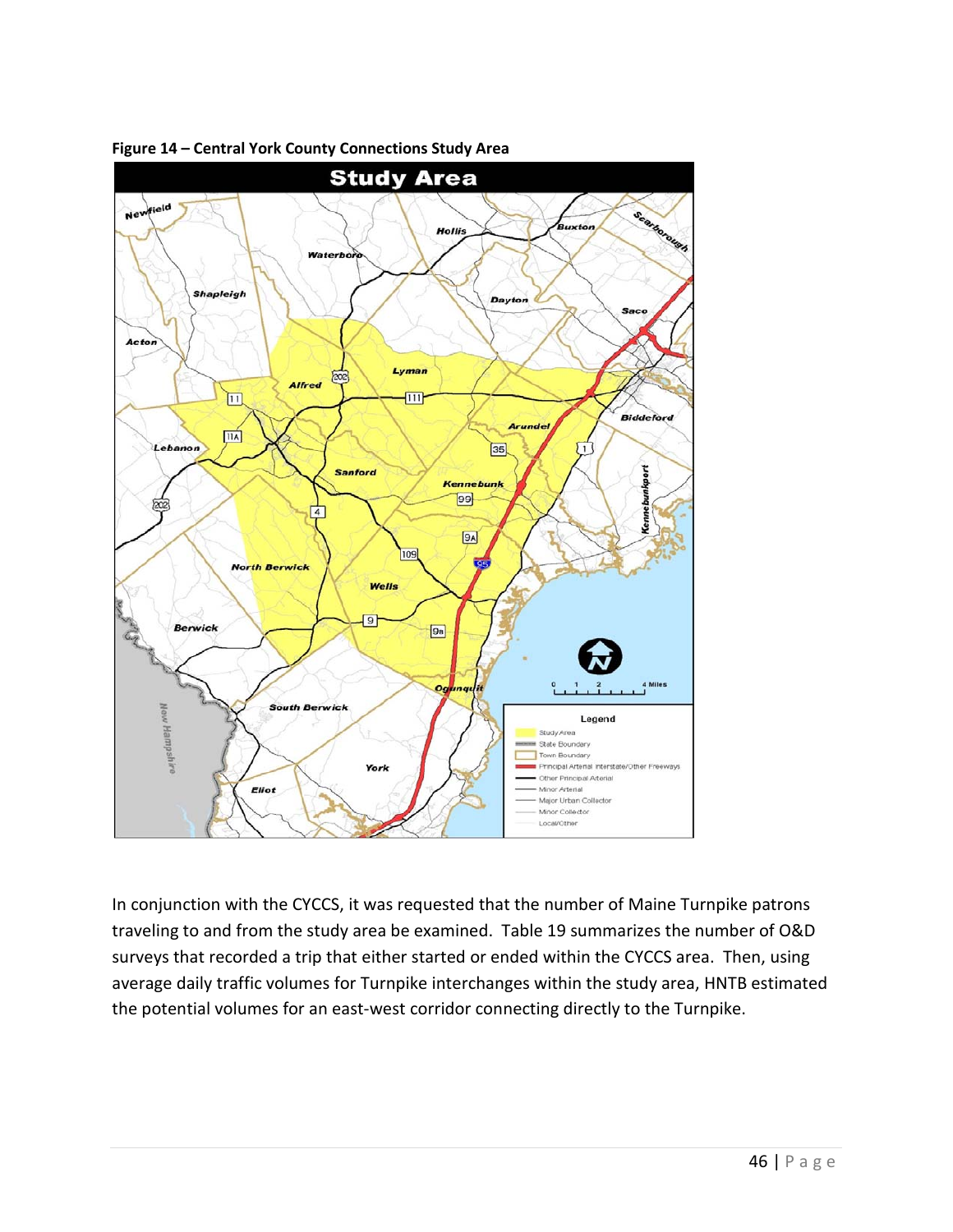**Figure 14 – Central York County Connections Study Area**

In conjunction with the CYCCS, it was requested that the number of Maine Turnpike patrons traveling to and from the study area be examined. Table 19 summarizes the number of O&D surveys that recorded a trip that either started or ended within the CYCCS area. Then, using average daily traffic volumes for Turnpike interchanges within the study area, HNTB estimated the potential volumes for an east-west corridor connecting directly to the Turnpike.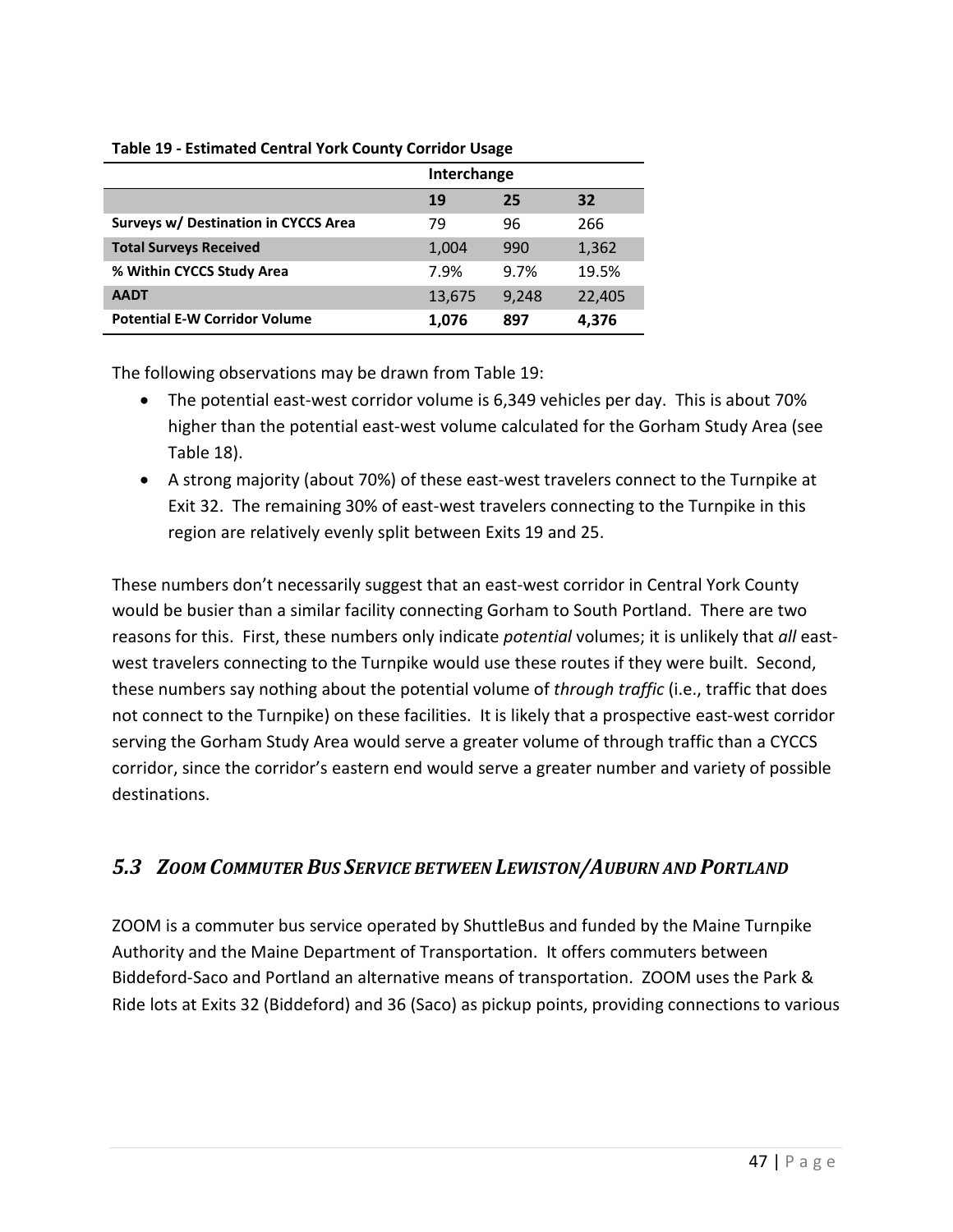**Table 19 - Estimated Central York County Corridor Usage**

| | Interchange | | |
|---|---|---|---|
| | **19** | **25** | **32** |
| **Surveys w/ Destination in CYCCS Area** | 79 | 96 | 266 |
| **Total Surveys Received** | 1,004 | 990 | 1,362 |
| **% Within CYCCS Study Area** | 7.9% | 9.7% | 19.5% |
| **AADT** | 13,675 | 9,248 | 22,405 |
| **Potential E-W Corridor Volume** | **1,076** | **897** | **4,376** |

The following observations may be drawn from Table 19:

- The potential east-west corridor volume is 6,349 vehicles per day. This is about 70% higher than the potential east-west volume calculated for the Gorham Study Area (see Table 18).
- A strong majority (about 70%) of these east-west travelers connect to the Turnpike at Exit 32. The remaining 30% of east-west travelers connecting to the Turnpike in this region are relatively evenly split between Exits 19 and 25.

These numbers don't necessarily suggest that an east-west corridor in Central York County would be busier than a similar facility connecting Gorham to South Portland. There are two reasons for this. First, these numbers only indicate *potential* volumes; it is unlikely that *all* east-west travelers connecting to the Turnpike would use these routes if they were built. Second, these numbers say nothing about the potential volume of *through traffic* (i.e., traffic that does not connect to the Turnpike) on these facilities. It is likely that a prospective east-west corridor serving the Gorham Study Area would serve a greater volume of through traffic than a CYCCS corridor, since the corridor's eastern end would serve a greater number and variety of possible destinations.

## *5.3 ZOOM Commuter Bus Service between Lewiston/Auburn and Portland*

ZOOM is a commuter bus service operated by ShuttleBus and funded by the Maine Turnpike Authority and the Maine Department of Transportation. It offers commuters between Biddeford-Saco and Portland an alternative means of transportation. ZOOM uses the Park & Ride lots at Exits 32 (Biddeford) and 36 (Saco) as pickup points, providing connections to various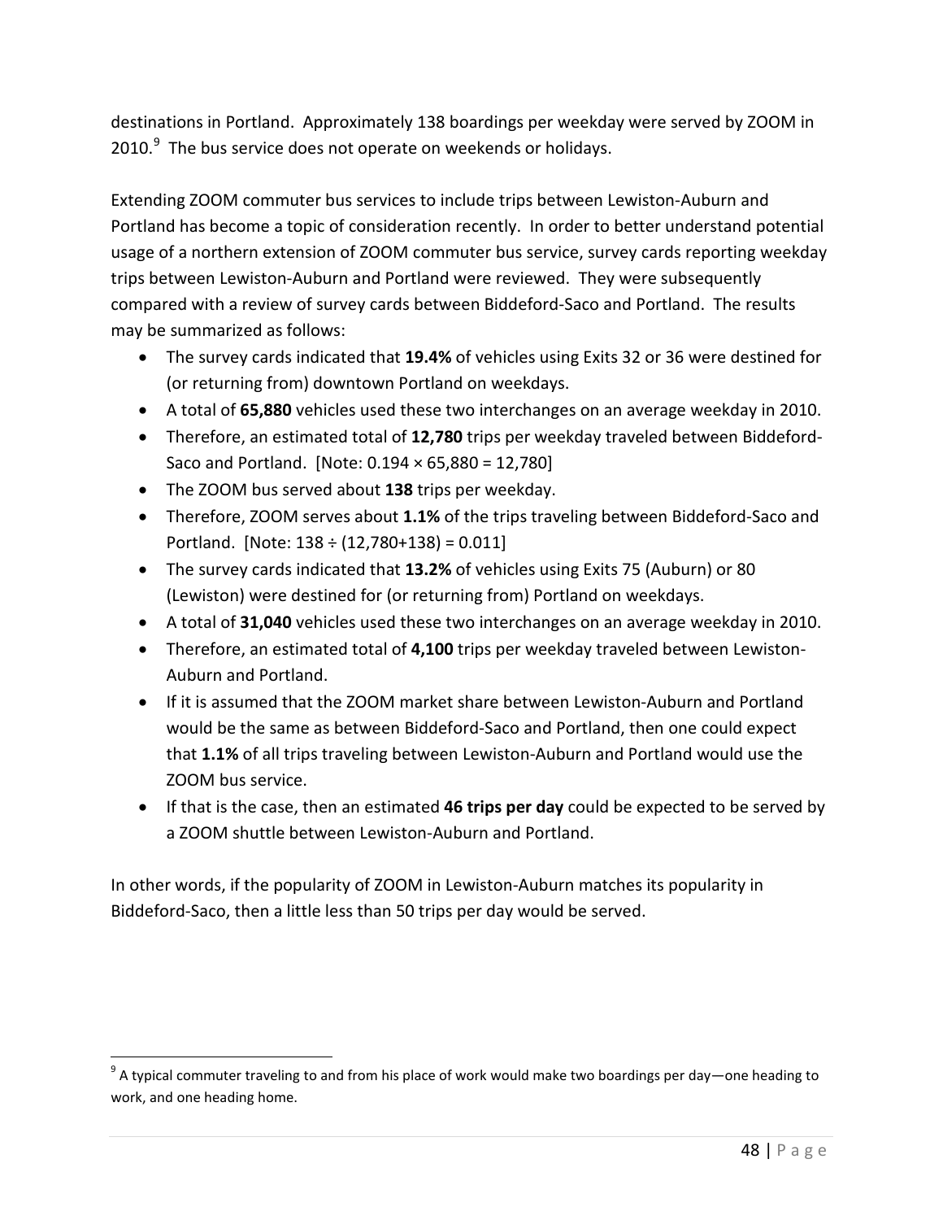destinations in Portland. Approximately 138 boardings per weekday were served by ZOOM in 2010.[9] The bus service does not operate on weekends or holidays.

Extending ZOOM commuter bus services to include trips between Lewiston-Auburn and Portland has become a topic of consideration recently. In order to better understand potential usage of a northern extension of ZOOM commuter bus service, survey cards reporting weekday trips between Lewiston-Auburn and Portland were reviewed. They were subsequently compared with a review of survey cards between Biddeford-Saco and Portland. The results may be summarized as follows:

- The survey cards indicated that **19.4%** of vehicles using Exits 32 or 36 were destined for (or returning from) downtown Portland on weekdays.
- A total of **65,880** vehicles used these two interchanges on an average weekday in 2010.
- Therefore, an estimated total of **12,780** trips per weekday traveled between Biddeford-Saco and Portland. [Note: $0.194 \times 65{,}880 = 12{,}780$]
- The ZOOM bus served about **138** trips per weekday.
- Therefore, ZOOM serves about **1.1%** of the trips traveling between Biddeford-Saco and Portland. [Note: $138 \div (12{,}780+138) = 0.011$]
- The survey cards indicated that **13.2%** of vehicles using Exits 75 (Auburn) or 80 (Lewiston) were destined for (or returning from) Portland on weekdays.
- A total of **31,040** vehicles used these two interchanges on an average weekday in 2010.
- Therefore, an estimated total of **4,100** trips per weekday traveled between Lewiston-Auburn and Portland.
- If it is assumed that the ZOOM market share between Lewiston-Auburn and Portland would be the same as between Biddeford-Saco and Portland, then one could expect that **1.1%** of all trips traveling between Lewiston-Auburn and Portland would use the ZOOM bus service.
- If that is the case, then an estimated **46 trips per day** could be expected to be served by a ZOOM shuttle between Lewiston-Auburn and Portland.

In other words, if the popularity of ZOOM in Lewiston-Auburn matches its popularity in Biddeford-Saco, then a little less than 50 trips per day would be served.

[9] A typical commuter traveling to and from his place of work would make two boardings per day—one heading to work, and one heading home.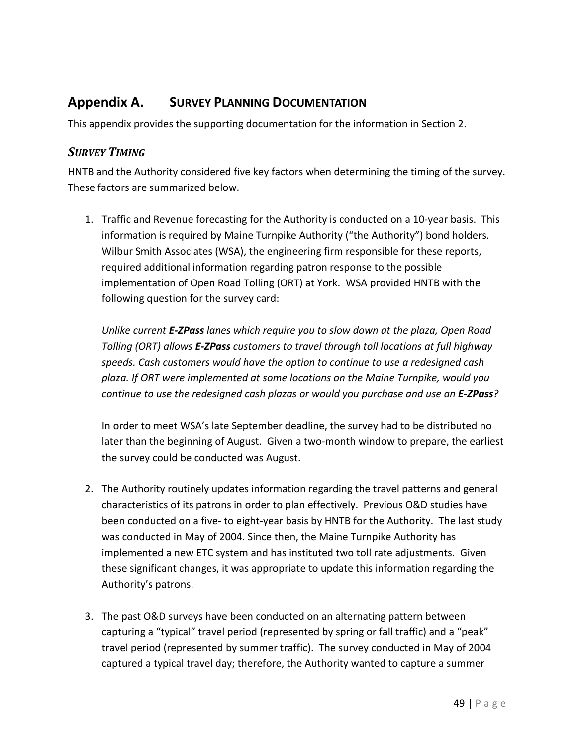# Appendix A. SURVEY PLANNING DOCUMENTATION

This appendix provides the supporting documentation for the information in Section 2.

## *SURVEY TIMING*

HNTB and the Authority considered five key factors when determining the timing of the survey. These factors are summarized below.

1. Traffic and Revenue forecasting for the Authority is conducted on a 10-year basis. This information is required by Maine Turnpike Authority ("the Authority") bond holders. Wilbur Smith Associates (WSA), the engineering firm responsible for these reports, required additional information regarding patron response to the possible implementation of Open Road Tolling (ORT) at York. WSA provided HNTB with the following question for the survey card:

   *Unlike current **E-ZPass** lanes which require you to slow down at the plaza, Open Road Tolling (ORT) allows **E-ZPass** customers to travel through toll locations at full highway speeds. Cash customers would have the option to continue to use a redesigned cash plaza. If ORT were implemented at some locations on the Maine Turnpike, would you continue to use the redesigned cash plazas or would you purchase and use an **E-ZPass**?*

   In order to meet WSA's late September deadline, the survey had to be distributed no later than the beginning of August. Given a two-month window to prepare, the earliest the survey could be conducted was August.

2. The Authority routinely updates information regarding the travel patterns and general characteristics of its patrons in order to plan effectively. Previous O&D studies have been conducted on a five- to eight-year basis by HNTB for the Authority. The last study was conducted in May of 2004. Since then, the Maine Turnpike Authority has implemented a new ETC system and has instituted two toll rate adjustments. Given these significant changes, it was appropriate to update this information regarding the Authority's patrons.

3. The past O&D surveys have been conducted on an alternating pattern between capturing a "typical" travel period (represented by spring or fall traffic) and a "peak" travel period (represented by summer traffic). The survey conducted in May of 2004 captured a typical travel day; therefore, the Authority wanted to capture a summer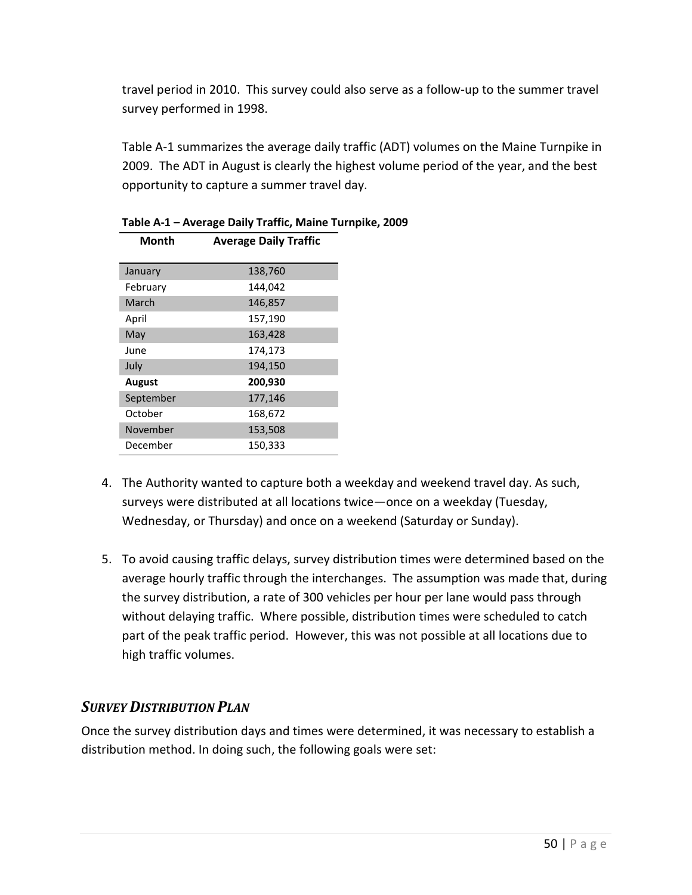travel period in 2010. This survey could also serve as a follow-up to the summer travel survey performed in 1998.

Table A-1 summarizes the average daily traffic (ADT) volumes on the Maine Turnpike in 2009. The ADT in August is clearly the highest volume period of the year, and the best opportunity to capture a summer travel day.

**Table A-1 – Average Daily Traffic, Maine Turnpike, 2009**

| Month | Average Daily Traffic |
|---|---|
| January | 138,760 |
| February | 144,042 |
| March | 146,857 |
| April | 157,190 |
| May | 163,428 |
| June | 174,173 |
| July | 194,150 |
| **August** | **200,930** |
| September | 177,146 |
| October | 168,672 |
| November | 153,508 |
| December | 150,333 |

4. The Authority wanted to capture both a weekday and weekend travel day. As such, surveys were distributed at all locations twice—once on a weekday (Tuesday, Wednesday, or Thursday) and once on a weekend (Saturday or Sunday).

5. To avoid causing traffic delays, survey distribution times were determined based on the average hourly traffic through the interchanges. The assumption was made that, during the survey distribution, a rate of 300 vehicles per hour per lane would pass through without delaying traffic. Where possible, distribution times were scheduled to catch part of the peak traffic period. However, this was not possible at all locations due to high traffic volumes.

### *Survey Distribution Plan*

Once the survey distribution days and times were determined, it was necessary to establish a distribution method. In doing such, the following goals were set: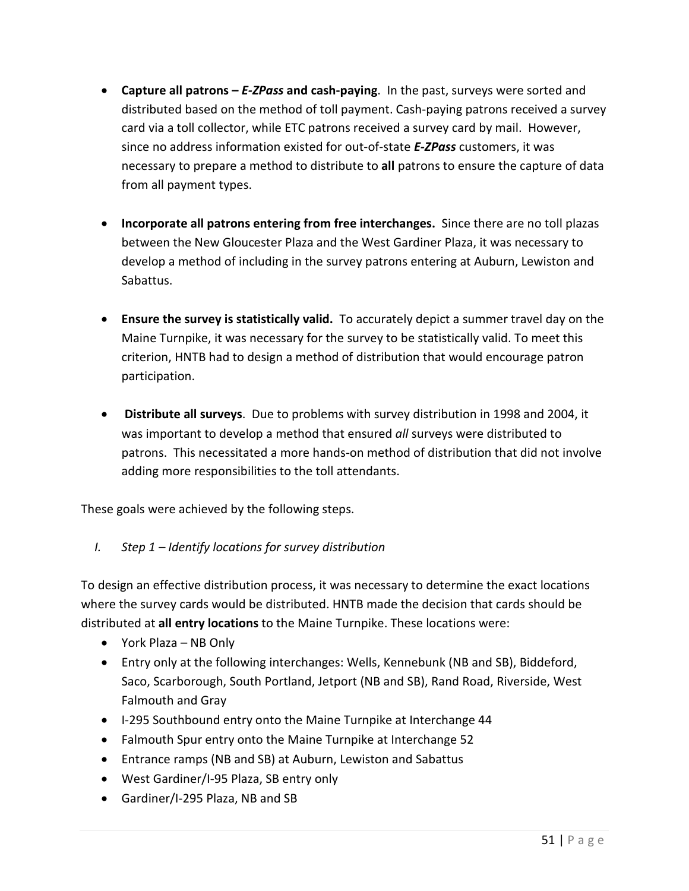- **Capture all patrons – *E-ZPass* and cash-paying**. In the past, surveys were sorted and distributed based on the method of toll payment. Cash-paying patrons received a survey card via a toll collector, while ETC patrons received a survey card by mail. However, since no address information existed for out-of-state ***E-ZPass*** customers, it was necessary to prepare a method to distribute to **all** patrons to ensure the capture of data from all payment types.

- **Incorporate all patrons entering from free interchanges.** Since there are no toll plazas between the New Gloucester Plaza and the West Gardiner Plaza, it was necessary to develop a method of including in the survey patrons entering at Auburn, Lewiston and Sabattus.

- **Ensure the survey is statistically valid.** To accurately depict a summer travel day on the Maine Turnpike, it was necessary for the survey to be statistically valid. To meet this criterion, HNTB had to design a method of distribution that would encourage patron participation.

- **Distribute all surveys**. Due to problems with survey distribution in 1998 and 2004, it was important to develop a method that ensured *all* surveys were distributed to patrons. This necessitated a more hands-on method of distribution that did not involve adding more responsibilities to the toll attendants.

These goals were achieved by the following steps.

*I. Step 1 – Identify locations for survey distribution*

To design an effective distribution process, it was necessary to determine the exact locations where the survey cards would be distributed. HNTB made the decision that cards should be distributed at **all entry locations** to the Maine Turnpike. These locations were:

- York Plaza – NB Only
- Entry only at the following interchanges: Wells, Kennebunk (NB and SB), Biddeford, Saco, Scarborough, South Portland, Jetport (NB and SB), Rand Road, Riverside, West Falmouth and Gray
- I-295 Southbound entry onto the Maine Turnpike at Interchange 44
- Falmouth Spur entry onto the Maine Turnpike at Interchange 52
- Entrance ramps (NB and SB) at Auburn, Lewiston and Sabattus
- West Gardiner/I-95 Plaza, SB entry only
- Gardiner/I-295 Plaza, NB and SB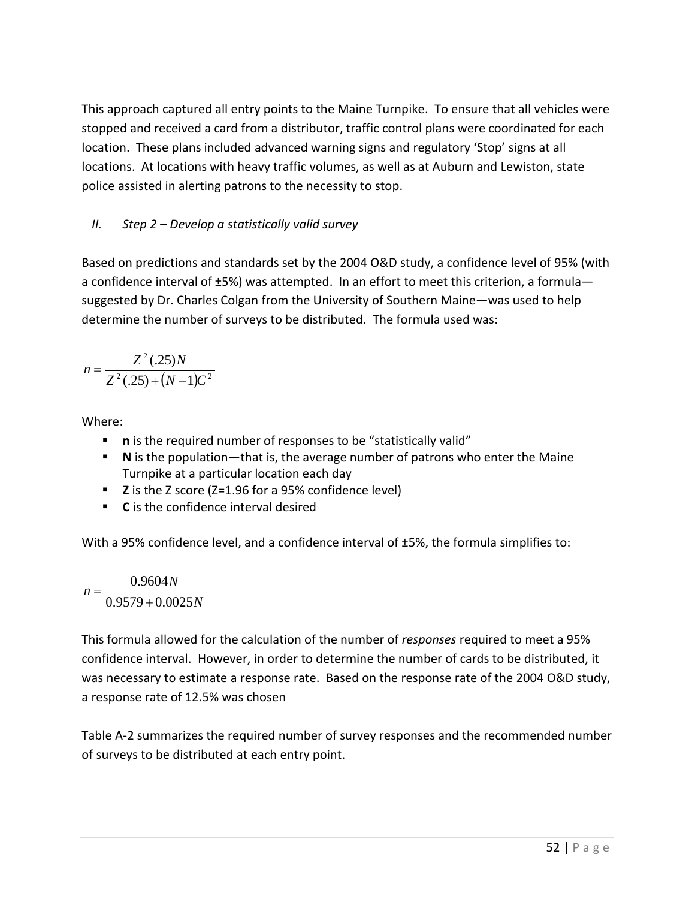This approach captured all entry points to the Maine Turnpike. To ensure that all vehicles were stopped and received a card from a distributor, traffic control plans were coordinated for each location. These plans included advanced warning signs and regulatory 'Stop' signs at all locations. At locations with heavy traffic volumes, as well as at Auburn and Lewiston, state police assisted in alerting patrons to the necessity to stop.

### *II. Step 2 – Develop a statistically valid survey*

Based on predictions and standards set by the 2004 O&D study, a confidence level of 95% (with a confidence interval of ±5%) was attempted. In an effort to meet this criterion, a formula—suggested by Dr. Charles Colgan from the University of Southern Maine—was used to help determine the number of surveys to be distributed. The formula used was:

$$n = \frac{Z^2(.25)N}{Z^2(.25) + (N-1)C^2}$$

Where:

- **n** is the required number of responses to be "statistically valid"
- **N** is the population—that is, the average number of patrons who enter the Maine Turnpike at a particular location each day
- **Z** is the Z score (Z=1.96 for a 95% confidence level)
- **C** is the confidence interval desired

With a 95% confidence level, and a confidence interval of ±5%, the formula simplifies to:

$$n = \frac{0.9604N}{0.9579 + 0.0025N}$$

This formula allowed for the calculation of the number of *responses* required to meet a 95% confidence interval. However, in order to determine the number of cards to be distributed, it was necessary to estimate a response rate. Based on the response rate of the 2004 O&D study, a response rate of 12.5% was chosen

Table A-2 summarizes the required number of survey responses and the recommended number of surveys to be distributed at each entry point.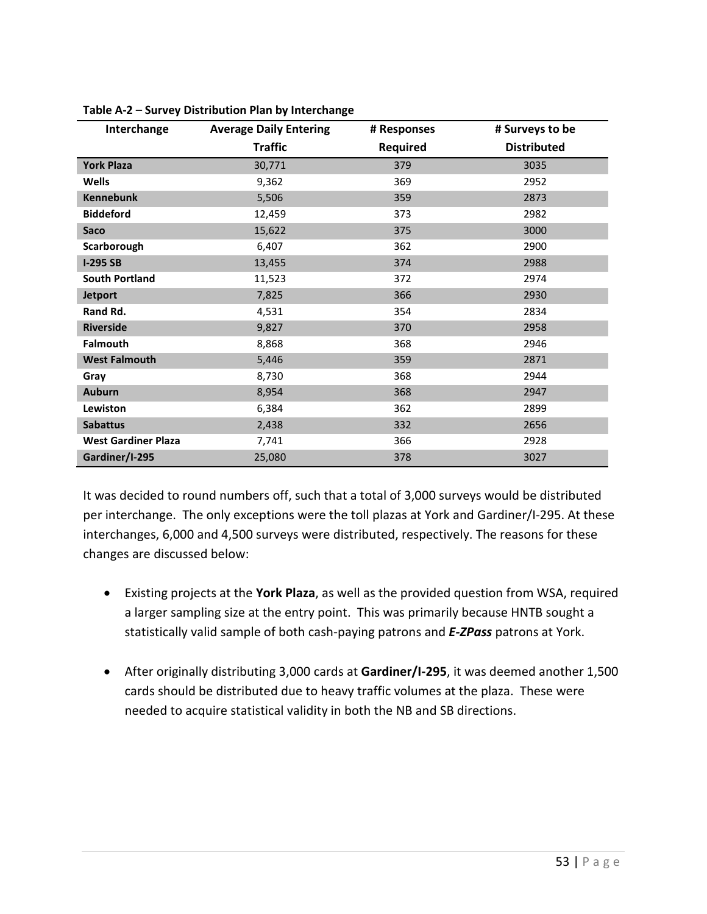**Table A-2** – **Survey Distribution Plan by Interchange**

| Interchange | Average Daily Entering Traffic | # Responses Required | # Surveys to be Distributed |
|---|---|---|---|
| **York Plaza** | 30,771 | 379 | 3035 |
| **Wells** | 9,362 | 369 | 2952 |
| **Kennebunk** | 5,506 | 359 | 2873 |
| **Biddeford** | 12,459 | 373 | 2982 |
| **Saco** | 15,622 | 375 | 3000 |
| **Scarborough** | 6,407 | 362 | 2900 |
| **I-295 SB** | 13,455 | 374 | 2988 |
| **South Portland** | 11,523 | 372 | 2974 |
| **Jetport** | 7,825 | 366 | 2930 |
| **Rand Rd.** | 4,531 | 354 | 2834 |
| **Riverside** | 9,827 | 370 | 2958 |
| **Falmouth** | 8,868 | 368 | 2946 |
| **West Falmouth** | 5,446 | 359 | 2871 |
| **Gray** | 8,730 | 368 | 2944 |
| **Auburn** | 8,954 | 368 | 2947 |
| **Lewiston** | 6,384 | 362 | 2899 |
| **Sabattus** | 2,438 | 332 | 2656 |
| **West Gardiner Plaza** | 7,741 | 366 | 2928 |
| **Gardiner/I-295** | 25,080 | 378 | 3027 |

It was decided to round numbers off, such that a total of 3,000 surveys would be distributed per interchange. The only exceptions were the toll plazas at York and Gardiner/I-295. At these interchanges, 6,000 and 4,500 surveys were distributed, respectively. The reasons for these changes are discussed below:

- Existing projects at the **York Plaza**, as well as the provided question from WSA, required a larger sampling size at the entry point. This was primarily because HNTB sought a statistically valid sample of both cash-paying patrons and ***E-ZPass*** patrons at York.

- After originally distributing 3,000 cards at **Gardiner/I-295**, it was deemed another 1,500 cards should be distributed due to heavy traffic volumes at the plaza. These were needed to acquire statistical validity in both the NB and SB directions.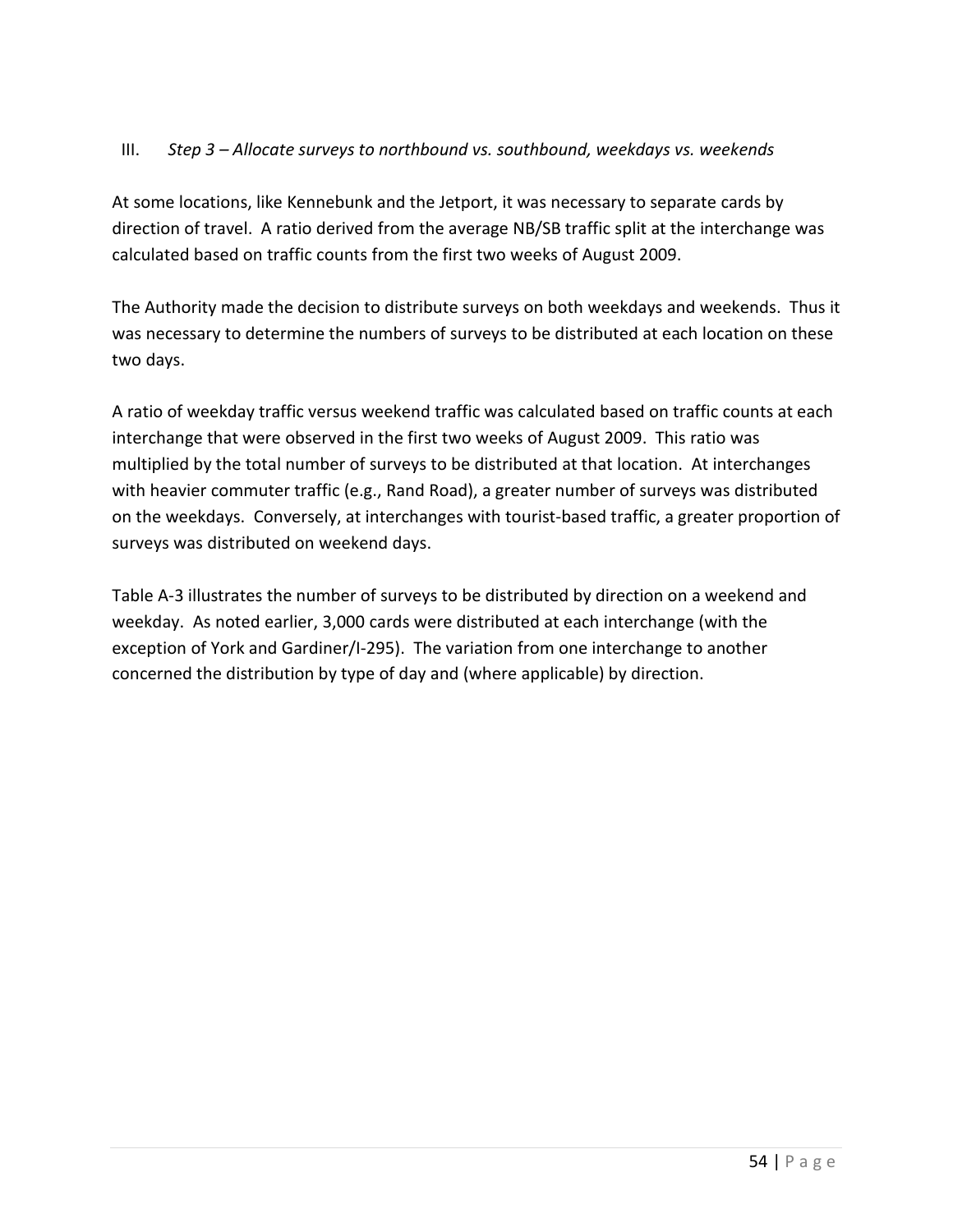### III. *Step 3 – Allocate surveys to northbound vs. southbound, weekdays vs. weekends*

At some locations, like Kennebunk and the Jetport, it was necessary to separate cards by direction of travel. A ratio derived from the average NB/SB traffic split at the interchange was calculated based on traffic counts from the first two weeks of August 2009.

The Authority made the decision to distribute surveys on both weekdays and weekends. Thus it was necessary to determine the numbers of surveys to be distributed at each location on these two days.

A ratio of weekday traffic versus weekend traffic was calculated based on traffic counts at each interchange that were observed in the first two weeks of August 2009. This ratio was multiplied by the total number of surveys to be distributed at that location. At interchanges with heavier commuter traffic (e.g., Rand Road), a greater number of surveys was distributed on the weekdays. Conversely, at interchanges with tourist-based traffic, a greater proportion of surveys was distributed on weekend days.

Table A-3 illustrates the number of surveys to be distributed by direction on a weekend and weekday. As noted earlier, 3,000 cards were distributed at each interchange (with the exception of York and Gardiner/I-295). The variation from one interchange to another concerned the distribution by type of day and (where applicable) by direction.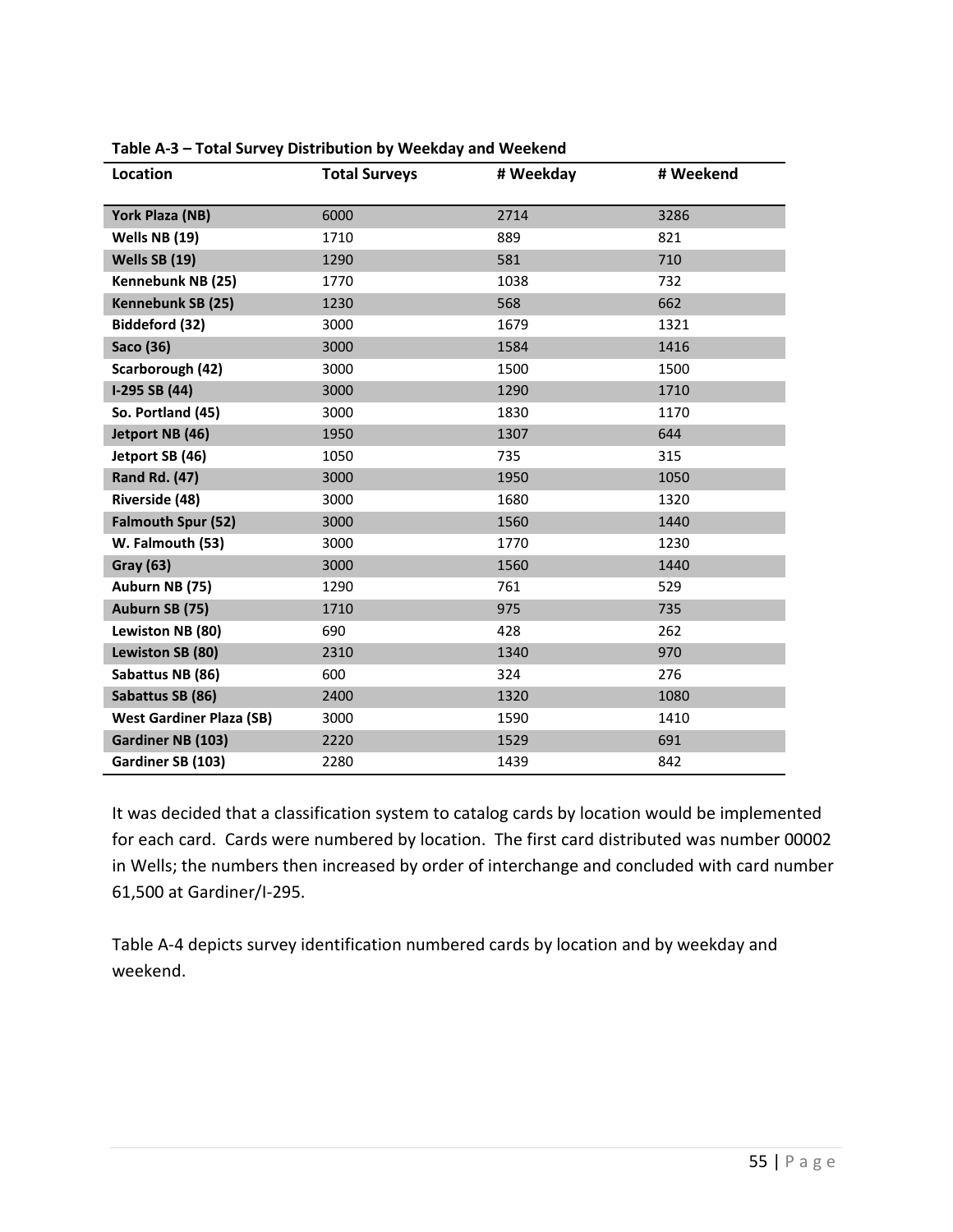**Table A-3 – Total Survey Distribution by Weekday and Weekend**

| Location | Total Surveys | # Weekday | # Weekend |
|---|---|---|---|
| **York Plaza (NB)** | 6000 | 2714 | 3286 |
| **Wells NB (19)** | 1710 | 889 | 821 |
| **Wells SB (19)** | 1290 | 581 | 710 |
| **Kennebunk NB (25)** | 1770 | 1038 | 732 |
| **Kennebunk SB (25)** | 1230 | 568 | 662 |
| **Biddeford (32)** | 3000 | 1679 | 1321 |
| **Saco (36)** | 3000 | 1584 | 1416 |
| **Scarborough (42)** | 3000 | 1500 | 1500 |
| **I-295 SB (44)** | 3000 | 1290 | 1710 |
| **So. Portland (45)** | 3000 | 1830 | 1170 |
| **Jetport NB (46)** | 1950 | 1307 | 644 |
| **Jetport SB (46)** | 1050 | 735 | 315 |
| **Rand Rd. (47)** | 3000 | 1950 | 1050 |
| **Riverside (48)** | 3000 | 1680 | 1320 |
| **Falmouth Spur (52)** | 3000 | 1560 | 1440 |
| **W. Falmouth (53)** | 3000 | 1770 | 1230 |
| **Gray (63)** | 3000 | 1560 | 1440 |
| **Auburn NB (75)** | 1290 | 761 | 529 |
| **Auburn SB (75)** | 1710 | 975 | 735 |
| **Lewiston NB (80)** | 690 | 428 | 262 |
| **Lewiston SB (80)** | 2310 | 1340 | 970 |
| **Sabattus NB (86)** | 600 | 324 | 276 |
| **Sabattus SB (86)** | 2400 | 1320 | 1080 |
| **West Gardiner Plaza (SB)** | 3000 | 1590 | 1410 |
| **Gardiner NB (103)** | 2220 | 1529 | 691 |
| **Gardiner SB (103)** | 2280 | 1439 | 842 |

It was decided that a classification system to catalog cards by location would be implemented for each card. Cards were numbered by location. The first card distributed was number 00002 in Wells; the numbers then increased by order of interchange and concluded with card number 61,500 at Gardiner/I-295.

Table A-4 depicts survey identification numbered cards by location and by weekday and weekend.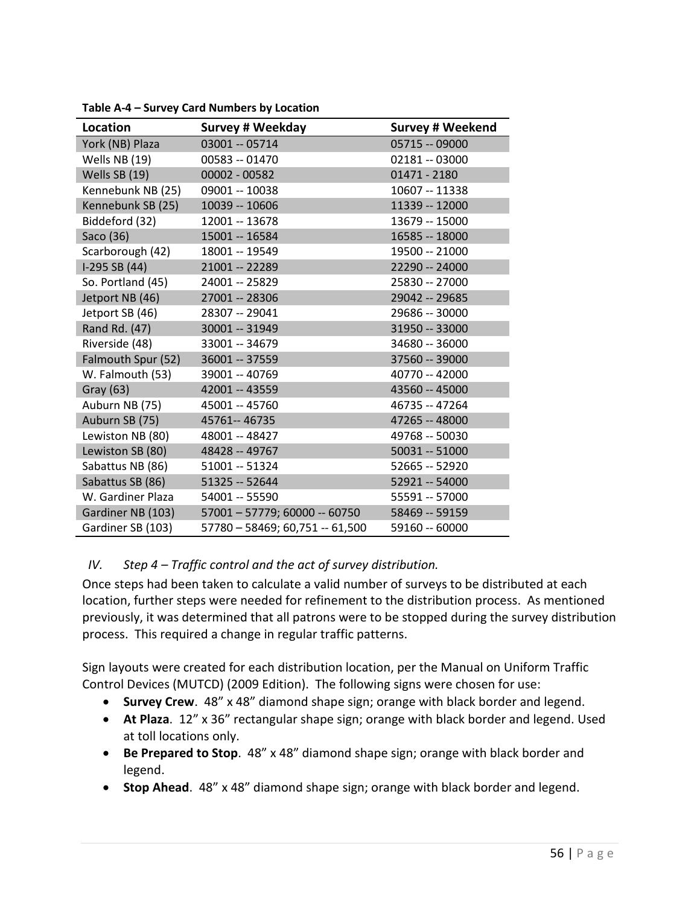**Table A-4 – Survey Card Numbers by Location**

| Location | Survey # Weekday | Survey # Weekend |
|---|---|---|
| York (NB) Plaza | 03001 -- 05714 | 05715 -- 09000 |
| Wells NB (19) | 00583 -- 01470 | 02181 -- 03000 |
| Wells SB (19) | 00002 - 00582 | 01471 - 2180 |
| Kennebunk NB (25) | 09001 -- 10038 | 10607 -- 11338 |
| Kennebunk SB (25) | 10039 -- 10606 | 11339 -- 12000 |
| Biddeford (32) | 12001 -- 13678 | 13679 -- 15000 |
| Saco (36) | 15001 -- 16584 | 16585 -- 18000 |
| Scarborough (42) | 18001 -- 19549 | 19500 -- 21000 |
| I-295 SB (44) | 21001 -- 22289 | 22290 -- 24000 |
| So. Portland (45) | 24001 -- 25829 | 25830 -- 27000 |
| Jetport NB (46) | 27001 -- 28306 | 29042 -- 29685 |
| Jetport SB (46) | 28307 -- 29041 | 29686 -- 30000 |
| Rand Rd. (47) | 30001 -- 31949 | 31950 -- 33000 |
| Riverside (48) | 33001 -- 34679 | 34680 -- 36000 |
| Falmouth Spur (52) | 36001 -- 37559 | 37560 -- 39000 |
| W. Falmouth (53) | 39001 -- 40769 | 40770 -- 42000 |
| Gray (63) | 42001 -- 43559 | 43560 -- 45000 |
| Auburn NB (75) | 45001 -- 45760 | 46735 -- 47264 |
| Auburn SB (75) | 45761-- 46735 | 47265 -- 48000 |
| Lewiston NB (80) | 48001 -- 48427 | 49768 -- 50030 |
| Lewiston SB (80) | 48428 -- 49767 | 50031 -- 51000 |
| Sabattus NB (86) | 51001 -- 51324 | 52665 -- 52920 |
| Sabattus SB (86) | 51325 -- 52644 | 52921 -- 54000 |
| W. Gardiner Plaza | 54001 -- 55590 | 55591 -- 57000 |
| Gardiner NB (103) | 57001 – 57779; 60000 -- 60750 | 58469 -- 59159 |
| Gardiner SB (103) | 57780 – 58469; 60,751 -- 61,500 | 59160 -- 60000 |

*IV. Step 4 – Traffic control and the act of survey distribution.*

Once steps had been taken to calculate a valid number of surveys to be distributed at each location, further steps were needed for refinement to the distribution process. As mentioned previously, it was determined that all patrons were to be stopped during the survey distribution process. This required a change in regular traffic patterns.

Sign layouts were created for each distribution location, per the Manual on Uniform Traffic Control Devices (MUTCD) (2009 Edition). The following signs were chosen for use:

- **Survey Crew**. 48" x 48" diamond shape sign; orange with black border and legend.
- **At Plaza**. 12" x 36" rectangular shape sign; orange with black border and legend. Used at toll locations only.
- **Be Prepared to Stop**. 48" x 48" diamond shape sign; orange with black border and legend.
- **Stop Ahead**. 48" x 48" diamond shape sign; orange with black border and legend.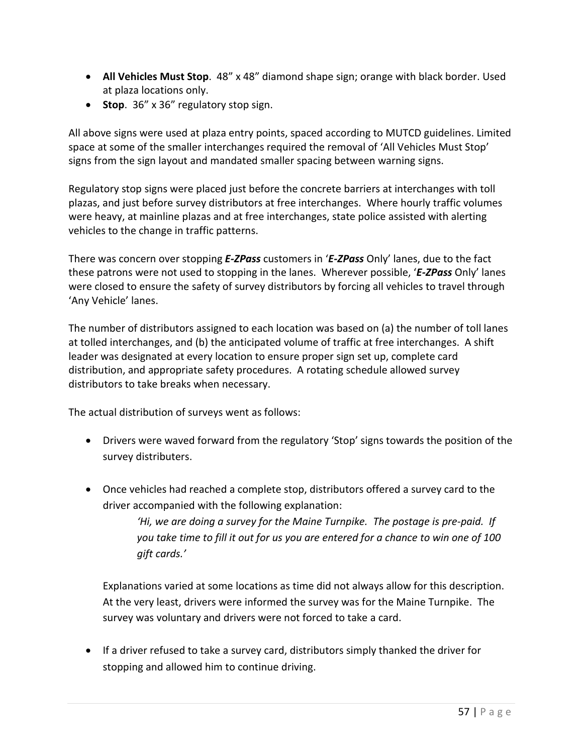- **All Vehicles Must Stop**. 48" x 48" diamond shape sign; orange with black border. Used at plaza locations only.
- **Stop**. 36" x 36" regulatory stop sign.

All above signs were used at plaza entry points, spaced according to MUTCD guidelines. Limited space at some of the smaller interchanges required the removal of 'All Vehicles Must Stop' signs from the sign layout and mandated smaller spacing between warning signs.

Regulatory stop signs were placed just before the concrete barriers at interchanges with toll plazas, and just before survey distributors at free interchanges. Where hourly traffic volumes were heavy, at mainline plazas and at free interchanges, state police assisted with alerting vehicles to the change in traffic patterns.

There was concern over stopping ***E-ZPass*** customers in '***E-ZPass*** Only' lanes, due to the fact these patrons were not used to stopping in the lanes. Wherever possible, '***E-ZPass*** Only' lanes were closed to ensure the safety of survey distributors by forcing all vehicles to travel through 'Any Vehicle' lanes.

The number of distributors assigned to each location was based on (a) the number of toll lanes at tolled interchanges, and (b) the anticipated volume of traffic at free interchanges. A shift leader was designated at every location to ensure proper sign set up, complete card distribution, and appropriate safety procedures. A rotating schedule allowed survey distributors to take breaks when necessary.

The actual distribution of surveys went as follows:

- Drivers were waved forward from the regulatory 'Stop' signs towards the position of the survey distributers.

- Once vehicles had reached a complete stop, distributors offered a survey card to the driver accompanied with the following explanation:

  > *'Hi, we are doing a survey for the Maine Turnpike. The postage is pre-paid. If you take time to fill it out for us you are entered for a chance to win one of 100 gift cards.'*

  Explanations varied at some locations as time did not always allow for this description. At the very least, drivers were informed the survey was for the Maine Turnpike. The survey was voluntary and drivers were not forced to take a card.

- If a driver refused to take a survey card, distributors simply thanked the driver for stopping and allowed him to continue driving.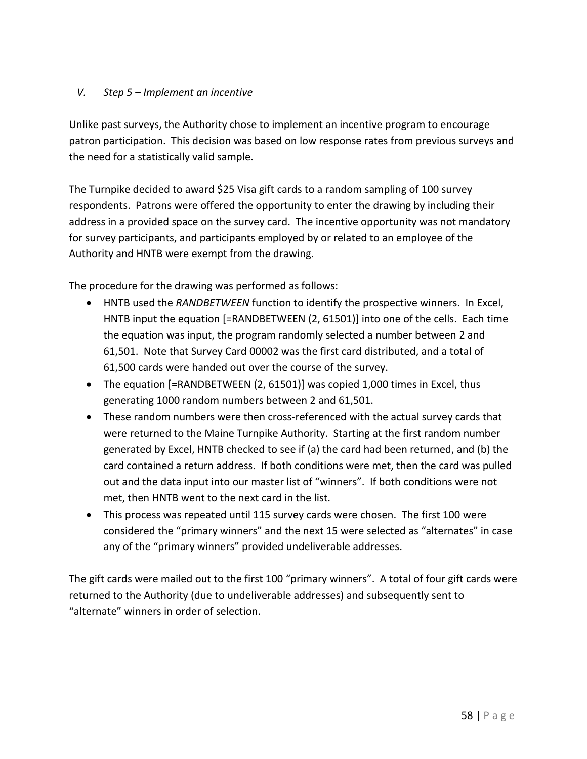### *V. Step 5 – Implement an incentive*

Unlike past surveys, the Authority chose to implement an incentive program to encourage patron participation. This decision was based on low response rates from previous surveys and the need for a statistically valid sample.

The Turnpike decided to award $25 Visa gift cards to a random sampling of 100 survey respondents. Patrons were offered the opportunity to enter the drawing by including their address in a provided space on the survey card. The incentive opportunity was not mandatory for survey participants, and participants employed by or related to an employee of the Authority and HNTB were exempt from the drawing.

The procedure for the drawing was performed as follows:

- HNTB used the *RANDBETWEEN* function to identify the prospective winners. In Excel, HNTB input the equation [=RANDBETWEEN (2, 61501)] into one of the cells. Each time the equation was input, the program randomly selected a number between 2 and 61,501. Note that Survey Card 00002 was the first card distributed, and a total of 61,500 cards were handed out over the course of the survey.
- The equation [=RANDBETWEEN (2, 61501)] was copied 1,000 times in Excel, thus generating 1000 random numbers between 2 and 61,501.
- These random numbers were then cross-referenced with the actual survey cards that were returned to the Maine Turnpike Authority. Starting at the first random number generated by Excel, HNTB checked to see if (a) the card had been returned, and (b) the card contained a return address. If both conditions were met, then the card was pulled out and the data input into our master list of "winners". If both conditions were not met, then HNTB went to the next card in the list.
- This process was repeated until 115 survey cards were chosen. The first 100 were considered the "primary winners" and the next 15 were selected as "alternates" in case any of the "primary winners" provided undeliverable addresses.

The gift cards were mailed out to the first 100 "primary winners". A total of four gift cards were returned to the Authority (due to undeliverable addresses) and subsequently sent to "alternate" winners in order of selection.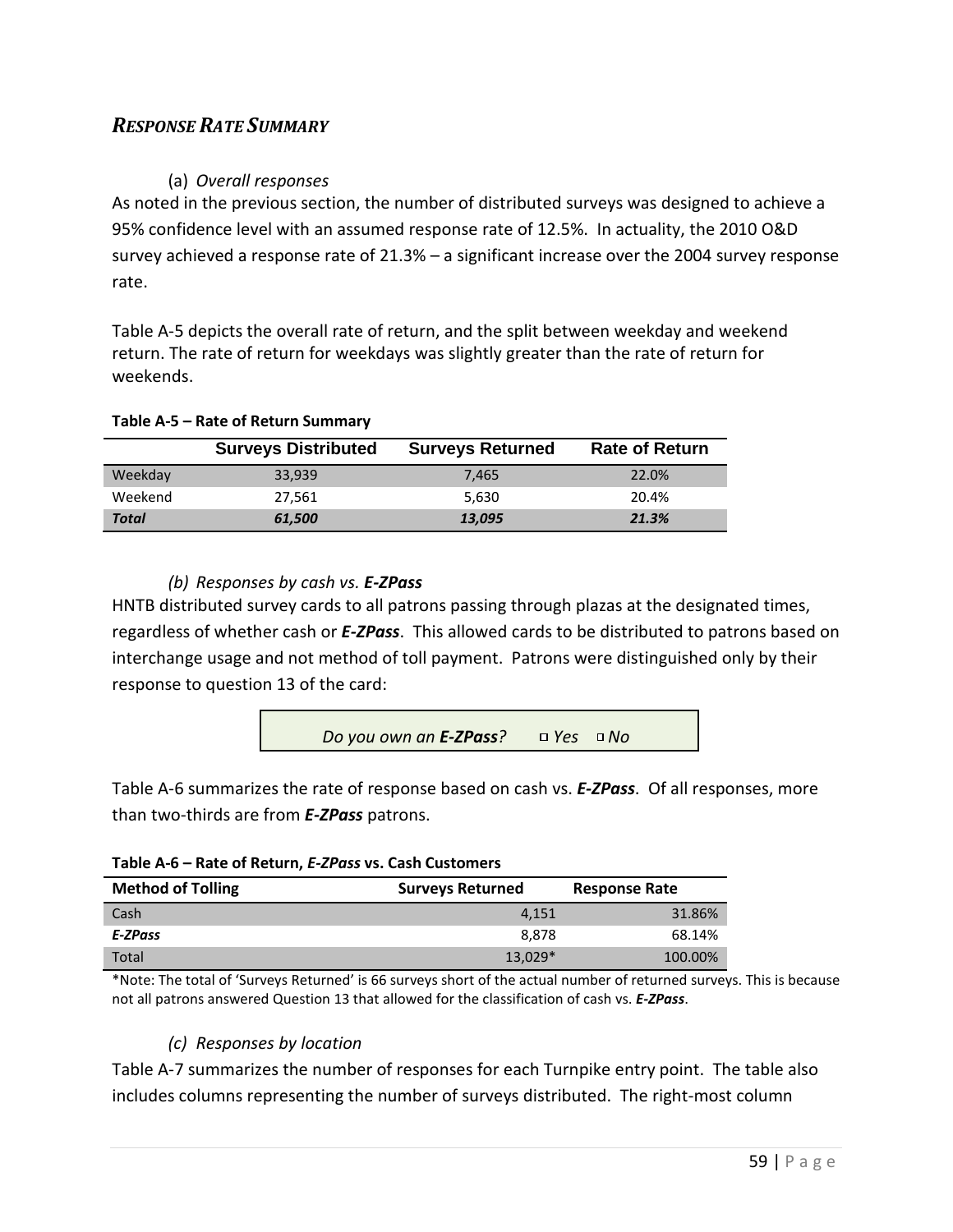## *RESPONSE RATE SUMMARY*

(a) *Overall responses*

As noted in the previous section, the number of distributed surveys was designed to achieve a 95% confidence level with an assumed response rate of 12.5%. In actuality, the 2010 O&D survey achieved a response rate of 21.3% – a significant increase over the 2004 survey response rate.

Table A-5 depicts the overall rate of return, and the split between weekday and weekend return. The rate of return for weekdays was slightly greater than the rate of return for weekends.

**Table A-5 – Rate of Return Summary**

| | Surveys Distributed | Surveys Returned | Rate of Return |
|---|---|---|---|
| Weekday | 33,939 | 7,465 | 22.0% |
| Weekend | 27,561 | 5,630 | 20.4% |
| ***Total*** | ***61,500*** | ***13,095*** | ***21.3%*** |

*(b) Responses by cash vs.* ***E-ZPass***

HNTB distributed survey cards to all patrons passing through plazas at the designated times, regardless of whether cash or ***E-ZPass***. This allowed cards to be distributed to patrons based on interchange usage and not method of toll payment. Patrons were distinguished only by their response to question 13 of the card:

*Do you own an* ***E-ZPass****?* ☐ *Yes* ☐ *No*

Table A-6 summarizes the rate of response based on cash vs. ***E-ZPass***. Of all responses, more than two-thirds are from ***E-ZPass*** patrons.

**Table A-6 – Rate of Return, *E-ZPass* vs. Cash Customers**

| Method of Tolling | Surveys Returned | Response Rate |
|---|---|---|
| Cash | 4,151 | 31.86% |
| ***E-ZPass*** | 8,878 | 68.14% |
| Total | 13,029* | 100.00% |

*Note: The total of 'Surveys Returned' is 66 surveys short of the actual number of returned surveys. This is because not all patrons answered Question 13 that allowed for the classification of cash vs. ***E-ZPass***.

*(c) Responses by location*

Table A-7 summarizes the number of responses for each Turnpike entry point. The table also includes columns representing the number of surveys distributed. The right-most column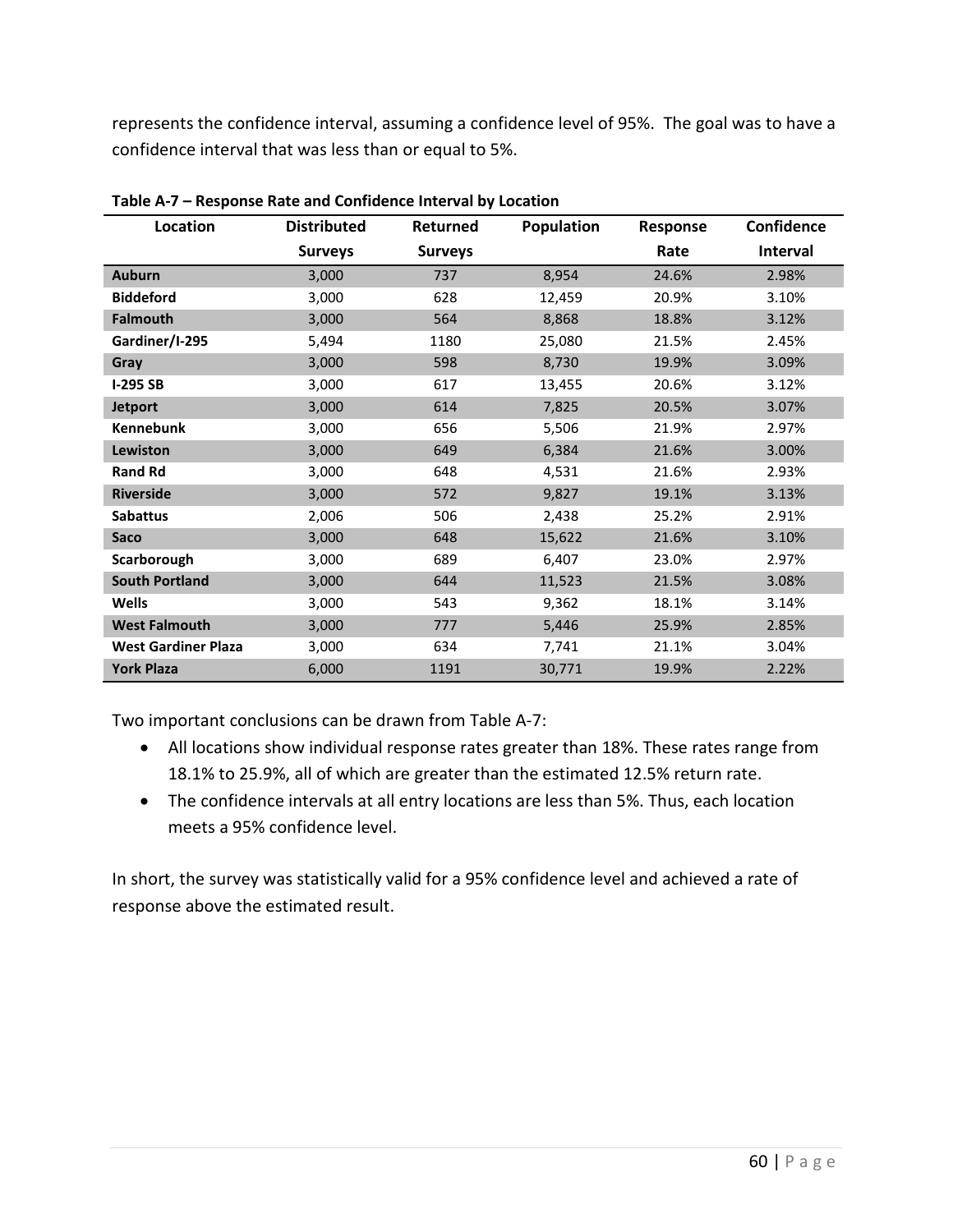represents the confidence interval, assuming a confidence level of 95%. The goal was to have a confidence interval that was less than or equal to 5%.

**Table A-7 – Response Rate and Confidence Interval by Location**

| Location | Distributed Surveys | Returned Surveys | Population | Response Rate | Confidence Interval |
|---|---|---|---|---|---|
| **Auburn** | 3,000 | 737 | 8,954 | 24.6% | 2.98% |
| **Biddeford** | 3,000 | 628 | 12,459 | 20.9% | 3.10% |
| **Falmouth** | 3,000 | 564 | 8,868 | 18.8% | 3.12% |
| **Gardiner/I-295** | 5,494 | 1180 | 25,080 | 21.5% | 2.45% |
| **Gray** | 3,000 | 598 | 8,730 | 19.9% | 3.09% |
| **I-295 SB** | 3,000 | 617 | 13,455 | 20.6% | 3.12% |
| **Jetport** | 3,000 | 614 | 7,825 | 20.5% | 3.07% |
| **Kennebunk** | 3,000 | 656 | 5,506 | 21.9% | 2.97% |
| **Lewiston** | 3,000 | 649 | 6,384 | 21.6% | 3.00% |
| **Rand Rd** | 3,000 | 648 | 4,531 | 21.6% | 2.93% |
| **Riverside** | 3,000 | 572 | 9,827 | 19.1% | 3.13% |
| **Sabattus** | 2,006 | 506 | 2,438 | 25.2% | 2.91% |
| **Saco** | 3,000 | 648 | 15,622 | 21.6% | 3.10% |
| **Scarborough** | 3,000 | 689 | 6,407 | 23.0% | 2.97% |
| **South Portland** | 3,000 | 644 | 11,523 | 21.5% | 3.08% |
| **Wells** | 3,000 | 543 | 9,362 | 18.1% | 3.14% |
| **West Falmouth** | 3,000 | 777 | 5,446 | 25.9% | 2.85% |
| **West Gardiner Plaza** | 3,000 | 634 | 7,741 | 21.1% | 3.04% |
| **York Plaza** | 6,000 | 1191 | 30,771 | 19.9% | 2.22% |

Two important conclusions can be drawn from Table A-7:

- All locations show individual response rates greater than 18%. These rates range from 18.1% to 25.9%, all of which are greater than the estimated 12.5% return rate.
- The confidence intervals at all entry locations are less than 5%. Thus, each location meets a 95% confidence level.

In short, the survey was statistically valid for a 95% confidence level and achieved a rate of response above the estimated result.